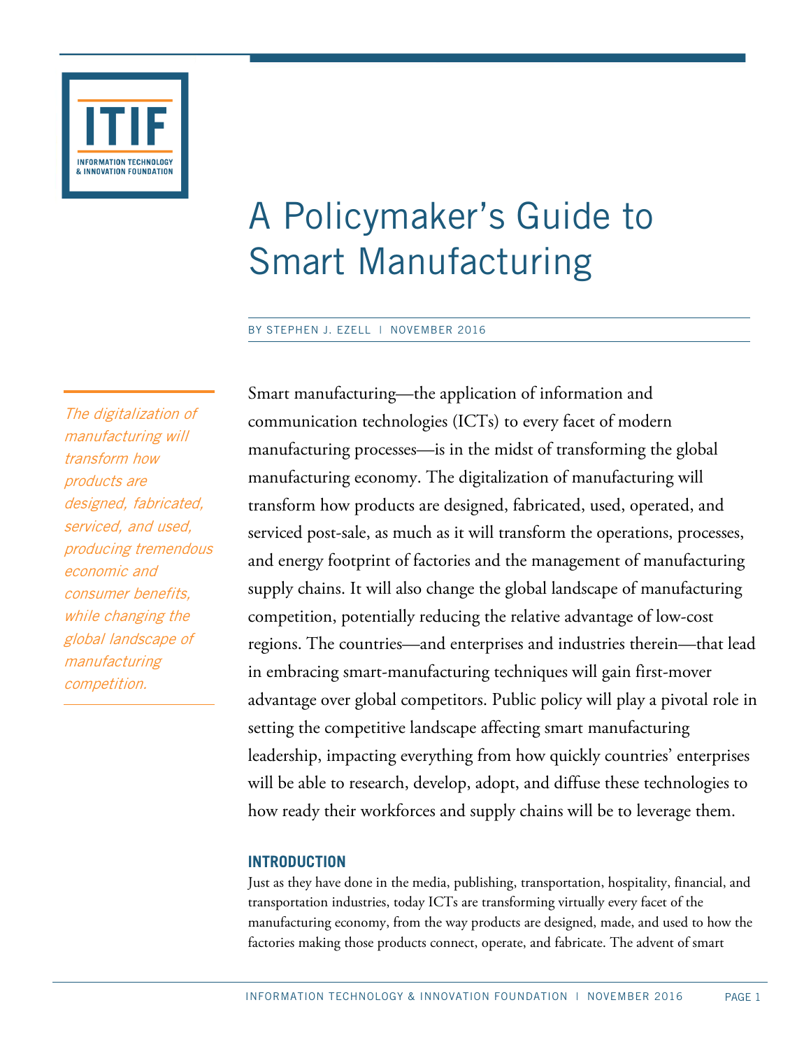ITIF

INFORMATION TECHNOLOGY & INNOVATION FOUNDATION

# A Policymaker's Guide to Smart Manufacturing

BY STEPHEN J. EZELL | NOVEMBER 2016

*The digitalization of manufacturing will transform how products are designed, fabricated, serviced, and used, producing tremendous economic and consumer benefits, while changing the global landscape of manufacturing competition.*

Smart manufacturing—the application of information and communication technologies (ICTs) to every facet of modern manufacturing processes—is in the midst of transforming the global manufacturing economy. The digitalization of manufacturing will transform how products are designed, fabricated, used, operated, and serviced post-sale, as much as it will transform the operations, processes, and energy footprint of factories and the management of manufacturing supply chains. It will also change the global landscape of manufacturing competition, potentially reducing the relative advantage of low-cost regions. The countries—and enterprises and industries therein—that lead in embracing smart-manufacturing techniques will gain first-mover advantage over global competitors. Public policy will play a pivotal role in setting the competitive landscape affecting smart manufacturing leadership, impacting everything from how quickly countries' enterprises will be able to research, develop, adopt, and diffuse these technologies to how ready their workforces and supply chains will be to leverage them.

## INTRODUCTION

Just as they have done in the media, publishing, transportation, hospitality, financial, and transportation industries, today ICTs are transforming virtually every facet of the manufacturing economy, from the way products are designed, made, and used to how the factories making those products connect, operate, and fabricate. The advent of smart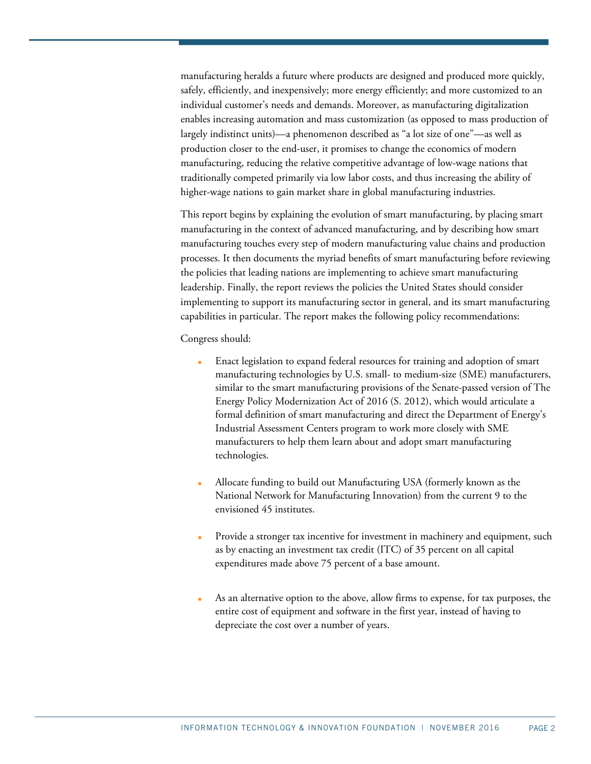manufacturing heralds a future where products are designed and produced more quickly, safely, efficiently, and inexpensively; more energy efficiently; and more customized to an individual customer's needs and demands. Moreover, as manufacturing digitalization enables increasing automation and mass customization (as opposed to mass production of largely indistinct units)—a phenomenon described as "a lot size of one"—as well as production closer to the end-user, it promises to change the economics of modern manufacturing, reducing the relative competitive advantage of low-wage nations that traditionally competed primarily via low labor costs, and thus increasing the ability of higher-wage nations to gain market share in global manufacturing industries.

This report begins by explaining the evolution of smart manufacturing, by placing smart manufacturing in the context of advanced manufacturing, and by describing how smart manufacturing touches every step of modern manufacturing value chains and production processes. It then documents the myriad benefits of smart manufacturing before reviewing the policies that leading nations are implementing to achieve smart manufacturing leadership. Finally, the report reviews the policies the United States should consider implementing to support its manufacturing sector in general, and its smart manufacturing capabilities in particular. The report makes the following policy recommendations:

Congress should:

- Enact legislation to expand federal resources for training and adoption of smart manufacturing technologies by U.S. small- to medium-size (SME) manufacturers, similar to the smart manufacturing provisions of the Senate-passed version of The Energy Policy Modernization Act of 2016 (S. 2012), which would articulate a formal definition of smart manufacturing and direct the Department of Energy's Industrial Assessment Centers program to work more closely with SME manufacturers to help them learn about and adopt smart manufacturing technologies.
- Allocate funding to build out Manufacturing USA (formerly known as the National Network for Manufacturing Innovation) from the current 9 to the envisioned 45 institutes.
- Provide a stronger tax incentive for investment in machinery and equipment, such as by enacting an investment tax credit (ITC) of 35 percent on all capital expenditures made above 75 percent of a base amount.
- As an alternative option to the above, allow firms to expense, for tax purposes, the entire cost of equipment and software in the first year, instead of having to depreciate the cost over a number of years.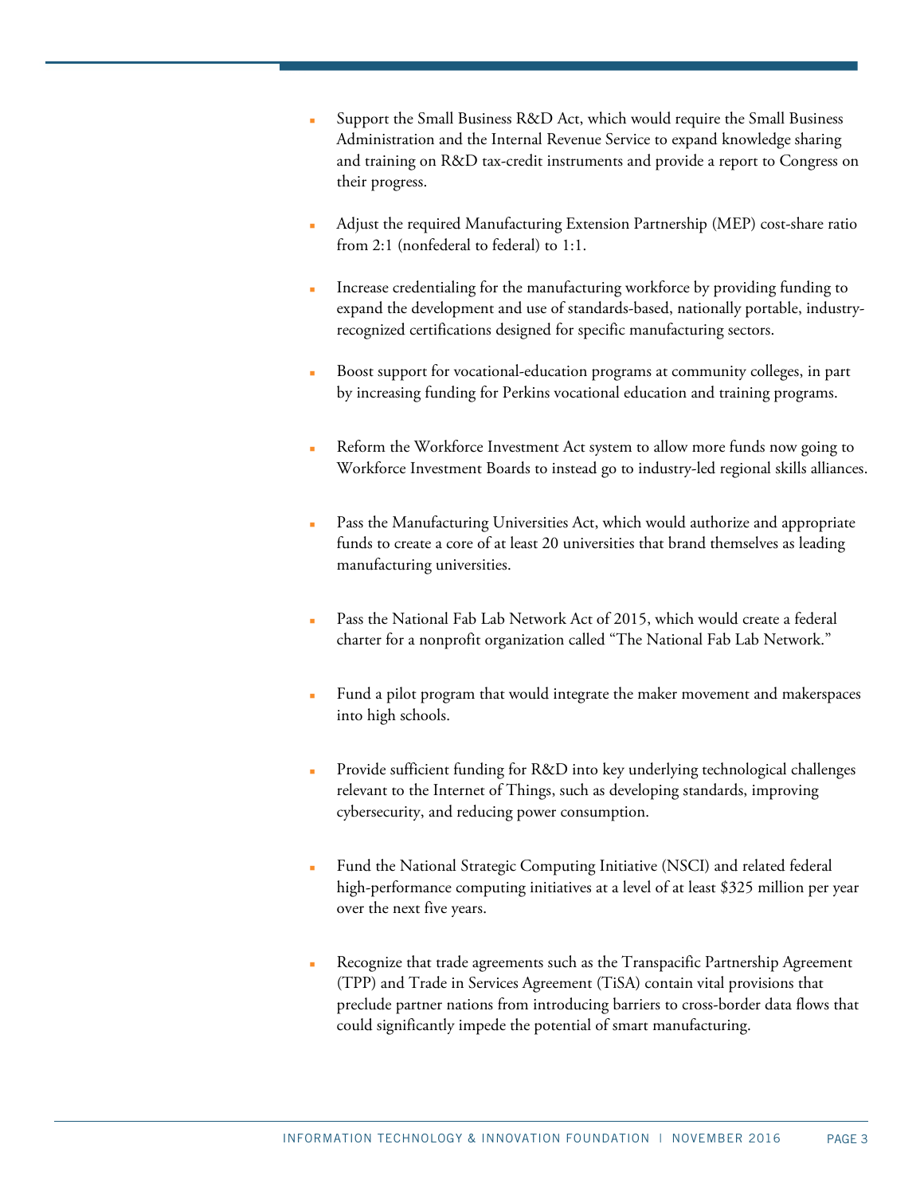- Support the Small Business R&D Act, which would require the Small Business Administration and the Internal Revenue Service to expand knowledge sharing and training on R&D tax-credit instruments and provide a report to Congress on their progress.

- Adjust the required Manufacturing Extension Partnership (MEP) cost-share ratio from 2:1 (nonfederal to federal) to 1:1.

- Increase credentialing for the manufacturing workforce by providing funding to expand the development and use of standards-based, nationally portable, industry-recognized certifications designed for specific manufacturing sectors.

- Boost support for vocational-education programs at community colleges, in part by increasing funding for Perkins vocational education and training programs.

- Reform the Workforce Investment Act system to allow more funds now going to Workforce Investment Boards to instead go to industry-led regional skills alliances.

- Pass the Manufacturing Universities Act, which would authorize and appropriate funds to create a core of at least 20 universities that brand themselves as leading manufacturing universities.

- Pass the National Fab Lab Network Act of 2015, which would create a federal charter for a nonprofit organization called "The National Fab Lab Network."

- Fund a pilot program that would integrate the maker movement and makerspaces into high schools.

- Provide sufficient funding for R&D into key underlying technological challenges relevant to the Internet of Things, such as developing standards, improving cybersecurity, and reducing power consumption.

- Fund the National Strategic Computing Initiative (NSCI) and related federal high-performance computing initiatives at a level of at least $325 million per year over the next five years.

- Recognize that trade agreements such as the Transpacific Partnership Agreement (TPP) and Trade in Services Agreement (TiSA) contain vital provisions that preclude partner nations from introducing barriers to cross-border data flows that could significantly impede the potential of smart manufacturing.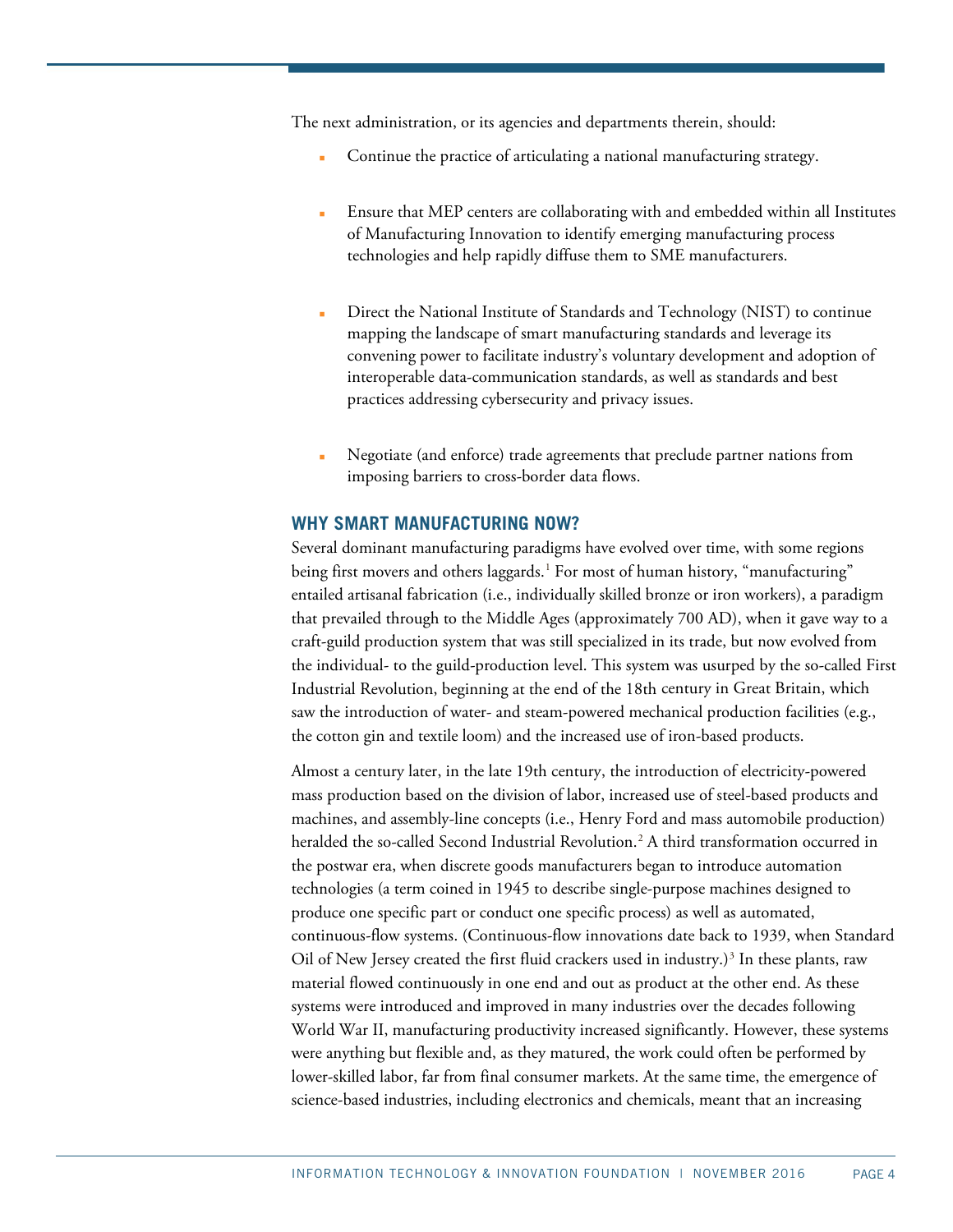The next administration, or its agencies and departments therein, should:

- Continue the practice of articulating a national manufacturing strategy.
- Ensure that MEP centers are collaborating with and embedded within all Institutes of Manufacturing Innovation to identify emerging manufacturing process technologies and help rapidly diffuse them to SME manufacturers.
- Direct the National Institute of Standards and Technology (NIST) to continue mapping the landscape of smart manufacturing standards and leverage its convening power to facilitate industry's voluntary development and adoption of interoperable data-communication standards, as well as standards and best practices addressing cybersecurity and privacy issues.
- Negotiate (and enforce) trade agreements that preclude partner nations from imposing barriers to cross-border data flows.

## WHY SMART MANUFACTURING NOW?

Several dominant manufacturing paradigms have evolved over time, with some regions being first movers and others laggards.[1] For most of human history, "manufacturing" entailed artisanal fabrication (i.e., individually skilled bronze or iron workers), a paradigm that prevailed through to the Middle Ages (approximately 700 AD), when it gave way to a craft-guild production system that was still specialized in its trade, but now evolved from the individual- to the guild-production level. This system was usurped by the so-called First Industrial Revolution, beginning at the end of the 18th century in Great Britain, which saw the introduction of water- and steam-powered mechanical production facilities (e.g., the cotton gin and textile loom) and the increased use of iron-based products.

Almost a century later, in the late 19th century, the introduction of electricity-powered mass production based on the division of labor, increased use of steel-based products and machines, and assembly-line concepts (i.e., Henry Ford and mass automobile production) heralded the so-called Second Industrial Revolution.[2] A third transformation occurred in the postwar era, when discrete goods manufacturers began to introduce automation technologies (a term coined in 1945 to describe single-purpose machines designed to produce one specific part or conduct one specific process) as well as automated, continuous-flow systems. (Continuous-flow innovations date back to 1939, when Standard Oil of New Jersey created the first fluid crackers used in industry.)[3] In these plants, raw material flowed continuously in one end and out as product at the other end. As these systems were introduced and improved in many industries over the decades following World War II, manufacturing productivity increased significantly. However, these systems were anything but flexible and, as they matured, the work could often be performed by lower-skilled labor, far from final consumer markets. At the same time, the emergence of science-based industries, including electronics and chemicals, meant that an increasing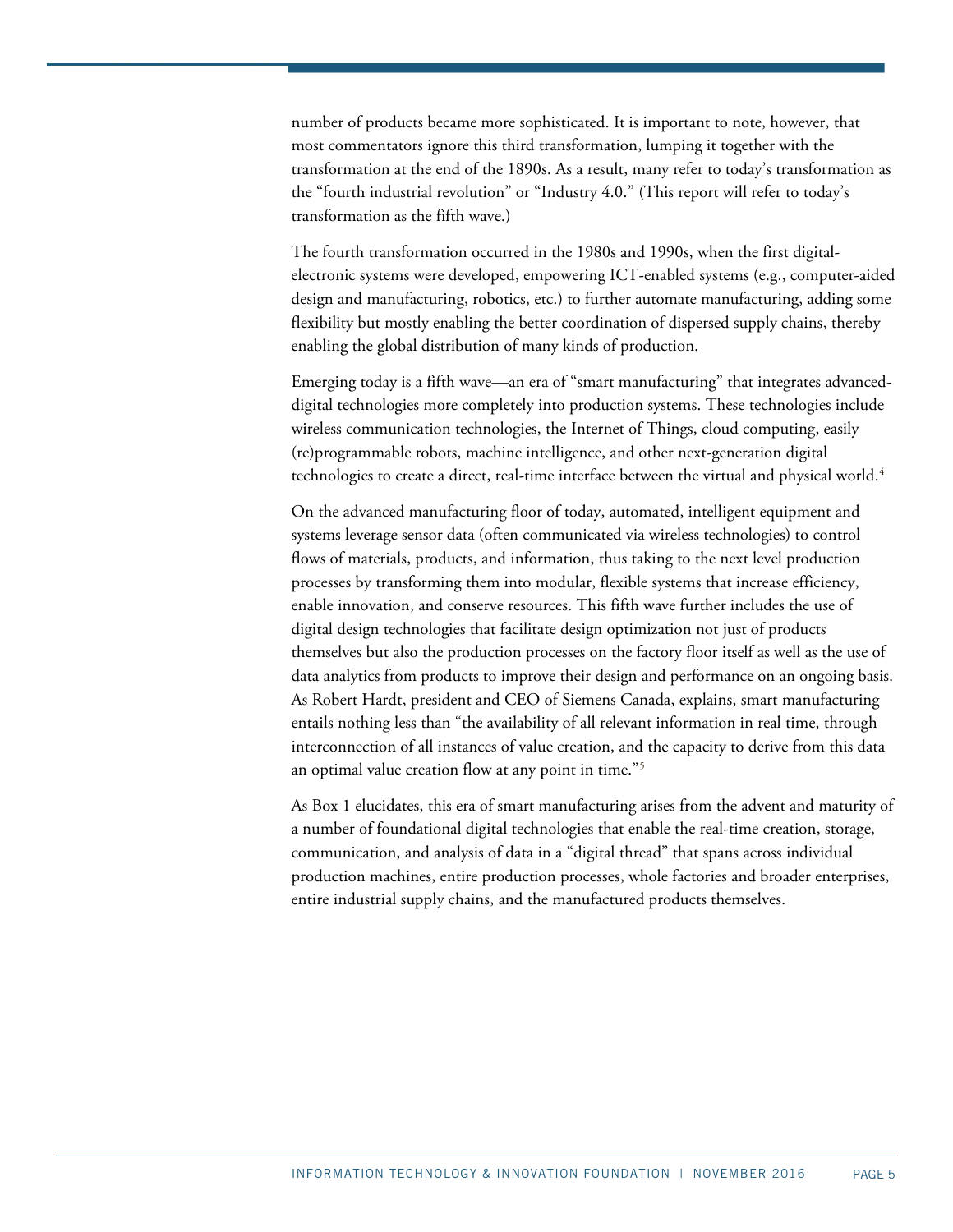number of products became more sophisticated. It is important to note, however, that most commentators ignore this third transformation, lumping it together with the transformation at the end of the 1890s. As a result, many refer to today's transformation as the "fourth industrial revolution" or "Industry 4.0." (This report will refer to today's transformation as the fifth wave.)

The fourth transformation occurred in the 1980s and 1990s, when the first digital-electronic systems were developed, empowering ICT-enabled systems (e.g., computer-aided design and manufacturing, robotics, etc.) to further automate manufacturing, adding some flexibility but mostly enabling the better coordination of dispersed supply chains, thereby enabling the global distribution of many kinds of production.

Emerging today is a fifth wave—an era of "smart manufacturing" that integrates advanced-digital technologies more completely into production systems. These technologies include wireless communication technologies, the Internet of Things, cloud computing, easily (re)programmable robots, machine intelligence, and other next-generation digital technologies to create a direct, real-time interface between the virtual and physical world.[4]

On the advanced manufacturing floor of today, automated, intelligent equipment and systems leverage sensor data (often communicated via wireless technologies) to control flows of materials, products, and information, thus taking to the next level production processes by transforming them into modular, flexible systems that increase efficiency, enable innovation, and conserve resources. This fifth wave further includes the use of digital design technologies that facilitate design optimization not just of products themselves but also the production processes on the factory floor itself as well as the use of data analytics from products to improve their design and performance on an ongoing basis. As Robert Hardt, president and CEO of Siemens Canada, explains, smart manufacturing entails nothing less than "the availability of all relevant information in real time, through interconnection of all instances of value creation, and the capacity to derive from this data an optimal value creation flow at any point in time."[5]

As Box 1 elucidates, this era of smart manufacturing arises from the advent and maturity of a number of foundational digital technologies that enable the real-time creation, storage, communication, and analysis of data in a "digital thread" that spans across individual production machines, entire production processes, whole factories and broader enterprises, entire industrial supply chains, and the manufactured products themselves.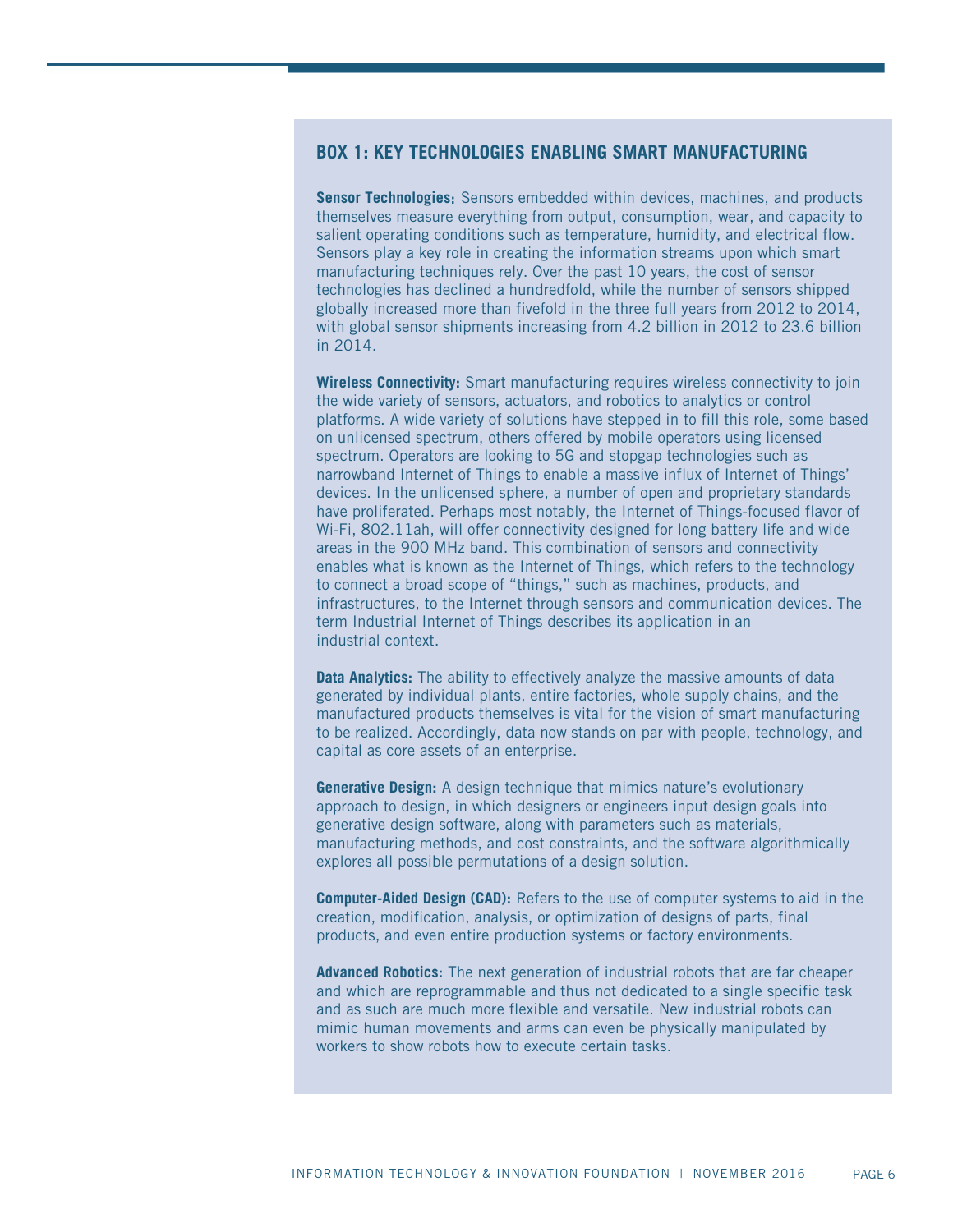## BOX 1: KEY TECHNOLOGIES ENABLING SMART MANUFACTURING

**Sensor Technologies:** Sensors embedded within devices, machines, and products themselves measure everything from output, consumption, wear, and capacity to salient operating conditions such as temperature, humidity, and electrical flow. Sensors play a key role in creating the information streams upon which smart manufacturing techniques rely. Over the past 10 years, the cost of sensor technologies has declined a hundredfold, while the number of sensors shipped globally increased more than fivefold in the three full years from 2012 to 2014, with global sensor shipments increasing from 4.2 billion in 2012 to 23.6 billion in 2014.

**Wireless Connectivity:** Smart manufacturing requires wireless connectivity to join the wide variety of sensors, actuators, and robotics to analytics or control platforms. A wide variety of solutions have stepped in to fill this role, some based on unlicensed spectrum, others offered by mobile operators using licensed spectrum. Operators are looking to 5G and stopgap technologies such as narrowband Internet of Things to enable a massive influx of Internet of Things' devices. In the unlicensed sphere, a number of open and proprietary standards have proliferated. Perhaps most notably, the Internet of Things-focused flavor of Wi-Fi, 802.11ah, will offer connectivity designed for long battery life and wide areas in the 900 MHz band. This combination of sensors and connectivity enables what is known as the Internet of Things, which refers to the technology to connect a broad scope of "things," such as machines, products, and infrastructures, to the Internet through sensors and communication devices. The term Industrial Internet of Things describes its application in an industrial context.

**Data Analytics:** The ability to effectively analyze the massive amounts of data generated by individual plants, entire factories, whole supply chains, and the manufactured products themselves is vital for the vision of smart manufacturing to be realized. Accordingly, data now stands on par with people, technology, and capital as core assets of an enterprise.

**Generative Design:** A design technique that mimics nature's evolutionary approach to design, in which designers or engineers input design goals into generative design software, along with parameters such as materials, manufacturing methods, and cost constraints, and the software algorithmically explores all possible permutations of a design solution.

**Computer-Aided Design (CAD):** Refers to the use of computer systems to aid in the creation, modification, analysis, or optimization of designs of parts, final products, and even entire production systems or factory environments.

**Advanced Robotics:** The next generation of industrial robots that are far cheaper and which are reprogrammable and thus not dedicated to a single specific task and as such are much more flexible and versatile. New industrial robots can mimic human movements and arms can even be physically manipulated by workers to show robots how to execute certain tasks.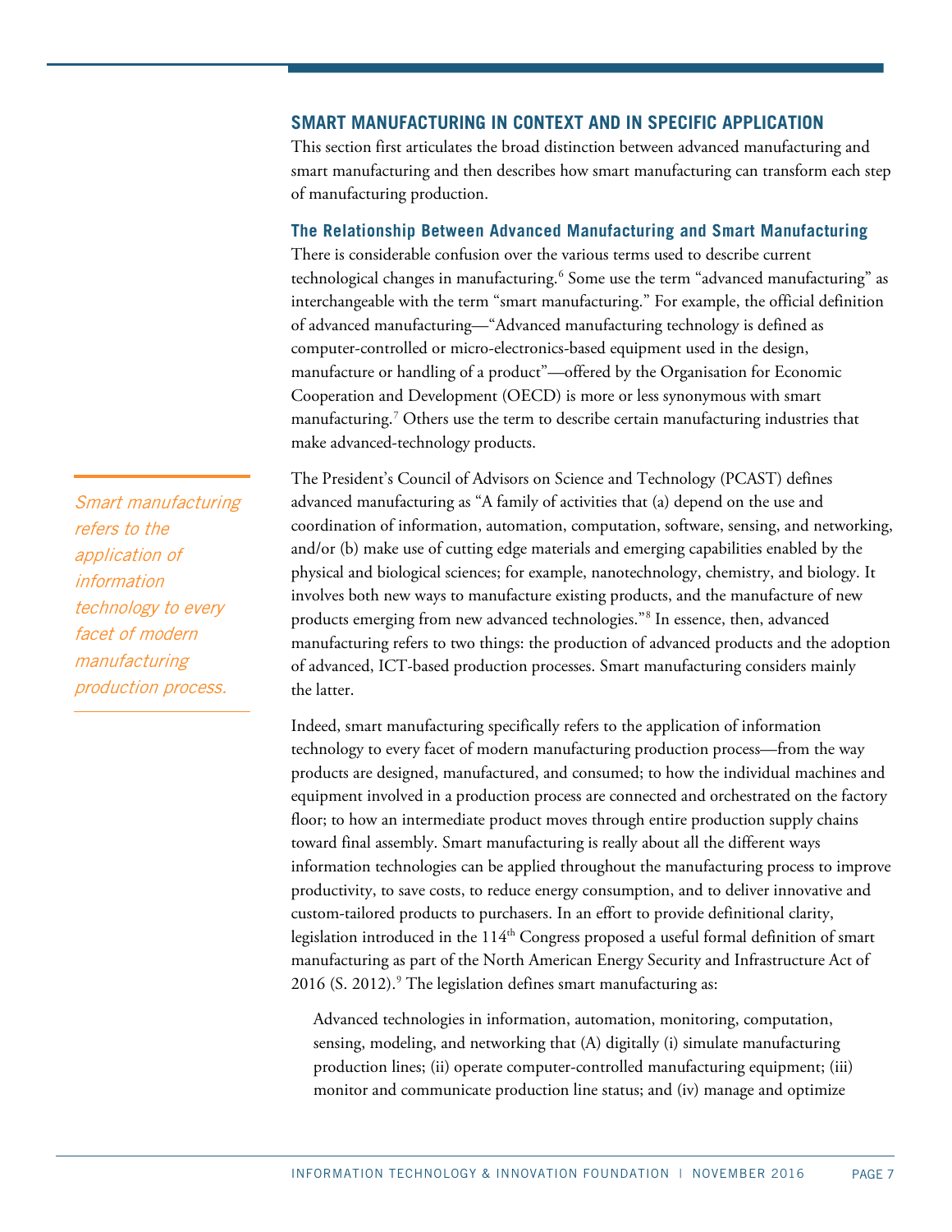## SMART MANUFACTURING IN CONTEXT AND IN SPECIFIC APPLICATION

This section first articulates the broad distinction between advanced manufacturing and smart manufacturing and then describes how smart manufacturing can transform each step of manufacturing production.

### The Relationship Between Advanced Manufacturing and Smart Manufacturing

There is considerable confusion over the various terms used to describe current technological changes in manufacturing.[6] Some use the term "advanced manufacturing" as interchangeable with the term "smart manufacturing." For example, the official definition of advanced manufacturing—"Advanced manufacturing technology is defined as computer-controlled or micro-electronics-based equipment used in the design, manufacture or handling of a product"—offered by the Organisation for Economic Cooperation and Development (OECD) is more or less synonymous with smart manufacturing.[7] Others use the term to describe certain manufacturing industries that make advanced-technology products.

*Smart manufacturing refers to the application of information technology to every facet of modern manufacturing production process.*

The President's Council of Advisors on Science and Technology (PCAST) defines advanced manufacturing as "A family of activities that (a) depend on the use and coordination of information, automation, computation, software, sensing, and networking, and/or (b) make use of cutting edge materials and emerging capabilities enabled by the physical and biological sciences; for example, nanotechnology, chemistry, and biology. It involves both new ways to manufacture existing products, and the manufacture of new products emerging from new advanced technologies."[8] In essence, then, advanced manufacturing refers to two things: the production of advanced products and the adoption of advanced, ICT-based production processes. Smart manufacturing considers mainly the latter.

Indeed, smart manufacturing specifically refers to the application of information technology to every facet of modern manufacturing production process—from the way products are designed, manufactured, and consumed; to how the individual machines and equipment involved in a production process are connected and orchestrated on the factory floor; to how an intermediate product moves through entire production supply chains toward final assembly. Smart manufacturing is really about all the different ways information technologies can be applied throughout the manufacturing process to improve productivity, to save costs, to reduce energy consumption, and to deliver innovative and custom-tailored products to purchasers. In an effort to provide definitional clarity, legislation introduced in the 114th Congress proposed a useful formal definition of smart manufacturing as part of the North American Energy Security and Infrastructure Act of 2016 (S. 2012).[9] The legislation defines smart manufacturing as:

> Advanced technologies in information, automation, monitoring, computation, sensing, modeling, and networking that (A) digitally (i) simulate manufacturing production lines; (ii) operate computer-controlled manufacturing equipment; (iii) monitor and communicate production line status; and (iv) manage and optimize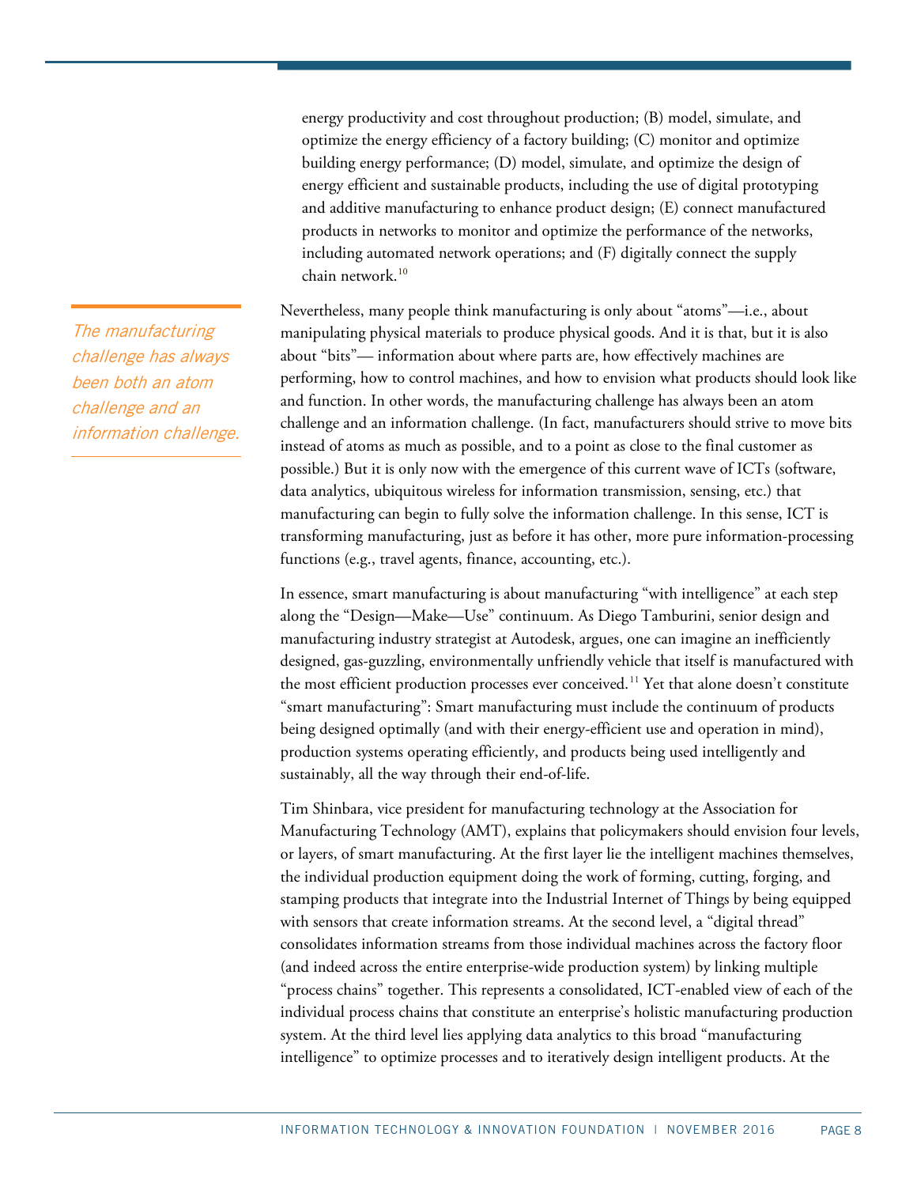energy productivity and cost throughout production; (B) model, simulate, and optimize the energy efficiency of a factory building; (C) monitor and optimize building energy performance; (D) model, simulate, and optimize the design of energy efficient and sustainable products, including the use of digital prototyping and additive manufacturing to enhance product design; (E) connect manufactured products in networks to monitor and optimize the performance of the networks, including automated network operations; and (F) digitally connect the supply chain network.[10]

*The manufacturing challenge has always been both an atom challenge and an information challenge.*

Nevertheless, many people think manufacturing is only about "atoms"—i.e., about manipulating physical materials to produce physical goods. And it is that, but it is also about "bits"— information about where parts are, how effectively machines are performing, how to control machines, and how to envision what products should look like and function. In other words, the manufacturing challenge has always been an atom challenge and an information challenge. (In fact, manufacturers should strive to move bits instead of atoms as much as possible, and to a point as close to the final customer as possible.) But it is only now with the emergence of this current wave of ICTs (software, data analytics, ubiquitous wireless for information transmission, sensing, etc.) that manufacturing can begin to fully solve the information challenge. In this sense, ICT is transforming manufacturing, just as before it has other, more pure information-processing functions (e.g., travel agents, finance, accounting, etc.).

In essence, smart manufacturing is about manufacturing "with intelligence" at each step along the "Design—Make—Use" continuum. As Diego Tamburini, senior design and manufacturing industry strategist at Autodesk, argues, one can imagine an inefficiently designed, gas-guzzling, environmentally unfriendly vehicle that itself is manufactured with the most efficient production processes ever conceived.[11] Yet that alone doesn't constitute "smart manufacturing": Smart manufacturing must include the continuum of products being designed optimally (and with their energy-efficient use and operation in mind), production systems operating efficiently, and products being used intelligently and sustainably, all the way through their end-of-life.

Tim Shinbara, vice president for manufacturing technology at the Association for Manufacturing Technology (AMT), explains that policymakers should envision four levels, or layers, of smart manufacturing. At the first layer lie the intelligent machines themselves, the individual production equipment doing the work of forming, cutting, forging, and stamping products that integrate into the Industrial Internet of Things by being equipped with sensors that create information streams. At the second level, a "digital thread" consolidates information streams from those individual machines across the factory floor (and indeed across the entire enterprise-wide production system) by linking multiple "process chains" together. This represents a consolidated, ICT-enabled view of each of the individual process chains that constitute an enterprise's holistic manufacturing production system. At the third level lies applying data analytics to this broad "manufacturing intelligence" to optimize processes and to iteratively design intelligent products. At the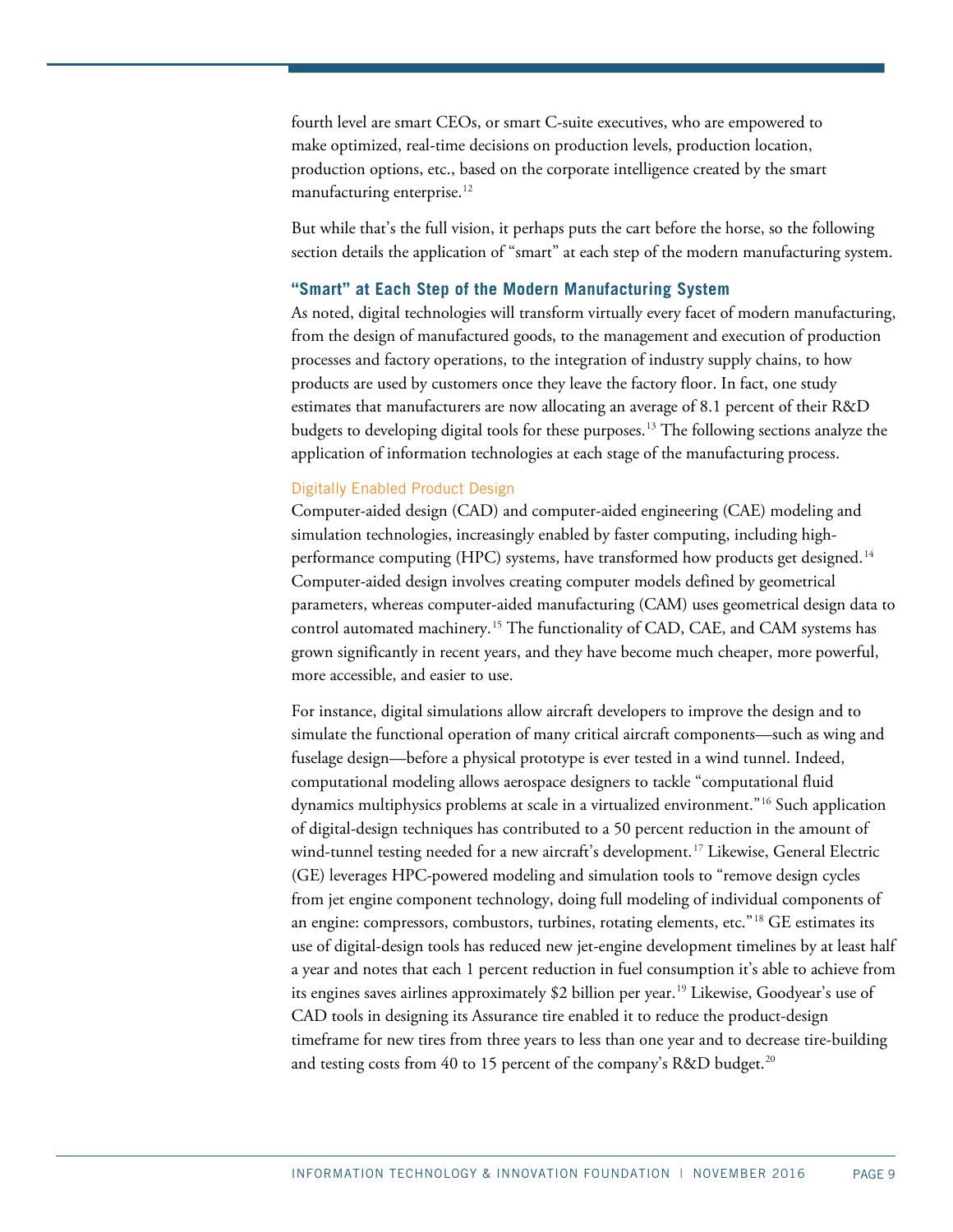fourth level are smart CEOs, or smart C-suite executives, who are empowered to make optimized, real-time decisions on production levels, production location, production options, etc., based on the corporate intelligence created by the smart manufacturing enterprise.[12]

But while that's the full vision, it perhaps puts the cart before the horse, so the following section details the application of "smart" at each step of the modern manufacturing system.

## "Smart" at Each Step of the Modern Manufacturing System

As noted, digital technologies will transform virtually every facet of modern manufacturing, from the design of manufactured goods, to the management and execution of production processes and factory operations, to the integration of industry supply chains, to how products are used by customers once they leave the factory floor. In fact, one study estimates that manufacturers are now allocating an average of 8.1 percent of their R&D budgets to developing digital tools for these purposes.[13] The following sections analyze the application of information technologies at each stage of the manufacturing process.

### Digitally Enabled Product Design

Computer-aided design (CAD) and computer-aided engineering (CAE) modeling and simulation technologies, increasingly enabled by faster computing, including high-performance computing (HPC) systems, have transformed how products get designed.[14] Computer-aided design involves creating computer models defined by geometrical parameters, whereas computer-aided manufacturing (CAM) uses geometrical design data to control automated machinery.[15] The functionality of CAD, CAE, and CAM systems has grown significantly in recent years, and they have become much cheaper, more powerful, more accessible, and easier to use.

For instance, digital simulations allow aircraft developers to improve the design and to simulate the functional operation of many critical aircraft components—such as wing and fuselage design—before a physical prototype is ever tested in a wind tunnel. Indeed, computational modeling allows aerospace designers to tackle "computational fluid dynamics multiphysics problems at scale in a virtualized environment."[16] Such application of digital-design techniques has contributed to a 50 percent reduction in the amount of wind-tunnel testing needed for a new aircraft's development.[17] Likewise, General Electric (GE) leverages HPC-powered modeling and simulation tools to "remove design cycles from jet engine component technology, doing full modeling of individual components of an engine: compressors, combustors, turbines, rotating elements, etc."[18] GE estimates its use of digital-design tools has reduced new jet-engine development timelines by at least half a year and notes that each 1 percent reduction in fuel consumption it's able to achieve from its engines saves airlines approximately $2 billion per year.[19] Likewise, Goodyear's use of CAD tools in designing its Assurance tire enabled it to reduce the product-design timeframe for new tires from three years to less than one year and to decrease tire-building and testing costs from 40 to 15 percent of the company's R&D budget.[20]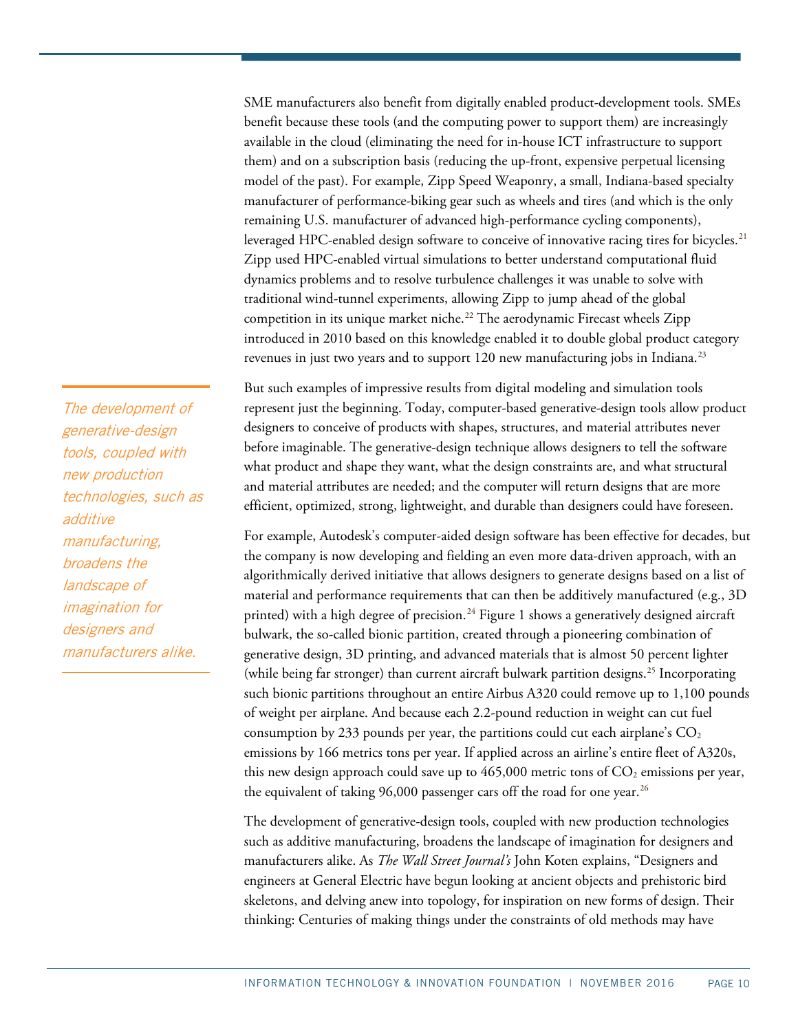SME manufacturers also benefit from digitally enabled product-development tools. SMEs benefit because these tools (and the computing power to support them) are increasingly available in the cloud (eliminating the need for in-house ICT infrastructure to support them) and on a subscription basis (reducing the up-front, expensive perpetual licensing model of the past). For example, Zipp Speed Weaponry, a small, Indiana-based specialty manufacturer of performance-biking gear such as wheels and tires (and which is the only remaining U.S. manufacturer of advanced high-performance cycling components), leveraged HPC-enabled design software to conceive of innovative racing tires for bicycles.[21] Zipp used HPC-enabled virtual simulations to better understand computational fluid dynamics problems and to resolve turbulence challenges it was unable to solve with traditional wind-tunnel experiments, allowing Zipp to jump ahead of the global competition in its unique market niche.[22] The aerodynamic Firecast wheels Zipp introduced in 2010 based on this knowledge enabled it to double global product category revenues in just two years and to support 120 new manufacturing jobs in Indiana.[23]

*The development of generative-design tools, coupled with new production technologies, such as additive manufacturing, broadens the landscape of imagination for designers and manufacturers alike.*

But such examples of impressive results from digital modeling and simulation tools represent just the beginning. Today, computer-based generative-design tools allow product designers to conceive of products with shapes, structures, and material attributes never before imaginable. The generative-design technique allows designers to tell the software what product and shape they want, what the design constraints are, and what structural and material attributes are needed; and the computer will return designs that are more efficient, optimized, strong, lightweight, and durable than designers could have foreseen.

For example, Autodesk's computer-aided design software has been effective for decades, but the company is now developing and fielding an even more data-driven approach, with an algorithmically derived initiative that allows designers to generate designs based on a list of material and performance requirements that can then be additively manufactured (e.g., 3D printed) with a high degree of precision.[24] Figure 1 shows a generatively designed aircraft bulwark, the so-called bionic partition, created through a pioneering combination of generative design, 3D printing, and advanced materials that is almost 50 percent lighter (while being far stronger) than current aircraft bulwark partition designs.[25] Incorporating such bionic partitions throughout an entire Airbus A320 could remove up to 1,100 pounds of weight per airplane. And because each 2.2-pound reduction in weight can cut fuel consumption by 233 pounds per year, the partitions could cut each airplane's $CO_2$ emissions by 166 metrics tons per year. If applied across an airline's entire fleet of A320s, this new design approach could save up to 465,000 metric tons of $CO_2$ emissions per year, the equivalent of taking 96,000 passenger cars off the road for one year.[26]

The development of generative-design tools, coupled with new production technologies such as additive manufacturing, broadens the landscape of imagination for designers and manufacturers alike. As *The Wall Street Journal's* John Koten explains, "Designers and engineers at General Electric have begun looking at ancient objects and prehistoric bird skeletons, and delving anew into topology, for inspiration on new forms of design. Their thinking: Centuries of making things under the constraints of old methods may have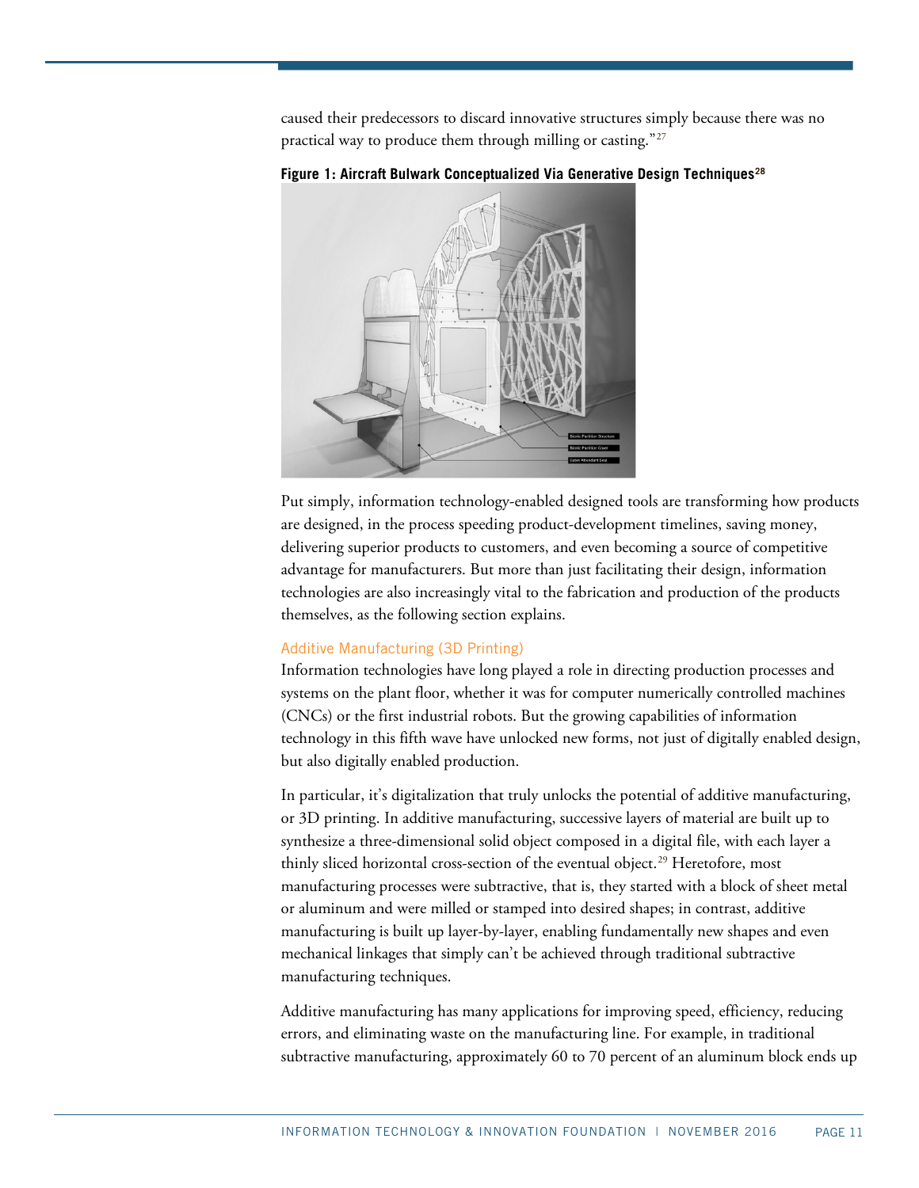caused their predecessors to discard innovative structures simply because there was no practical way to produce them through milling or casting."[27]

**Figure 1: Aircraft Bulwark Conceptualized Via Generative Design Techniques[28]**

Put simply, information technology-enabled designed tools are transforming how products are designed, in the process speeding product-development timelines, saving money, delivering superior products to customers, and even becoming a source of competitive advantage for manufacturers. But more than just facilitating their design, information technologies are also increasingly vital to the fabrication and production of the products themselves, as the following section explains.

### Additive Manufacturing (3D Printing)

Information technologies have long played a role in directing production processes and systems on the plant floor, whether it was for computer numerically controlled machines (CNCs) or the first industrial robots. But the growing capabilities of information technology in this fifth wave have unlocked new forms, not just of digitally enabled design, but also digitally enabled production.

In particular, it's digitalization that truly unlocks the potential of additive manufacturing, or 3D printing. In additive manufacturing, successive layers of material are built up to synthesize a three-dimensional solid object composed in a digital file, with each layer a thinly sliced horizontal cross-section of the eventual object.[29] Heretofore, most manufacturing processes were subtractive, that is, they started with a block of sheet metal or aluminum and were milled or stamped into desired shapes; in contrast, additive manufacturing is built up layer-by-layer, enabling fundamentally new shapes and even mechanical linkages that simply can't be achieved through traditional subtractive manufacturing techniques.

Additive manufacturing has many applications for improving speed, efficiency, reducing errors, and eliminating waste on the manufacturing line. For example, in traditional subtractive manufacturing, approximately 60 to 70 percent of an aluminum block ends up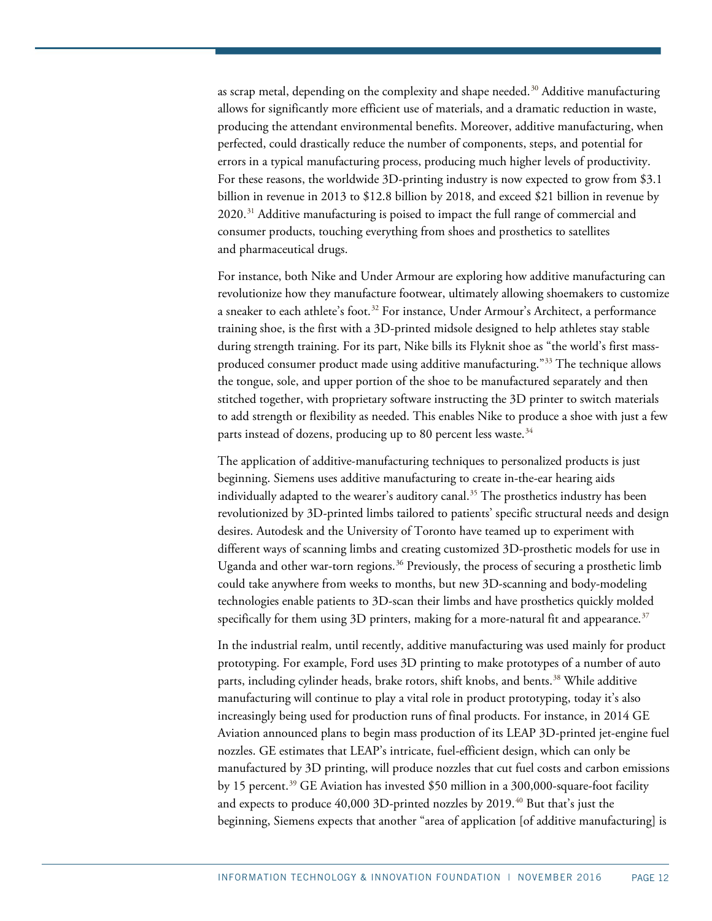as scrap metal, depending on the complexity and shape needed.[30] Additive manufacturing allows for significantly more efficient use of materials, and a dramatic reduction in waste, producing the attendant environmental benefits. Moreover, additive manufacturing, when perfected, could drastically reduce the number of components, steps, and potential for errors in a typical manufacturing process, producing much higher levels of productivity. For these reasons, the worldwide 3D-printing industry is now expected to grow from $3.1 billion in revenue in 2013 to $12.8 billion by 2018, and exceed $21 billion in revenue by 2020.[31] Additive manufacturing is poised to impact the full range of commercial and consumer products, touching everything from shoes and prosthetics to satellites and pharmaceutical drugs.

For instance, both Nike and Under Armour are exploring how additive manufacturing can revolutionize how they manufacture footwear, ultimately allowing shoemakers to customize a sneaker to each athlete's foot.[32] For instance, Under Armour's Architect, a performance training shoe, is the first with a 3D-printed midsole designed to help athletes stay stable during strength training. For its part, Nike bills its Flyknit shoe as "the world's first mass-produced consumer product made using additive manufacturing."[33] The technique allows the tongue, sole, and upper portion of the shoe to be manufactured separately and then stitched together, with proprietary software instructing the 3D printer to switch materials to add strength or flexibility as needed. This enables Nike to produce a shoe with just a few parts instead of dozens, producing up to 80 percent less waste.[34]

The application of additive-manufacturing techniques to personalized products is just beginning. Siemens uses additive manufacturing to create in-the-ear hearing aids individually adapted to the wearer's auditory canal.[35] The prosthetics industry has been revolutionized by 3D-printed limbs tailored to patients' specific structural needs and design desires. Autodesk and the University of Toronto have teamed up to experiment with different ways of scanning limbs and creating customized 3D-prosthetic models for use in Uganda and other war-torn regions.[36] Previously, the process of securing a prosthetic limb could take anywhere from weeks to months, but new 3D-scanning and body-modeling technologies enable patients to 3D-scan their limbs and have prosthetics quickly molded specifically for them using 3D printers, making for a more-natural fit and appearance.[37]

In the industrial realm, until recently, additive manufacturing was used mainly for product prototyping. For example, Ford uses 3D printing to make prototypes of a number of auto parts, including cylinder heads, brake rotors, shift knobs, and bents.[38] While additive manufacturing will continue to play a vital role in product prototyping, today it's also increasingly being used for production runs of final products. For instance, in 2014 GE Aviation announced plans to begin mass production of its LEAP 3D-printed jet-engine fuel nozzles. GE estimates that LEAP's intricate, fuel-efficient design, which can only be manufactured by 3D printing, will produce nozzles that cut fuel costs and carbon emissions by 15 percent.[39] GE Aviation has invested $50 million in a 300,000-square-foot facility and expects to produce 40,000 3D-printed nozzles by 2019.[40] But that's just the beginning, Siemens expects that another "area of application [of additive manufacturing] is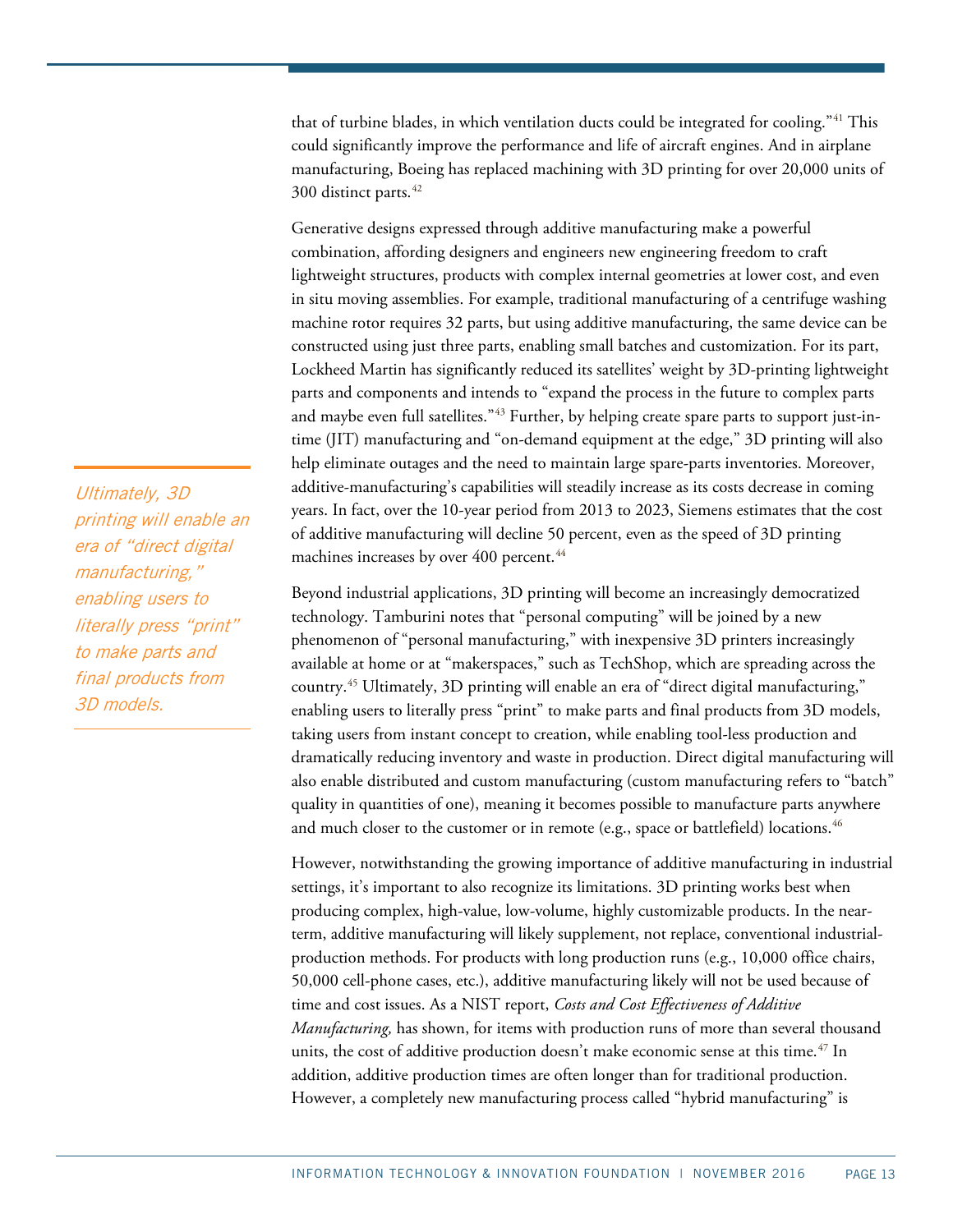that of turbine blades, in which ventilation ducts could be integrated for cooling."[41] This could significantly improve the performance and life of aircraft engines. And in airplane manufacturing, Boeing has replaced machining with 3D printing for over 20,000 units of 300 distinct parts.[42]

Generative designs expressed through additive manufacturing make a powerful combination, affording designers and engineers new engineering freedom to craft lightweight structures, products with complex internal geometries at lower cost, and even in situ moving assemblies. For example, traditional manufacturing of a centrifuge washing machine rotor requires 32 parts, but using additive manufacturing, the same device can be constructed using just three parts, enabling small batches and customization. For its part, Lockheed Martin has significantly reduced its satellites' weight by 3D-printing lightweight parts and components and intends to "expand the process in the future to complex parts and maybe even full satellites."[43] Further, by helping create spare parts to support just-in-time (JIT) manufacturing and "on-demand equipment at the edge," 3D printing will also help eliminate outages and the need to maintain large spare-parts inventories. Moreover, additive-manufacturing's capabilities will steadily increase as its costs decrease in coming years. In fact, over the 10-year period from 2013 to 2023, Siemens estimates that the cost of additive manufacturing will decline 50 percent, even as the speed of 3D printing machines increases by over 400 percent.[44]

*Ultimately, 3D printing will enable an era of "direct digital manufacturing," enabling users to literally press "print" to make parts and final products from 3D models.*

Beyond industrial applications, 3D printing will become an increasingly democratized technology. Tamburini notes that "personal computing" will be joined by a new phenomenon of "personal manufacturing," with inexpensive 3D printers increasingly available at home or at "makerspaces," such as TechShop, which are spreading across the country.[45] Ultimately, 3D printing will enable an era of "direct digital manufacturing," enabling users to literally press "print" to make parts and final products from 3D models, taking users from instant concept to creation, while enabling tool-less production and dramatically reducing inventory and waste in production. Direct digital manufacturing will also enable distributed and custom manufacturing (custom manufacturing refers to "batch" quality in quantities of one), meaning it becomes possible to manufacture parts anywhere and much closer to the customer or in remote (e.g., space or battlefield) locations.[46]

However, notwithstanding the growing importance of additive manufacturing in industrial settings, it's important to also recognize its limitations. 3D printing works best when producing complex, high-value, low-volume, highly customizable products. In the near-term, additive manufacturing will likely supplement, not replace, conventional industrial-production methods. For products with long production runs (e.g., 10,000 office chairs, 50,000 cell-phone cases, etc.), additive manufacturing likely will not be used because of time and cost issues. As a NIST report, *Costs and Cost Effectiveness of Additive Manufacturing,* has shown, for items with production runs of more than several thousand units, the cost of additive production doesn't make economic sense at this time.[47] In addition, additive production times are often longer than for traditional production. However, a completely new manufacturing process called "hybrid manufacturing" is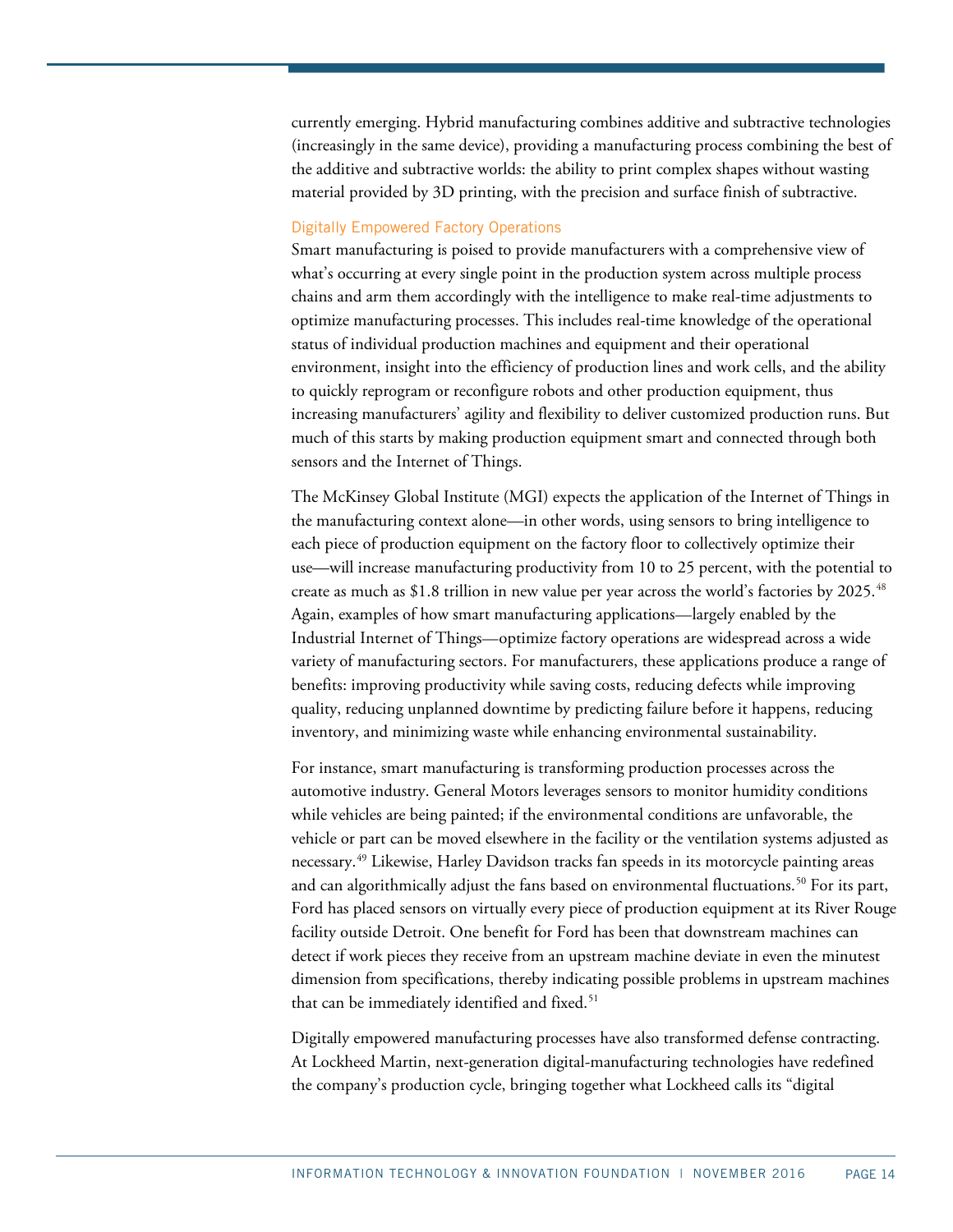currently emerging. Hybrid manufacturing combines additive and subtractive technologies (increasingly in the same device), providing a manufacturing process combining the best of the additive and subtractive worlds: the ability to print complex shapes without wasting material provided by 3D printing, with the precision and surface finish of subtractive.

### Digitally Empowered Factory Operations

Smart manufacturing is poised to provide manufacturers with a comprehensive view of what's occurring at every single point in the production system across multiple process chains and arm them accordingly with the intelligence to make real-time adjustments to optimize manufacturing processes. This includes real-time knowledge of the operational status of individual production machines and equipment and their operational environment, insight into the efficiency of production lines and work cells, and the ability to quickly reprogram or reconfigure robots and other production equipment, thus increasing manufacturers' agility and flexibility to deliver customized production runs. But much of this starts by making production equipment smart and connected through both sensors and the Internet of Things.

The McKinsey Global Institute (MGI) expects the application of the Internet of Things in the manufacturing context alone—in other words, using sensors to bring intelligence to each piece of production equipment on the factory floor to collectively optimize their use—will increase manufacturing productivity from 10 to 25 percent, with the potential to create as much as $1.8 trillion in new value per year across the world's factories by 2025.[48] Again, examples of how smart manufacturing applications—largely enabled by the Industrial Internet of Things—optimize factory operations are widespread across a wide variety of manufacturing sectors. For manufacturers, these applications produce a range of benefits: improving productivity while saving costs, reducing defects while improving quality, reducing unplanned downtime by predicting failure before it happens, reducing inventory, and minimizing waste while enhancing environmental sustainability.

For instance, smart manufacturing is transforming production processes across the automotive industry. General Motors leverages sensors to monitor humidity conditions while vehicles are being painted; if the environmental conditions are unfavorable, the vehicle or part can be moved elsewhere in the facility or the ventilation systems adjusted as necessary.[49] Likewise, Harley Davidson tracks fan speeds in its motorcycle painting areas and can algorithmically adjust the fans based on environmental fluctuations.[50] For its part, Ford has placed sensors on virtually every piece of production equipment at its River Rouge facility outside Detroit. One benefit for Ford has been that downstream machines can detect if work pieces they receive from an upstream machine deviate in even the minutest dimension from specifications, thereby indicating possible problems in upstream machines that can be immediately identified and fixed.[51]

Digitally empowered manufacturing processes have also transformed defense contracting. At Lockheed Martin, next-generation digital-manufacturing technologies have redefined the company's production cycle, bringing together what Lockheed calls its "digital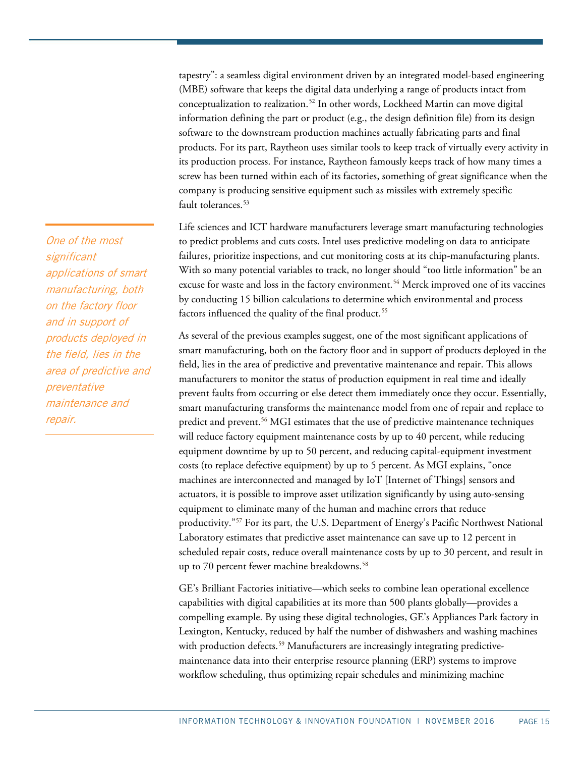tapestry": a seamless digital environment driven by an integrated model-based engineering (MBE) software that keeps the digital data underlying a range of products intact from conceptualization to realization.[52] In other words, Lockheed Martin can move digital information defining the part or product (e.g., the design definition file) from its design software to the downstream production machines actually fabricating parts and final products. For its part, Raytheon uses similar tools to keep track of virtually every activity in its production process. For instance, Raytheon famously keeps track of how many times a screw has been turned within each of its factories, something of great significance when the company is producing sensitive equipment such as missiles with extremely specific fault tolerances.[53]

*One of the most significant applications of smart manufacturing, both on the factory floor and in support of products deployed in the field, lies in the area of predictive and preventative maintenance and repair.*

Life sciences and ICT hardware manufacturers leverage smart manufacturing technologies to predict problems and cuts costs. Intel uses predictive modeling on data to anticipate failures, prioritize inspections, and cut monitoring costs at its chip-manufacturing plants. With so many potential variables to track, no longer should "too little information" be an excuse for waste and loss in the factory environment.[54] Merck improved one of its vaccines by conducting 15 billion calculations to determine which environmental and process factors influenced the quality of the final product.[55]

As several of the previous examples suggest, one of the most significant applications of smart manufacturing, both on the factory floor and in support of products deployed in the field, lies in the area of predictive and preventative maintenance and repair. This allows manufacturers to monitor the status of production equipment in real time and ideally prevent faults from occurring or else detect them immediately once they occur. Essentially, smart manufacturing transforms the maintenance model from one of repair and replace to predict and prevent.[56] MGI estimates that the use of predictive maintenance techniques will reduce factory equipment maintenance costs by up to 40 percent, while reducing equipment downtime by up to 50 percent, and reducing capital-equipment investment costs (to replace defective equipment) by up to 5 percent. As MGI explains, "once machines are interconnected and managed by IoT [Internet of Things] sensors and actuators, it is possible to improve asset utilization significantly by using auto-sensing equipment to eliminate many of the human and machine errors that reduce productivity."[57] For its part, the U.S. Department of Energy's Pacific Northwest National Laboratory estimates that predictive asset maintenance can save up to 12 percent in scheduled repair costs, reduce overall maintenance costs by up to 30 percent, and result in up to 70 percent fewer machine breakdowns.[58]

GE's Brilliant Factories initiative—which seeks to combine lean operational excellence capabilities with digital capabilities at its more than 500 plants globally—provides a compelling example. By using these digital technologies, GE's Appliances Park factory in Lexington, Kentucky, reduced by half the number of dishwashers and washing machines with production defects.[59] Manufacturers are increasingly integrating predictive-maintenance data into their enterprise resource planning (ERP) systems to improve workflow scheduling, thus optimizing repair schedules and minimizing machine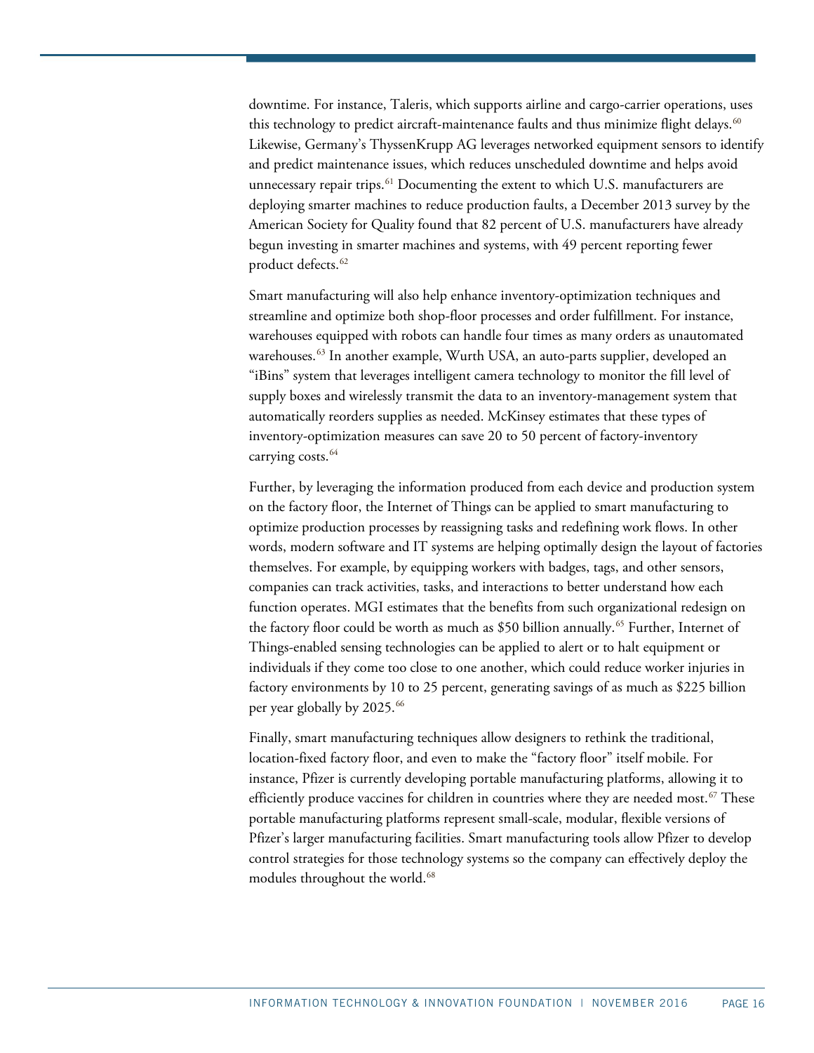downtime. For instance, Taleris, which supports airline and cargo-carrier operations, uses this technology to predict aircraft-maintenance faults and thus minimize flight delays.[60] Likewise, Germany's ThyssenKrupp AG leverages networked equipment sensors to identify and predict maintenance issues, which reduces unscheduled downtime and helps avoid unnecessary repair trips.[61] Documenting the extent to which U.S. manufacturers are deploying smarter machines to reduce production faults, a December 2013 survey by the American Society for Quality found that 82 percent of U.S. manufacturers have already begun investing in smarter machines and systems, with 49 percent reporting fewer product defects.[62]

Smart manufacturing will also help enhance inventory-optimization techniques and streamline and optimize both shop-floor processes and order fulfillment. For instance, warehouses equipped with robots can handle four times as many orders as unautomated warehouses.[63] In another example, Wurth USA, an auto-parts supplier, developed an "iBins" system that leverages intelligent camera technology to monitor the fill level of supply boxes and wirelessly transmit the data to an inventory-management system that automatically reorders supplies as needed. McKinsey estimates that these types of inventory-optimization measures can save 20 to 50 percent of factory-inventory carrying costs.[64]

Further, by leveraging the information produced from each device and production system on the factory floor, the Internet of Things can be applied to smart manufacturing to optimize production processes by reassigning tasks and redefining work flows. In other words, modern software and IT systems are helping optimally design the layout of factories themselves. For example, by equipping workers with badges, tags, and other sensors, companies can track activities, tasks, and interactions to better understand how each function operates. MGI estimates that the benefits from such organizational redesign on the factory floor could be worth as much as $50 billion annually.[65] Further, Internet of Things-enabled sensing technologies can be applied to alert or to halt equipment or individuals if they come too close to one another, which could reduce worker injuries in factory environments by 10 to 25 percent, generating savings of as much as $225 billion per year globally by 2025.[66]

Finally, smart manufacturing techniques allow designers to rethink the traditional, location-fixed factory floor, and even to make the "factory floor" itself mobile. For instance, Pfizer is currently developing portable manufacturing platforms, allowing it to efficiently produce vaccines for children in countries where they are needed most.[67] These portable manufacturing platforms represent small-scale, modular, flexible versions of Pfizer's larger manufacturing facilities. Smart manufacturing tools allow Pfizer to develop control strategies for those technology systems so the company can effectively deploy the modules throughout the world.[68]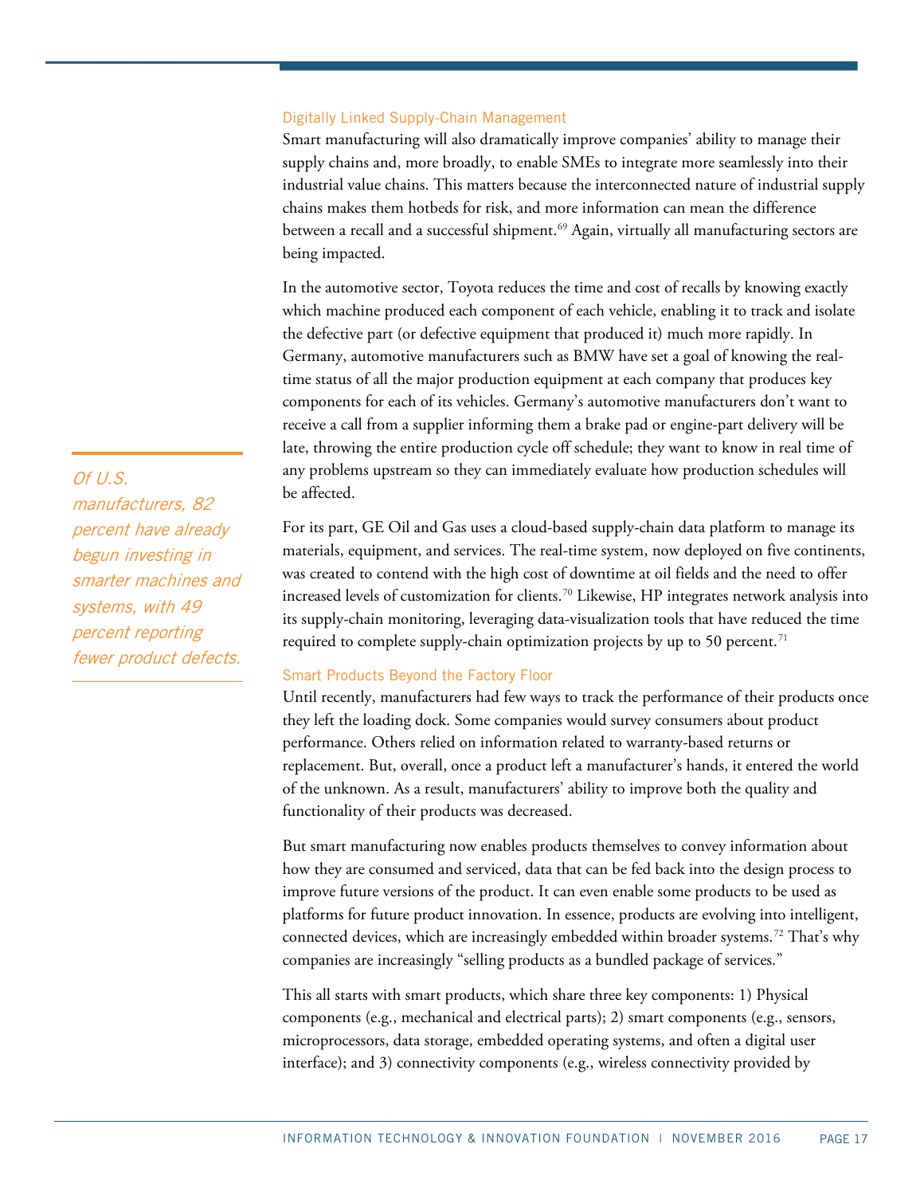### Digitally Linked Supply-Chain Management

Smart manufacturing will also dramatically improve companies' ability to manage their supply chains and, more broadly, to enable SMEs to integrate more seamlessly into their industrial value chains. This matters because the interconnected nature of industrial supply chains makes them hotbeds for risk, and more information can mean the difference between a recall and a successful shipment.[69] Again, virtually all manufacturing sectors are being impacted.

In the automotive sector, Toyota reduces the time and cost of recalls by knowing exactly which machine produced each component of each vehicle, enabling it to track and isolate the defective part (or defective equipment that produced it) much more rapidly. In Germany, automotive manufacturers such as BMW have set a goal of knowing the real-time status of all the major production equipment at each company that produces key components for each of its vehicles. Germany's automotive manufacturers don't want to receive a call from a supplier informing them a brake pad or engine-part delivery will be late, throwing the entire production cycle off schedule; they want to know in real time of any problems upstream so they can immediately evaluate how production schedules will be affected.

*Of U.S. manufacturers, 82 percent have already begun investing in smarter machines and systems, with 49 percent reporting fewer product defects.*

For its part, GE Oil and Gas uses a cloud-based supply-chain data platform to manage its materials, equipment, and services. The real-time system, now deployed on five continents, was created to contend with the high cost of downtime at oil fields and the need to offer increased levels of customization for clients.[70] Likewise, HP integrates network analysis into its supply-chain monitoring, leveraging data-visualization tools that have reduced the time required to complete supply-chain optimization projects by up to 50 percent.[71]

### Smart Products Beyond the Factory Floor

Until recently, manufacturers had few ways to track the performance of their products once they left the loading dock. Some companies would survey consumers about product performance. Others relied on information related to warranty-based returns or replacement. But, overall, once a product left a manufacturer's hands, it entered the world of the unknown. As a result, manufacturers' ability to improve both the quality and functionality of their products was decreased.

But smart manufacturing now enables products themselves to convey information about how they are consumed and serviced, data that can be fed back into the design process to improve future versions of the product. It can even enable some products to be used as platforms for future product innovation. In essence, products are evolving into intelligent, connected devices, which are increasingly embedded within broader systems.[72] That's why companies are increasingly "selling products as a bundled package of services."

This all starts with smart products, which share three key components: 1) Physical components (e.g., mechanical and electrical parts); 2) smart components (e.g., sensors, microprocessors, data storage, embedded operating systems, and often a digital user interface); and 3) connectivity components (e.g., wireless connectivity provided by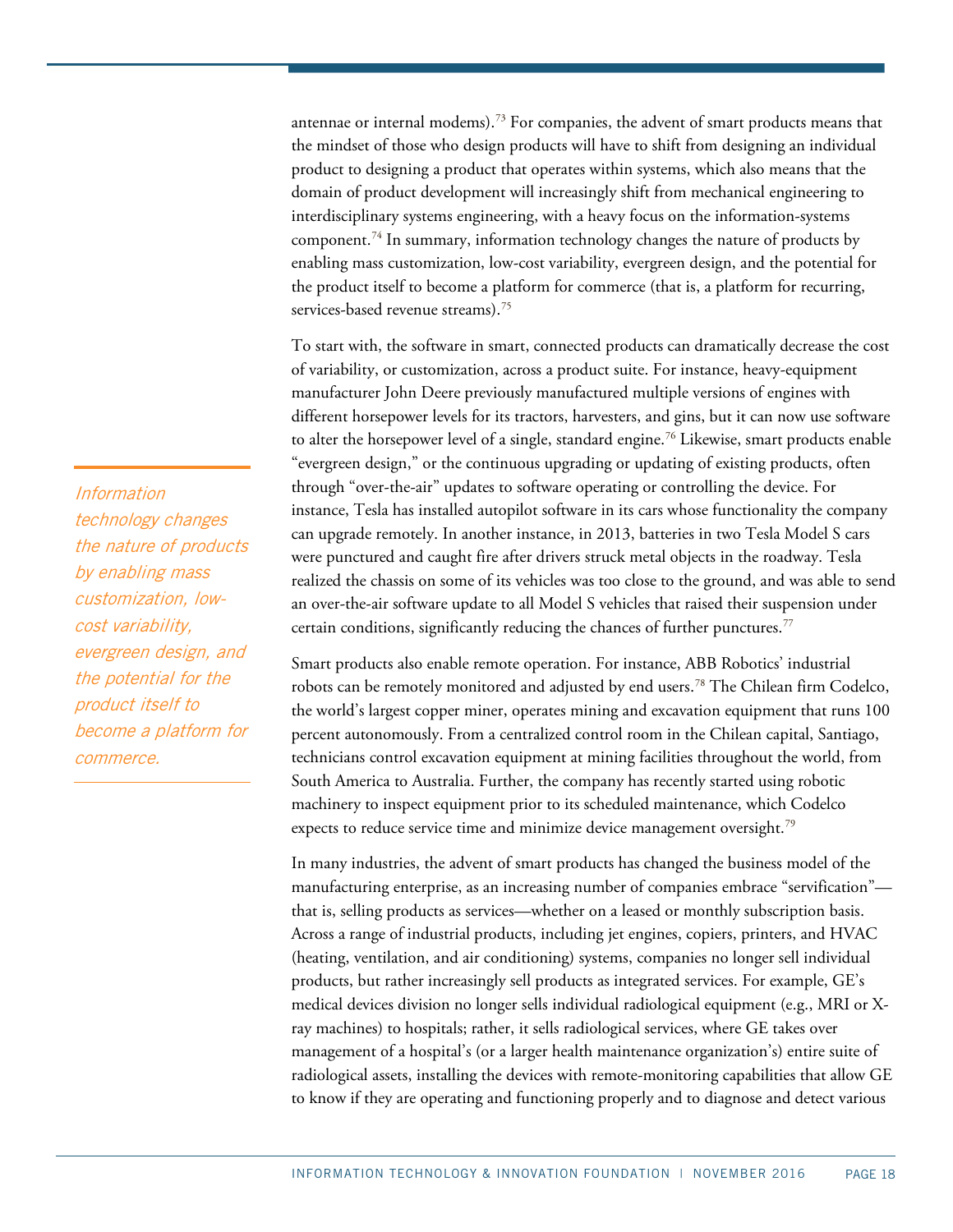antennae or internal modems).[73] For companies, the advent of smart products means that the mindset of those who design products will have to shift from designing an individual product to designing a product that operates within systems, which also means that the domain of product development will increasingly shift from mechanical engineering to interdisciplinary systems engineering, with a heavy focus on the information-systems component.[74] In summary, information technology changes the nature of products by enabling mass customization, low-cost variability, evergreen design, and the potential for the product itself to become a platform for commerce (that is, a platform for recurring, services-based revenue streams).[75]

*Information technology changes the nature of products by enabling mass customization, low-cost variability, evergreen design, and the potential for the product itself to become a platform for commerce.*

To start with, the software in smart, connected products can dramatically decrease the cost of variability, or customization, across a product suite. For instance, heavy-equipment manufacturer John Deere previously manufactured multiple versions of engines with different horsepower levels for its tractors, harvesters, and gins, but it can now use software to alter the horsepower level of a single, standard engine.[76] Likewise, smart products enable "evergreen design," or the continuous upgrading or updating of existing products, often through "over-the-air" updates to software operating or controlling the device. For instance, Tesla has installed autopilot software in its cars whose functionality the company can upgrade remotely. In another instance, in 2013, batteries in two Tesla Model S cars were punctured and caught fire after drivers struck metal objects in the roadway. Tesla realized the chassis on some of its vehicles was too close to the ground, and was able to send an over-the-air software update to all Model S vehicles that raised their suspension under certain conditions, significantly reducing the chances of further punctures.[77]

Smart products also enable remote operation. For instance, ABB Robotics' industrial robots can be remotely monitored and adjusted by end users.[78] The Chilean firm Codelco, the world's largest copper miner, operates mining and excavation equipment that runs 100 percent autonomously. From a centralized control room in the Chilean capital, Santiago, technicians control excavation equipment at mining facilities throughout the world, from South America to Australia. Further, the company has recently started using robotic machinery to inspect equipment prior to its scheduled maintenance, which Codelco expects to reduce service time and minimize device management oversight.[79]

In many industries, the advent of smart products has changed the business model of the manufacturing enterprise, as an increasing number of companies embrace "servification"—that is, selling products as services—whether on a leased or monthly subscription basis. Across a range of industrial products, including jet engines, copiers, printers, and HVAC (heating, ventilation, and air conditioning) systems, companies no longer sell individual products, but rather increasingly sell products as integrated services. For example, GE's medical devices division no longer sells individual radiological equipment (e.g., MRI or X-ray machines) to hospitals; rather, it sells radiological services, where GE takes over management of a hospital's (or a larger health maintenance organization's) entire suite of radiological assets, installing the devices with remote-monitoring capabilities that allow GE to know if they are operating and functioning properly and to diagnose and detect various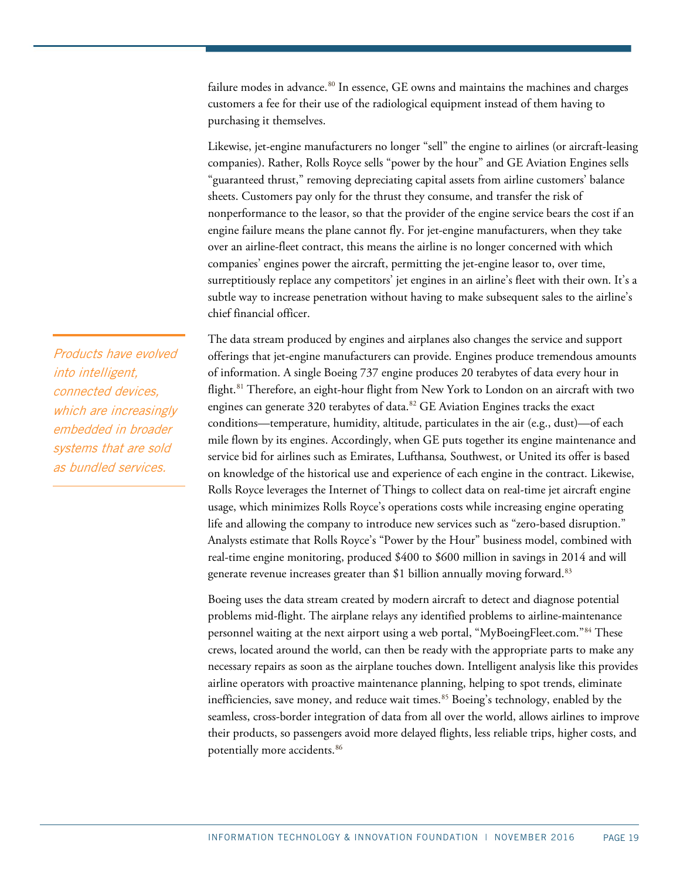failure modes in advance.[80] In essence, GE owns and maintains the machines and charges customers a fee for their use of the radiological equipment instead of them having to purchasing it themselves.

Likewise, jet-engine manufacturers no longer "sell" the engine to airlines (or aircraft-leasing companies). Rather, Rolls Royce sells "power by the hour" and GE Aviation Engines sells "guaranteed thrust," removing depreciating capital assets from airline customers' balance sheets. Customers pay only for the thrust they consume, and transfer the risk of nonperformance to the leasor, so that the provider of the engine service bears the cost if an engine failure means the plane cannot fly. For jet-engine manufacturers, when they take over an airline-fleet contract, this means the airline is no longer concerned with which companies' engines power the aircraft, permitting the jet-engine leasor to, over time, surreptitiously replace any competitors' jet engines in an airline's fleet with their own. It's a subtle way to increase penetration without having to make subsequent sales to the airline's chief financial officer.

*Products have evolved into intelligent, connected devices, which are increasingly embedded in broader systems that are sold as bundled services.*

The data stream produced by engines and airplanes also changes the service and support offerings that jet-engine manufacturers can provide. Engines produce tremendous amounts of information. A single Boeing 737 engine produces 20 terabytes of data every hour in flight.[81] Therefore, an eight-hour flight from New York to London on an aircraft with two engines can generate 320 terabytes of data.[82] GE Aviation Engines tracks the exact conditions—temperature, humidity, altitude, particulates in the air (e.g., dust)—of each mile flown by its engines. Accordingly, when GE puts together its engine maintenance and service bid for airlines such as Emirates, Lufthansa, Southwest, or United its offer is based on knowledge of the historical use and experience of each engine in the contract. Likewise, Rolls Royce leverages the Internet of Things to collect data on real-time jet aircraft engine usage, which minimizes Rolls Royce's operations costs while increasing engine operating life and allowing the company to introduce new services such as "zero-based disruption." Analysts estimate that Rolls Royce's "Power by the Hour" business model, combined with real-time engine monitoring, produced $400 to $600 million in savings in 2014 and will generate revenue increases greater than $1 billion annually moving forward.[83]

Boeing uses the data stream created by modern aircraft to detect and diagnose potential problems mid-flight. The airplane relays any identified problems to airline-maintenance personnel waiting at the next airport using a web portal, "MyBoeingFleet.com."[84] These crews, located around the world, can then be ready with the appropriate parts to make any necessary repairs as soon as the airplane touches down. Intelligent analysis like this provides airline operators with proactive maintenance planning, helping to spot trends, eliminate inefficiencies, save money, and reduce wait times.[85] Boeing's technology, enabled by the seamless, cross-border integration of data from all over the world, allows airlines to improve their products, so passengers avoid more delayed flights, less reliable trips, higher costs, and potentially more accidents.[86]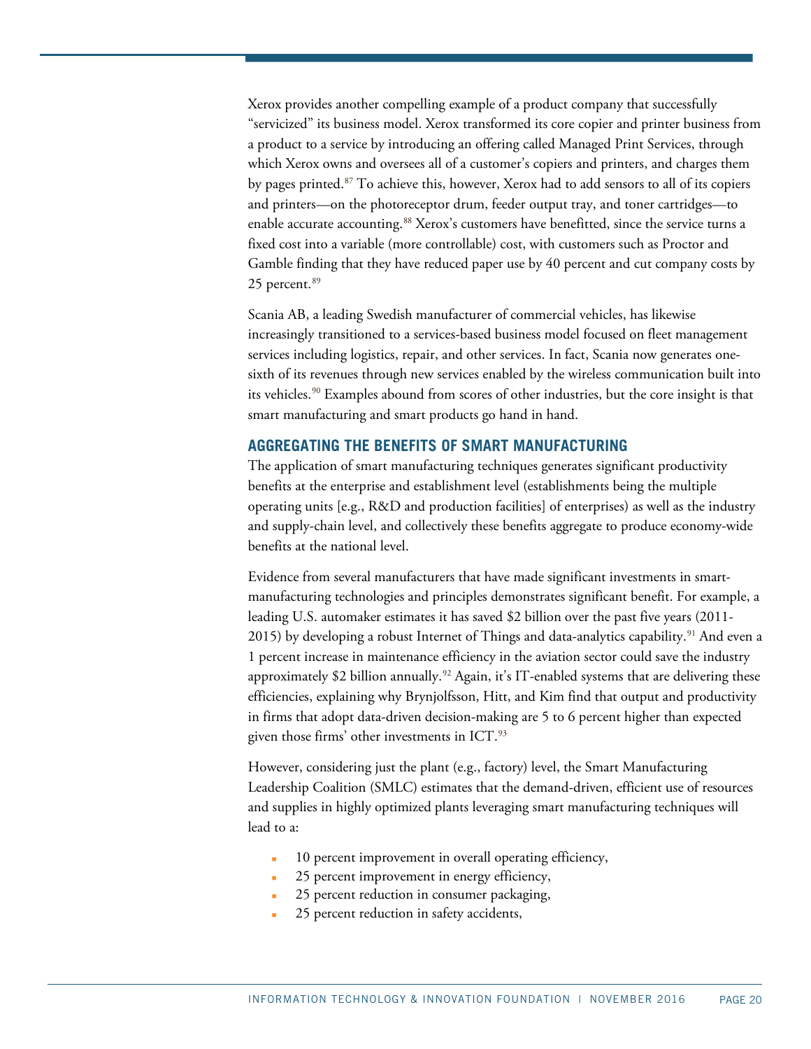Xerox provides another compelling example of a product company that successfully "servicized" its business model. Xerox transformed its core copier and printer business from a product to a service by introducing an offering called Managed Print Services, through which Xerox owns and oversees all of a customer's copiers and printers, and charges them by pages printed.[87] To achieve this, however, Xerox had to add sensors to all of its copiers and printers—on the photoreceptor drum, feeder output tray, and toner cartridges—to enable accurate accounting.[88] Xerox's customers have benefitted, since the service turns a fixed cost into a variable (more controllable) cost, with customers such as Proctor and Gamble finding that they have reduced paper use by 40 percent and cut company costs by 25 percent.[89]

Scania AB, a leading Swedish manufacturer of commercial vehicles, has likewise increasingly transitioned to a services-based business model focused on fleet management services including logistics, repair, and other services. In fact, Scania now generates one-sixth of its revenues through new services enabled by the wireless communication built into its vehicles.[90] Examples abound from scores of other industries, but the core insight is that smart manufacturing and smart products go hand in hand.

## AGGREGATING THE BENEFITS OF SMART MANUFACTURING

The application of smart manufacturing techniques generates significant productivity benefits at the enterprise and establishment level (establishments being the multiple operating units [e.g., R&D and production facilities] of enterprises) as well as the industry and supply-chain level, and collectively these benefits aggregate to produce economy-wide benefits at the national level.

Evidence from several manufacturers that have made significant investments in smart-manufacturing technologies and principles demonstrates significant benefit. For example, a leading U.S. automaker estimates it has saved $2 billion over the past five years (2011-2015) by developing a robust Internet of Things and data-analytics capability.[91] And even a 1 percent increase in maintenance efficiency in the aviation sector could save the industry approximately $2 billion annually.[92] Again, it's IT-enabled systems that are delivering these efficiencies, explaining why Brynjolfsson, Hitt, and Kim find that output and productivity in firms that adopt data-driven decision-making are 5 to 6 percent higher than expected given those firms' other investments in ICT.[93]

However, considering just the plant (e.g., factory) level, the Smart Manufacturing Leadership Coalition (SMLC) estimates that the demand-driven, efficient use of resources and supplies in highly optimized plants leveraging smart manufacturing techniques will lead to a:

- 10 percent improvement in overall operating efficiency,
- 25 percent improvement in energy efficiency,
- 25 percent reduction in consumer packaging,
- 25 percent reduction in safety accidents,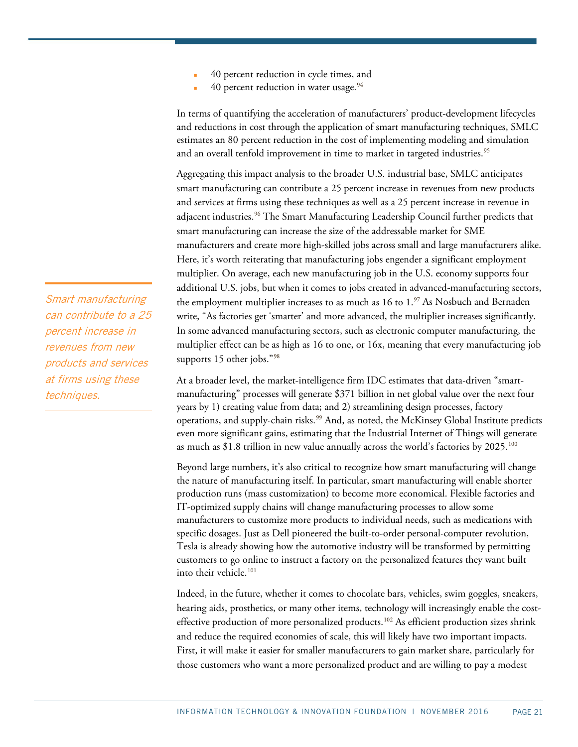- 40 percent reduction in cycle times, and
- 40 percent reduction in water usage.[94]

In terms of quantifying the acceleration of manufacturers' product-development lifecycles and reductions in cost through the application of smart manufacturing techniques, SMLC estimates an 80 percent reduction in the cost of implementing modeling and simulation and an overall tenfold improvement in time to market in targeted industries.[95]

Aggregating this impact analysis to the broader U.S. industrial base, SMLC anticipates smart manufacturing can contribute a 25 percent increase in revenues from new products and services at firms using these techniques as well as a 25 percent increase in revenue in adjacent industries.[96] The Smart Manufacturing Leadership Council further predicts that smart manufacturing can increase the size of the addressable market for SME manufacturers and create more high-skilled jobs across small and large manufacturers alike. Here, it's worth reiterating that manufacturing jobs engender a significant employment multiplier. On average, each new manufacturing job in the U.S. economy supports four additional U.S. jobs, but when it comes to jobs created in advanced-manufacturing sectors, the employment multiplier increases to as much as 16 to 1.[97] As Nosbuch and Bernaden write, "As factories get 'smarter' and more advanced, the multiplier increases significantly. In some advanced manufacturing sectors, such as electronic computer manufacturing, the multiplier effect can be as high as 16 to one, or 16x, meaning that every manufacturing job supports 15 other jobs."[98]

*Smart manufacturing can contribute to a 25 percent increase in revenues from new products and services at firms using these techniques.*

At a broader level, the market-intelligence firm IDC estimates that data-driven "smart-manufacturing" processes will generate $371 billion in net global value over the next four years by 1) creating value from data; and 2) streamlining design processes, factory operations, and supply-chain risks.[99] And, as noted, the McKinsey Global Institute predicts even more significant gains, estimating that the Industrial Internet of Things will generate as much as $1.8 trillion in new value annually across the world's factories by 2025.[100]

Beyond large numbers, it's also critical to recognize how smart manufacturing will change the nature of manufacturing itself. In particular, smart manufacturing will enable shorter production runs (mass customization) to become more economical. Flexible factories and IT-optimized supply chains will change manufacturing processes to allow some manufacturers to customize more products to individual needs, such as medications with specific dosages. Just as Dell pioneered the built-to-order personal-computer revolution, Tesla is already showing how the automotive industry will be transformed by permitting customers to go online to instruct a factory on the personalized features they want built into their vehicle.[101]

Indeed, in the future, whether it comes to chocolate bars, vehicles, swim goggles, sneakers, hearing aids, prosthetics, or many other items, technology will increasingly enable the cost-effective production of more personalized products.[102] As efficient production sizes shrink and reduce the required economies of scale, this will likely have two important impacts. First, it will make it easier for smaller manufacturers to gain market share, particularly for those customers who want a more personalized product and are willing to pay a modest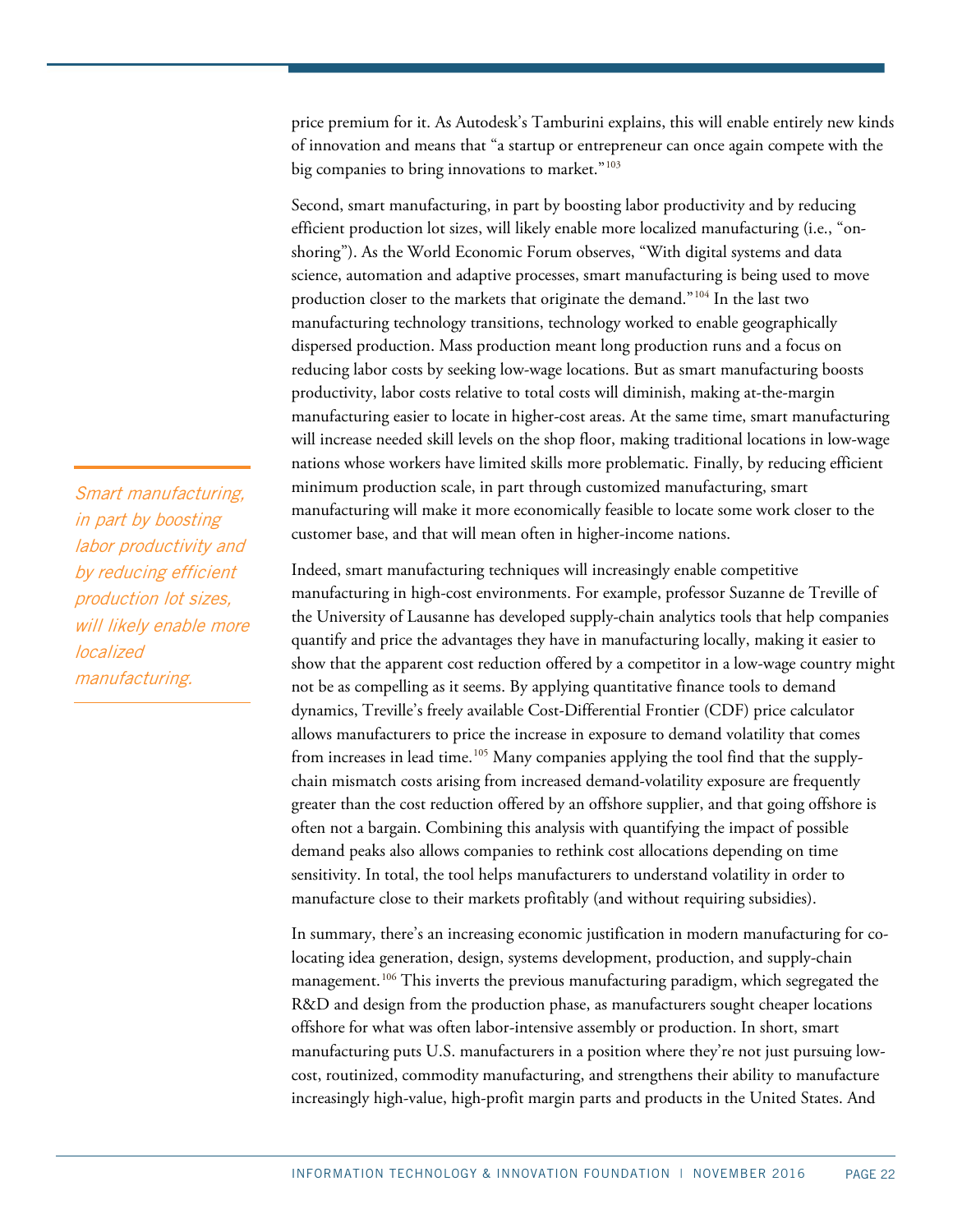price premium for it. As Autodesk's Tamburini explains, this will enable entirely new kinds of innovation and means that "a startup or entrepreneur can once again compete with the big companies to bring innovations to market."[103]

Second, smart manufacturing, in part by boosting labor productivity and by reducing efficient production lot sizes, will likely enable more localized manufacturing (i.e., "on-shoring"). As the World Economic Forum observes, "With digital systems and data science, automation and adaptive processes, smart manufacturing is being used to move production closer to the markets that originate the demand."[104] In the last two manufacturing technology transitions, technology worked to enable geographically dispersed production. Mass production meant long production runs and a focus on reducing labor costs by seeking low-wage locations. But as smart manufacturing boosts productivity, labor costs relative to total costs will diminish, making at-the-margin manufacturing easier to locate in higher-cost areas. At the same time, smart manufacturing will increase needed skill levels on the shop floor, making traditional locations in low-wage nations whose workers have limited skills more problematic. Finally, by reducing efficient minimum production scale, in part through customized manufacturing, smart manufacturing will make it more economically feasible to locate some work closer to the customer base, and that will mean often in higher-income nations.

*Smart manufacturing, in part by boosting labor productivity and by reducing efficient production lot sizes, will likely enable more localized manufacturing.*

Indeed, smart manufacturing techniques will increasingly enable competitive manufacturing in high-cost environments. For example, professor Suzanne de Treville of the University of Lausanne has developed supply-chain analytics tools that help companies quantify and price the advantages they have in manufacturing locally, making it easier to show that the apparent cost reduction offered by a competitor in a low-wage country might not be as compelling as it seems. By applying quantitative finance tools to demand dynamics, Treville's freely available Cost-Differential Frontier (CDF) price calculator allows manufacturers to price the increase in exposure to demand volatility that comes from increases in lead time.[105] Many companies applying the tool find that the supply-chain mismatch costs arising from increased demand-volatility exposure are frequently greater than the cost reduction offered by an offshore supplier, and that going offshore is often not a bargain. Combining this analysis with quantifying the impact of possible demand peaks also allows companies to rethink cost allocations depending on time sensitivity. In total, the tool helps manufacturers to understand volatility in order to manufacture close to their markets profitably (and without requiring subsidies).

In summary, there's an increasing economic justification in modern manufacturing for co-locating idea generation, design, systems development, production, and supply-chain management.[106] This inverts the previous manufacturing paradigm, which segregated the R&D and design from the production phase, as manufacturers sought cheaper locations offshore for what was often labor-intensive assembly or production. In short, smart manufacturing puts U.S. manufacturers in a position where they're not just pursuing low-cost, routinized, commodity manufacturing, and strengthens their ability to manufacture increasingly high-value, high-profit margin parts and products in the United States. And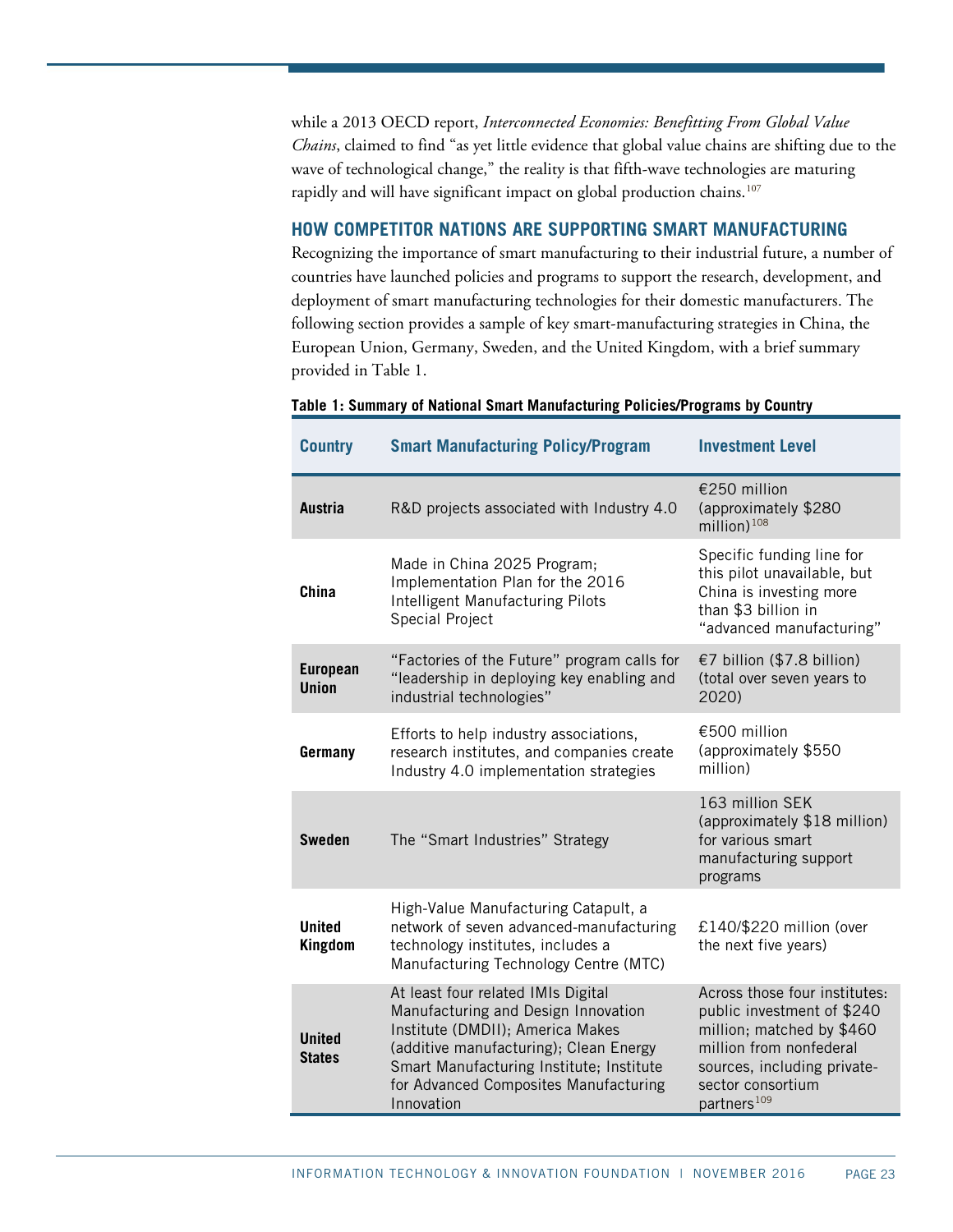while a 2013 OECD report, *Interconnected Economies: Benefitting From Global Value Chains*, claimed to find "as yet little evidence that global value chains are shifting due to the wave of technological change," the reality is that fifth-wave technologies are maturing rapidly and will have significant impact on global production chains.[107]

## HOW COMPETITOR NATIONS ARE SUPPORTING SMART MANUFACTURING

Recognizing the importance of smart manufacturing to their industrial future, a number of countries have launched policies and programs to support the research, development, and deployment of smart manufacturing technologies for their domestic manufacturers. The following section provides a sample of key smart-manufacturing strategies in China, the European Union, Germany, Sweden, and the United Kingdom, with a brief summary provided in Table 1.

**Table 1: Summary of National Smart Manufacturing Policies/Programs by Country**

| Country | Smart Manufacturing Policy/Program | Investment Level |
|---|---|---|
| **Austria** | R&D projects associated with Industry 4.0 | €250 million (approximately $280 million)[108] |
| **China** | Made in China 2025 Program; Implementation Plan for the 2016 Intelligent Manufacturing Pilots Special Project | Specific funding line for this pilot unavailable, but China is investing more than $3 billion in "advanced manufacturing" |
| **European Union** | "Factories of the Future" program calls for "leadership in deploying key enabling and industrial technologies" | €7 billion ($7.8 billion) (total over seven years to 2020) |
| **Germany** | Efforts to help industry associations, research institutes, and companies create Industry 4.0 implementation strategies | €500 million (approximately $550 million) |
| **Sweden** | The "Smart Industries" Strategy | 163 million SEK (approximately $18 million) for various smart manufacturing support programs |
| **United Kingdom** | High-Value Manufacturing Catapult, a network of seven advanced-manufacturing technology institutes, includes a Manufacturing Technology Centre (MTC) | £140/$220 million (over the next five years) |
| **United States** | At least four related IMIs Digital Manufacturing and Design Innovation Institute (DMDII); America Makes (additive manufacturing); Clean Energy Smart Manufacturing Institute; Institute for Advanced Composites Manufacturing Innovation | Across those four institutes: public investment of $240 million; matched by $460 million from nonfederal sources, including private-sector consortium partners[109] |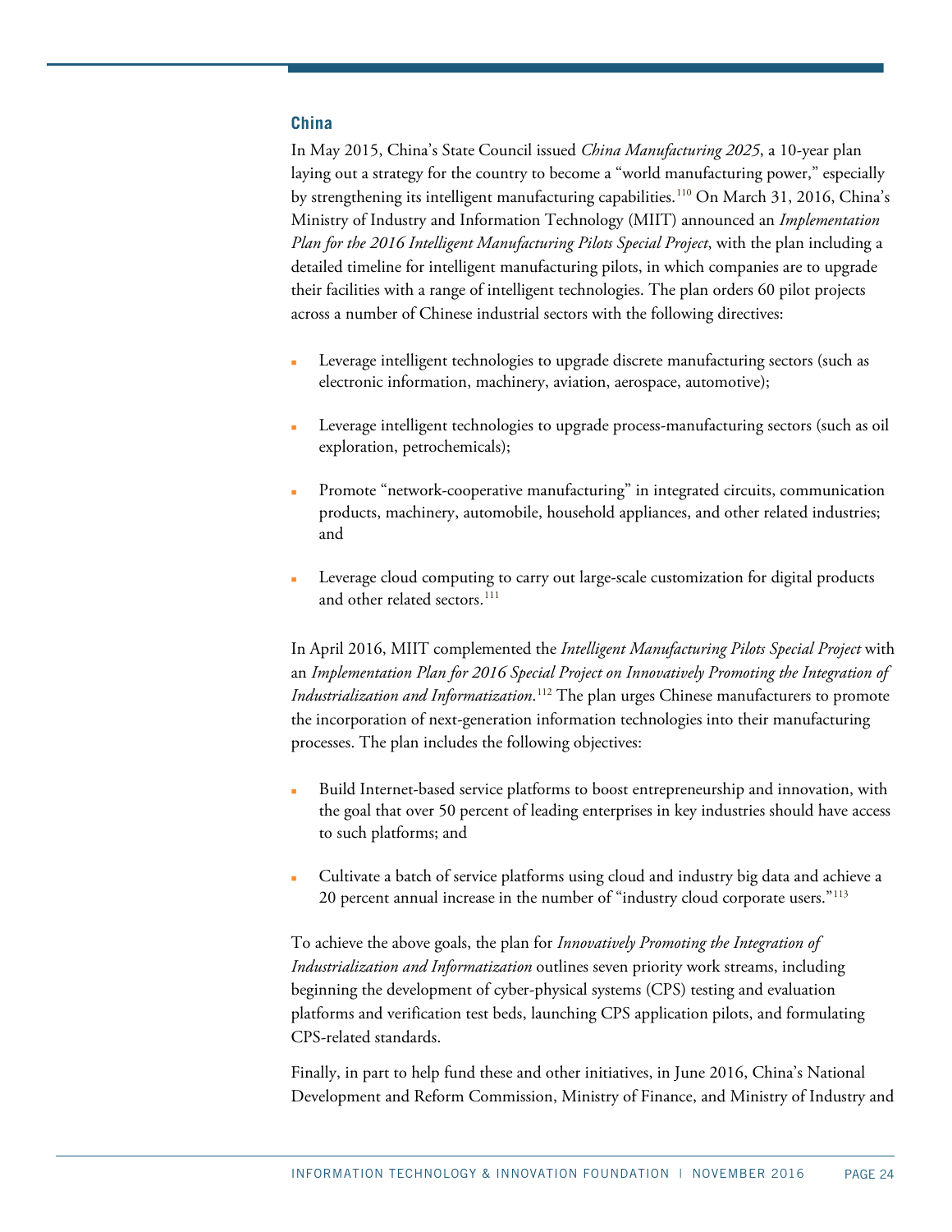### China

In May 2015, China's State Council issued *China Manufacturing 2025*, a 10-year plan laying out a strategy for the country to become a "world manufacturing power," especially by strengthening its intelligent manufacturing capabilities.[110] On March 31, 2016, China's Ministry of Industry and Information Technology (MIIT) announced an *Implementation Plan for the 2016 Intelligent Manufacturing Pilots Special Project*, with the plan including a detailed timeline for intelligent manufacturing pilots, in which companies are to upgrade their facilities with a range of intelligent technologies. The plan orders 60 pilot projects across a number of Chinese industrial sectors with the following directives:

- Leverage intelligent technologies to upgrade discrete manufacturing sectors (such as electronic information, machinery, aviation, aerospace, automotive);
- Leverage intelligent technologies to upgrade process-manufacturing sectors (such as oil exploration, petrochemicals);
- Promote "network-cooperative manufacturing" in integrated circuits, communication products, machinery, automobile, household appliances, and other related industries; and
- Leverage cloud computing to carry out large-scale customization for digital products and other related sectors.[111]

In April 2016, MIIT complemented the *Intelligent Manufacturing Pilots Special Project* with an *Implementation Plan for 2016 Special Project on Innovatively Promoting the Integration of Industrialization and Informatization*.[112] The plan urges Chinese manufacturers to promote the incorporation of next-generation information technologies into their manufacturing processes. The plan includes the following objectives:

- Build Internet-based service platforms to boost entrepreneurship and innovation, with the goal that over 50 percent of leading enterprises in key industries should have access to such platforms; and
- Cultivate a batch of service platforms using cloud and industry big data and achieve a 20 percent annual increase in the number of "industry cloud corporate users."[113]

To achieve the above goals, the plan for *Innovatively Promoting the Integration of Industrialization and Informatization* outlines seven priority work streams, including beginning the development of cyber-physical systems (CPS) testing and evaluation platforms and verification test beds, launching CPS application pilots, and formulating CPS-related standards.

Finally, in part to help fund these and other initiatives, in June 2016, China's National Development and Reform Commission, Ministry of Finance, and Ministry of Industry and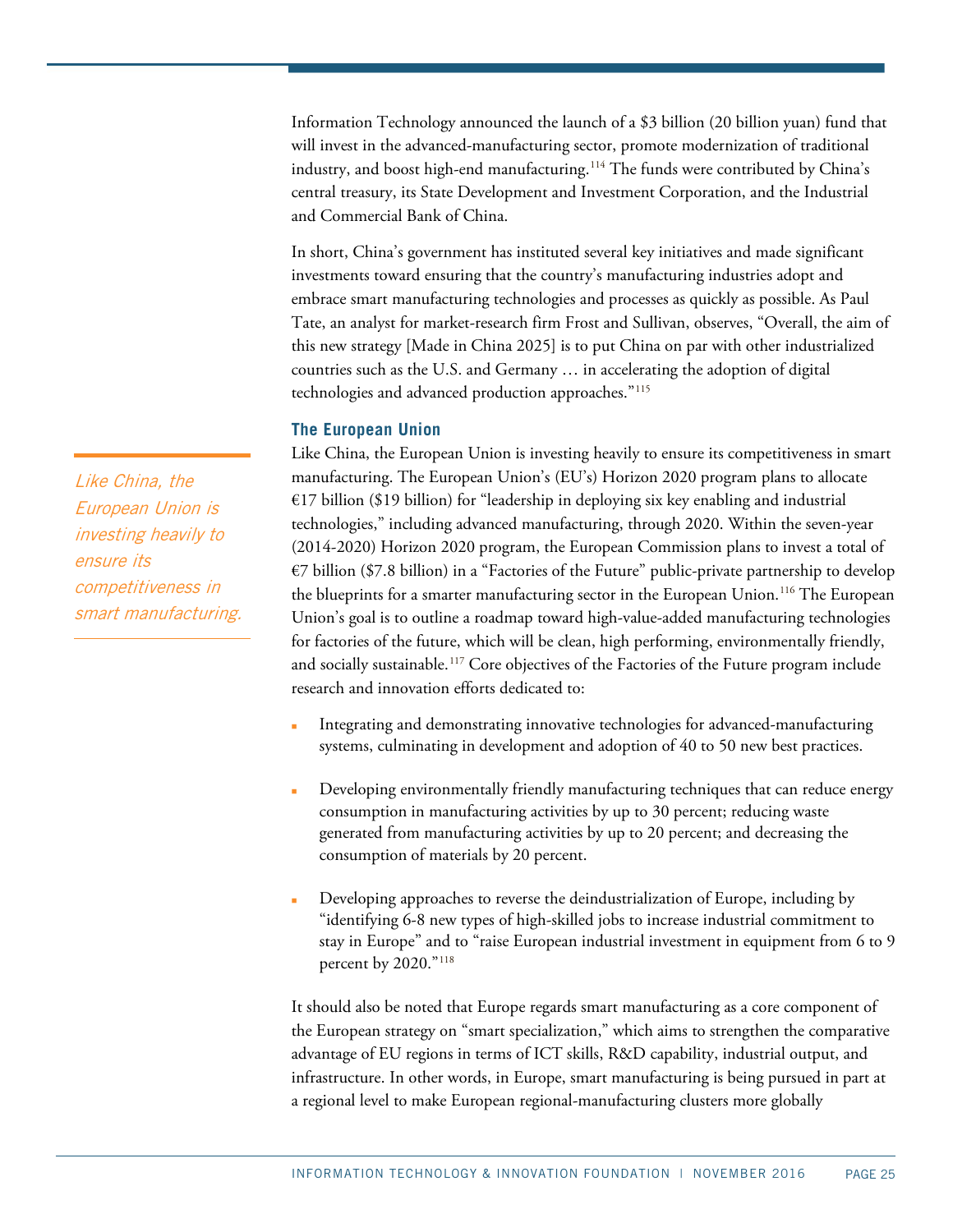Information Technology announced the launch of a $3 billion (20 billion yuan) fund that will invest in the advanced-manufacturing sector, promote modernization of traditional industry, and boost high-end manufacturing.[114] The funds were contributed by China's central treasury, its State Development and Investment Corporation, and the Industrial and Commercial Bank of China.

In short, China's government has instituted several key initiatives and made significant investments toward ensuring that the country's manufacturing industries adopt and embrace smart manufacturing technologies and processes as quickly as possible. As Paul Tate, an analyst for market-research firm Frost and Sullivan, observes, "Overall, the aim of this new strategy [Made in China 2025] is to put China on par with other industrialized countries such as the U.S. and Germany … in accelerating the adoption of digital technologies and advanced production approaches."[115]

### The European Union

*Like China, the European Union is investing heavily to ensure its competitiveness in smart manufacturing.*

Like China, the European Union is investing heavily to ensure its competitiveness in smart manufacturing. The European Union's (EU's) Horizon 2020 program plans to allocate €17 billion ($19 billion) for "leadership in deploying six key enabling and industrial technologies," including advanced manufacturing, through 2020. Within the seven-year (2014-2020) Horizon 2020 program, the European Commission plans to invest a total of €7 billion ($7.8 billion) in a "Factories of the Future" public-private partnership to develop the blueprints for a smarter manufacturing sector in the European Union.[116] The European Union's goal is to outline a roadmap toward high-value-added manufacturing technologies for factories of the future, which will be clean, high performing, environmentally friendly, and socially sustainable.[117] Core objectives of the Factories of the Future program include research and innovation efforts dedicated to:

- Integrating and demonstrating innovative technologies for advanced-manufacturing systems, culminating in development and adoption of 40 to 50 new best practices.
- Developing environmentally friendly manufacturing techniques that can reduce energy consumption in manufacturing activities by up to 30 percent; reducing waste generated from manufacturing activities by up to 20 percent; and decreasing the consumption of materials by 20 percent.
- Developing approaches to reverse the deindustrialization of Europe, including by "identifying 6-8 new types of high-skilled jobs to increase industrial commitment to stay in Europe" and to "raise European industrial investment in equipment from 6 to 9 percent by 2020."[118]

It should also be noted that Europe regards smart manufacturing as a core component of the European strategy on "smart specialization," which aims to strengthen the comparative advantage of EU regions in terms of ICT skills, R&D capability, industrial output, and infrastructure. In other words, in Europe, smart manufacturing is being pursued in part at a regional level to make European regional-manufacturing clusters more globally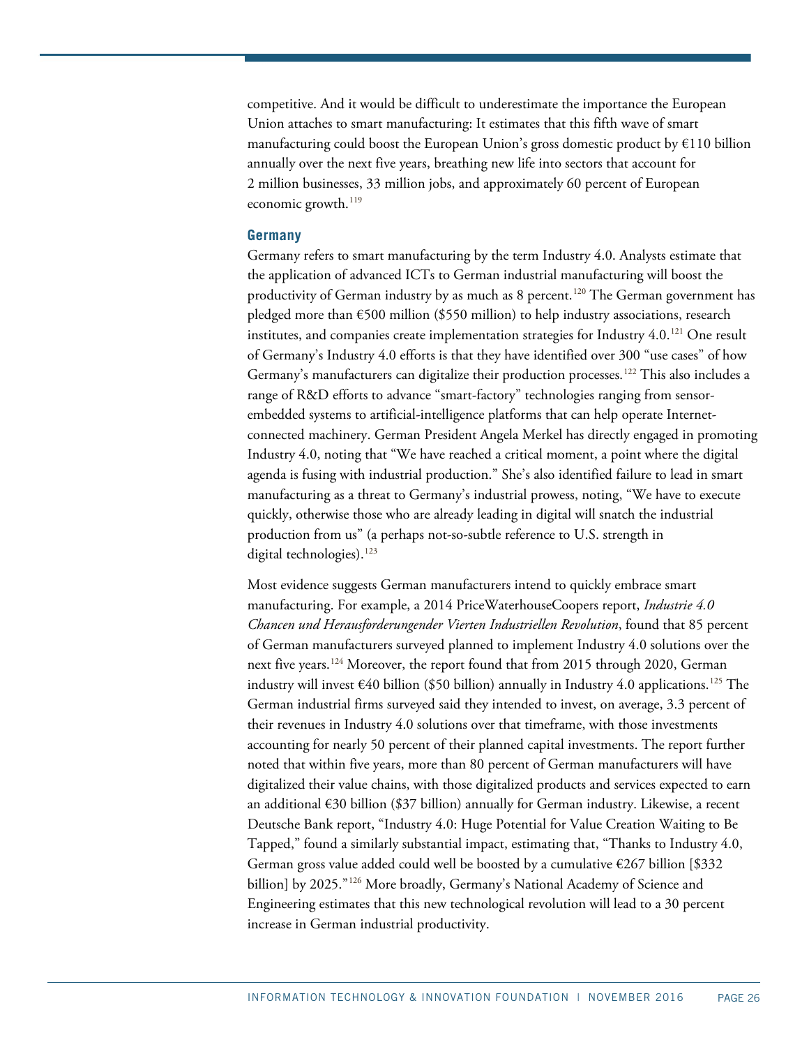competitive. And it would be difficult to underestimate the importance the European Union attaches to smart manufacturing: It estimates that this fifth wave of smart manufacturing could boost the European Union's gross domestic product by €110 billion annually over the next five years, breathing new life into sectors that account for 2 million businesses, 33 million jobs, and approximately 60 percent of European economic growth.[119]

### Germany

Germany refers to smart manufacturing by the term Industry 4.0. Analysts estimate that the application of advanced ICTs to German industrial manufacturing will boost the productivity of German industry by as much as 8 percent.[120] The German government has pledged more than €500 million ($550 million) to help industry associations, research institutes, and companies create implementation strategies for Industry 4.0.[121] One result of Germany's Industry 4.0 efforts is that they have identified over 300 "use cases" of how Germany's manufacturers can digitalize their production processes.[122] This also includes a range of R&D efforts to advance "smart-factory" technologies ranging from sensor-embedded systems to artificial-intelligence platforms that can help operate Internet-connected machinery. German President Angela Merkel has directly engaged in promoting Industry 4.0, noting that "We have reached a critical moment, a point where the digital agenda is fusing with industrial production." She's also identified failure to lead in smart manufacturing as a threat to Germany's industrial prowess, noting, "We have to execute quickly, otherwise those who are already leading in digital will snatch the industrial production from us" (a perhaps not-so-subtle reference to U.S. strength in digital technologies).[123]

Most evidence suggests German manufacturers intend to quickly embrace smart manufacturing. For example, a 2014 PriceWaterhouseCoopers report, *Industrie 4.0 Chancen und Herausforderungender Vierten Industriellen Revolution*, found that 85 percent of German manufacturers surveyed planned to implement Industry 4.0 solutions over the next five years.[124] Moreover, the report found that from 2015 through 2020, German industry will invest €40 billion ($50 billion) annually in Industry 4.0 applications.[125] The German industrial firms surveyed said they intended to invest, on average, 3.3 percent of their revenues in Industry 4.0 solutions over that timeframe, with those investments accounting for nearly 50 percent of their planned capital investments. The report further noted that within five years, more than 80 percent of German manufacturers will have digitalized their value chains, with those digitalized products and services expected to earn an additional €30 billion ($37 billion) annually for German industry. Likewise, a recent Deutsche Bank report, "Industry 4.0: Huge Potential for Value Creation Waiting to Be Tapped," found a similarly substantial impact, estimating that, "Thanks to Industry 4.0, German gross value added could well be boosted by a cumulative €267 billion [$332 billion] by 2025."[126] More broadly, Germany's National Academy of Science and Engineering estimates that this new technological revolution will lead to a 30 percent increase in German industrial productivity.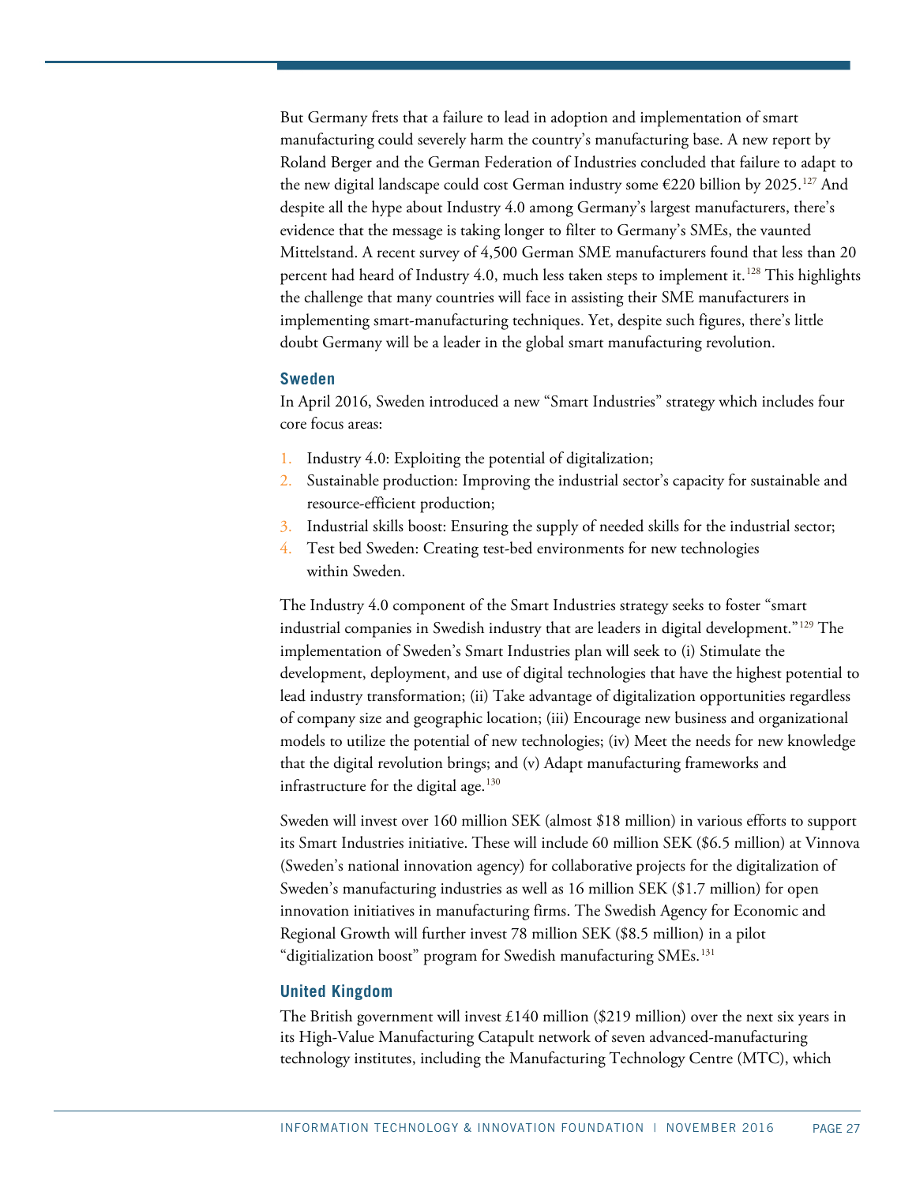But Germany frets that a failure to lead in adoption and implementation of smart manufacturing could severely harm the country's manufacturing base. A new report by Roland Berger and the German Federation of Industries concluded that failure to adapt to the new digital landscape could cost German industry some €220 billion by 2025.[127] And despite all the hype about Industry 4.0 among Germany's largest manufacturers, there's evidence that the message is taking longer to filter to Germany's SMEs, the vaunted Mittelstand. A recent survey of 4,500 German SME manufacturers found that less than 20 percent had heard of Industry 4.0, much less taken steps to implement it.[128] This highlights the challenge that many countries will face in assisting their SME manufacturers in implementing smart-manufacturing techniques. Yet, despite such figures, there's little doubt Germany will be a leader in the global smart manufacturing revolution.

### Sweden

In April 2016, Sweden introduced a new "Smart Industries" strategy which includes four core focus areas:

1. Industry 4.0: Exploiting the potential of digitalization;
2. Sustainable production: Improving the industrial sector's capacity for sustainable and resource-efficient production;
3. Industrial skills boost: Ensuring the supply of needed skills for the industrial sector;
4. Test bed Sweden: Creating test-bed environments for new technologies within Sweden.

The Industry 4.0 component of the Smart Industries strategy seeks to foster "smart industrial companies in Swedish industry that are leaders in digital development."[129] The implementation of Sweden's Smart Industries plan will seek to (i) Stimulate the development, deployment, and use of digital technologies that have the highest potential to lead industry transformation; (ii) Take advantage of digitalization opportunities regardless of company size and geographic location; (iii) Encourage new business and organizational models to utilize the potential of new technologies; (iv) Meet the needs for new knowledge that the digital revolution brings; and (v) Adapt manufacturing frameworks and infrastructure for the digital age.[130]

Sweden will invest over 160 million SEK (almost $18 million) in various efforts to support its Smart Industries initiative. These will include 60 million SEK ($6.5 million) at Vinnova (Sweden's national innovation agency) for collaborative projects for the digitalization of Sweden's manufacturing industries as well as 16 million SEK ($1.7 million) for open innovation initiatives in manufacturing firms. The Swedish Agency for Economic and Regional Growth will further invest 78 million SEK ($8.5 million) in a pilot "digitialization boost" program for Swedish manufacturing SMEs.[131]

### United Kingdom

The British government will invest £140 million ($219 million) over the next six years in its High-Value Manufacturing Catapult network of seven advanced-manufacturing technology institutes, including the Manufacturing Technology Centre (MTC), which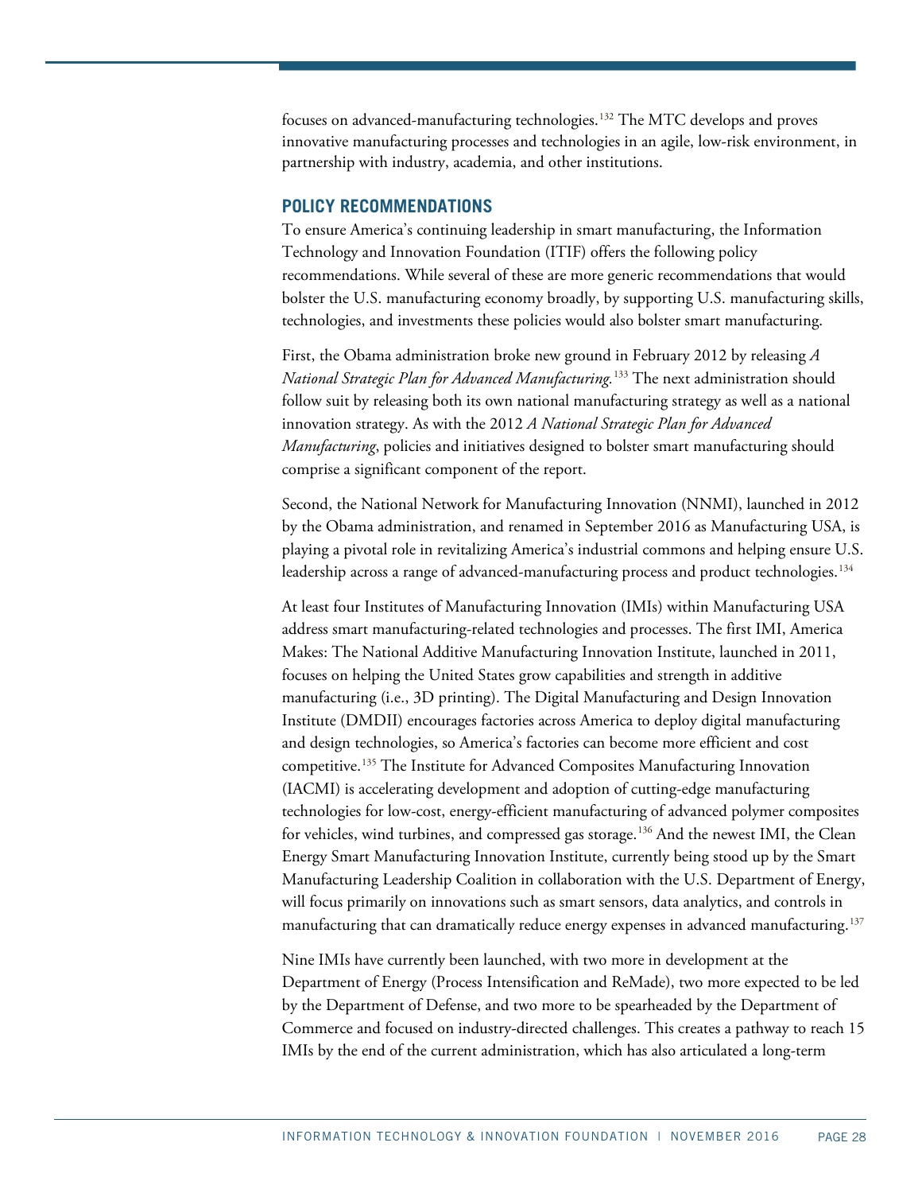focuses on advanced-manufacturing technologies.[132] The MTC develops and proves innovative manufacturing processes and technologies in an agile, low-risk environment, in partnership with industry, academia, and other institutions.

## POLICY RECOMMENDATIONS

To ensure America's continuing leadership in smart manufacturing, the Information Technology and Innovation Foundation (ITIF) offers the following policy recommendations. While several of these are more generic recommendations that would bolster the U.S. manufacturing economy broadly, by supporting U.S. manufacturing skills, technologies, and investments these policies would also bolster smart manufacturing.

First, the Obama administration broke new ground in February 2012 by releasing *A National Strategic Plan for Advanced Manufacturing.*[133] The next administration should follow suit by releasing both its own national manufacturing strategy as well as a national innovation strategy. As with the 2012 *A National Strategic Plan for Advanced Manufacturing*, policies and initiatives designed to bolster smart manufacturing should comprise a significant component of the report.

Second, the National Network for Manufacturing Innovation (NNMI), launched in 2012 by the Obama administration, and renamed in September 2016 as Manufacturing USA, is playing a pivotal role in revitalizing America's industrial commons and helping ensure U.S. leadership across a range of advanced-manufacturing process and product technologies.[134]

At least four Institutes of Manufacturing Innovation (IMIs) within Manufacturing USA address smart manufacturing-related technologies and processes. The first IMI, America Makes: The National Additive Manufacturing Innovation Institute, launched in 2011, focuses on helping the United States grow capabilities and strength in additive manufacturing (i.e., 3D printing). The Digital Manufacturing and Design Innovation Institute (DMDII) encourages factories across America to deploy digital manufacturing and design technologies, so America's factories can become more efficient and cost competitive.[135] The Institute for Advanced Composites Manufacturing Innovation (IACMI) is accelerating development and adoption of cutting-edge manufacturing technologies for low-cost, energy-efficient manufacturing of advanced polymer composites for vehicles, wind turbines, and compressed gas storage.[136] And the newest IMI, the Clean Energy Smart Manufacturing Innovation Institute, currently being stood up by the Smart Manufacturing Leadership Coalition in collaboration with the U.S. Department of Energy, will focus primarily on innovations such as smart sensors, data analytics, and controls in manufacturing that can dramatically reduce energy expenses in advanced manufacturing.[137]

Nine IMIs have currently been launched, with two more in development at the Department of Energy (Process Intensification and ReMade), two more expected to be led by the Department of Defense, and two more to be spearheaded by the Department of Commerce and focused on industry-directed challenges. This creates a pathway to reach 15 IMIs by the end of the current administration, which has also articulated a long-term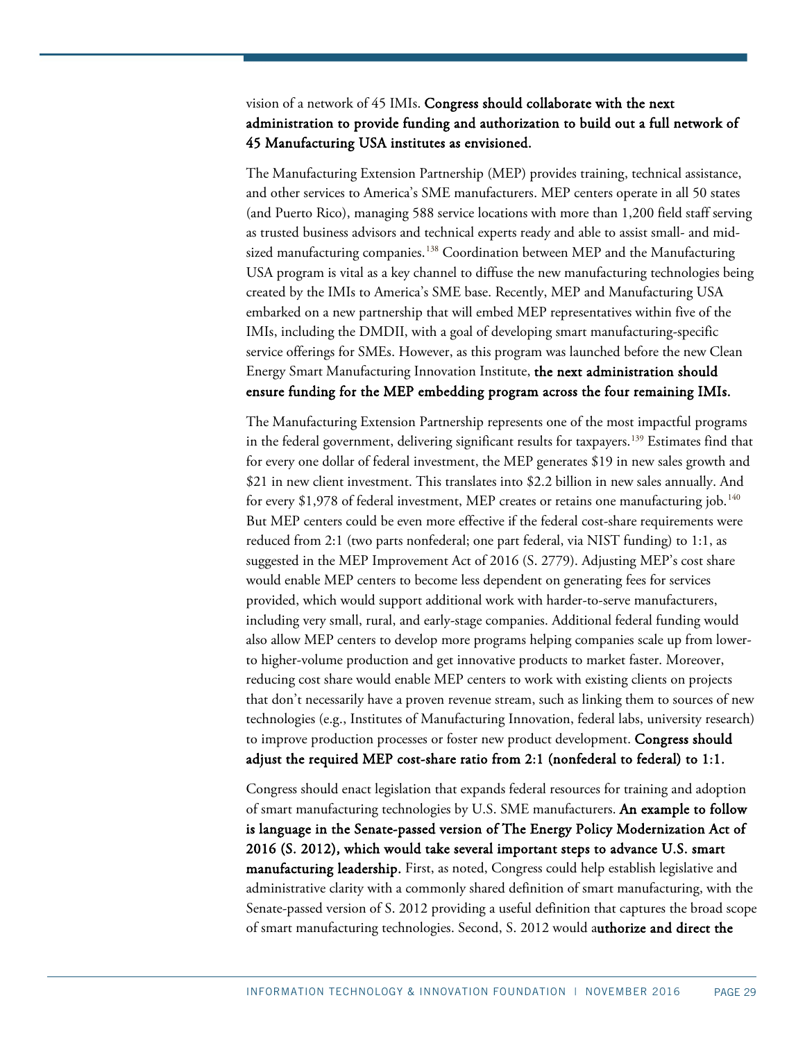vision of a network of 45 IMIs. **Congress should collaborate with the next administration to provide funding and authorization to build out a full network of 45 Manufacturing USA institutes as envisioned.**

The Manufacturing Extension Partnership (MEP) provides training, technical assistance, and other services to America's SME manufacturers. MEP centers operate in all 50 states (and Puerto Rico), managing 588 service locations with more than 1,200 field staff serving as trusted business advisors and technical experts ready and able to assist small- and mid-sized manufacturing companies.[138] Coordination between MEP and the Manufacturing USA program is vital as a key channel to diffuse the new manufacturing technologies being created by the IMIs to America's SME base. Recently, MEP and Manufacturing USA embarked on a new partnership that will embed MEP representatives within five of the IMIs, including the DMDII, with a goal of developing smart manufacturing-specific service offerings for SMEs. However, as this program was launched before the new Clean Energy Smart Manufacturing Innovation Institute, **the next administration should ensure funding for the MEP embedding program across the four remaining IMIs.**

The Manufacturing Extension Partnership represents one of the most impactful programs in the federal government, delivering significant results for taxpayers.[139] Estimates find that for every one dollar of federal investment, the MEP generates $19 in new sales growth and $21 in new client investment. This translates into $2.2 billion in new sales annually. And for every $1,978 of federal investment, MEP creates or retains one manufacturing job.[140] But MEP centers could be even more effective if the federal cost-share requirements were reduced from 2:1 (two parts nonfederal; one part federal, via NIST funding) to 1:1, as suggested in the MEP Improvement Act of 2016 (S. 2779). Adjusting MEP's cost share would enable MEP centers to become less dependent on generating fees for services provided, which would support additional work with harder-to-serve manufacturers, including very small, rural, and early-stage companies. Additional federal funding would also allow MEP centers to develop more programs helping companies scale up from lower- to higher-volume production and get innovative products to market faster. Moreover, reducing cost share would enable MEP centers to work with existing clients on projects that don't necessarily have a proven revenue stream, such as linking them to sources of new technologies (e.g., Institutes of Manufacturing Innovation, federal labs, university research) to improve production processes or foster new product development. **Congress should adjust the required MEP cost-share ratio from 2:1 (nonfederal to federal) to 1:1.**

Congress should enact legislation that expands federal resources for training and adoption of smart manufacturing technologies by U.S. SME manufacturers. **An example to follow is language in the Senate-passed version of The Energy Policy Modernization Act of 2016 (S. 2012), which would take several important steps to advance U.S. smart manufacturing leadership.** First, as noted, Congress could help establish legislative and administrative clarity with a commonly shared definition of smart manufacturing, with the Senate-passed version of S. 2012 providing a useful definition that captures the broad scope of smart manufacturing technologies. Second, S. 2012 would a**uthorize and direct the**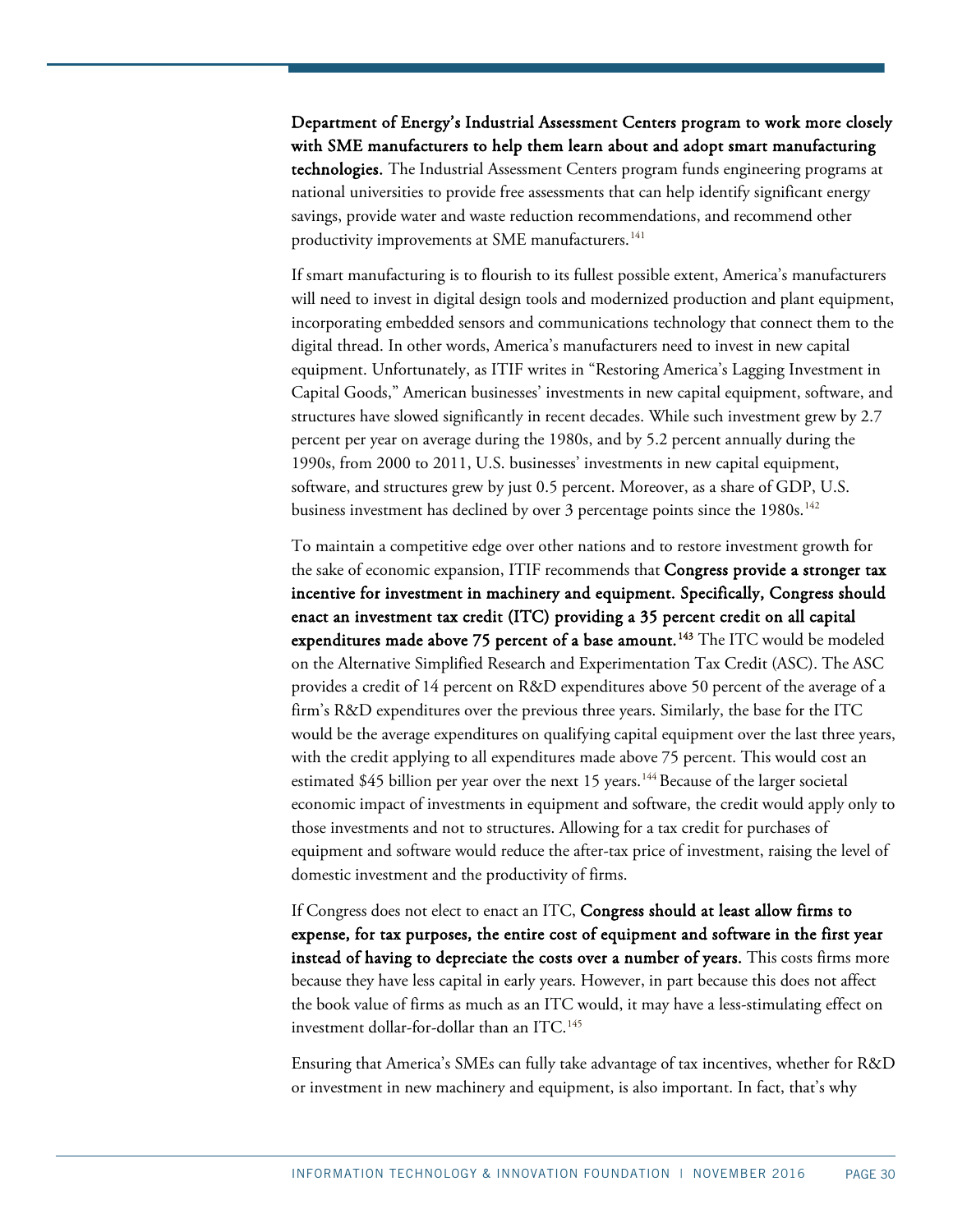**Department of Energy's Industrial Assessment Centers program to work more closely with SME manufacturers to help them learn about and adopt smart manufacturing technologies.** The Industrial Assessment Centers program funds engineering programs at national universities to provide free assessments that can help identify significant energy savings, provide water and waste reduction recommendations, and recommend other productivity improvements at SME manufacturers.[141]

If smart manufacturing is to flourish to its fullest possible extent, America's manufacturers will need to invest in digital design tools and modernized production and plant equipment, incorporating embedded sensors and communications technology that connect them to the digital thread. In other words, America's manufacturers need to invest in new capital equipment. Unfortunately, as ITIF writes in "Restoring America's Lagging Investment in Capital Goods," American businesses' investments in new capital equipment, software, and structures have slowed significantly in recent decades. While such investment grew by 2.7 percent per year on average during the 1980s, and by 5.2 percent annually during the 1990s, from 2000 to 2011, U.S. businesses' investments in new capital equipment, software, and structures grew by just 0.5 percent. Moreover, as a share of GDP, U.S. business investment has declined by over 3 percentage points since the 1980s.[142]

To maintain a competitive edge over other nations and to restore investment growth for the sake of economic expansion, ITIF recommends that **Congress provide a stronger tax incentive for investment in machinery and equipment. Specifically, Congress should enact an investment tax credit (ITC) providing a 35 percent credit on all capital expenditures made above 75 percent of a base amount.**[143] The ITC would be modeled on the Alternative Simplified Research and Experimentation Tax Credit (ASC). The ASC provides a credit of 14 percent on R&D expenditures above 50 percent of the average of a firm's R&D expenditures over the previous three years. Similarly, the base for the ITC would be the average expenditures on qualifying capital equipment over the last three years, with the credit applying to all expenditures made above 75 percent. This would cost an estimated $45 billion per year over the next 15 years.[144] Because of the larger societal economic impact of investments in equipment and software, the credit would apply only to those investments and not to structures. Allowing for a tax credit for purchases of equipment and software would reduce the after-tax price of investment, raising the level of domestic investment and the productivity of firms.

If Congress does not elect to enact an ITC, **Congress should at least allow firms to expense, for tax purposes, the entire cost of equipment and software in the first year instead of having to depreciate the costs over a number of years.** This costs firms more because they have less capital in early years. However, in part because this does not affect the book value of firms as much as an ITC would, it may have a less-stimulating effect on investment dollar-for-dollar than an ITC.[145]

Ensuring that America's SMEs can fully take advantage of tax incentives, whether for R&D or investment in new machinery and equipment, is also important. In fact, that's why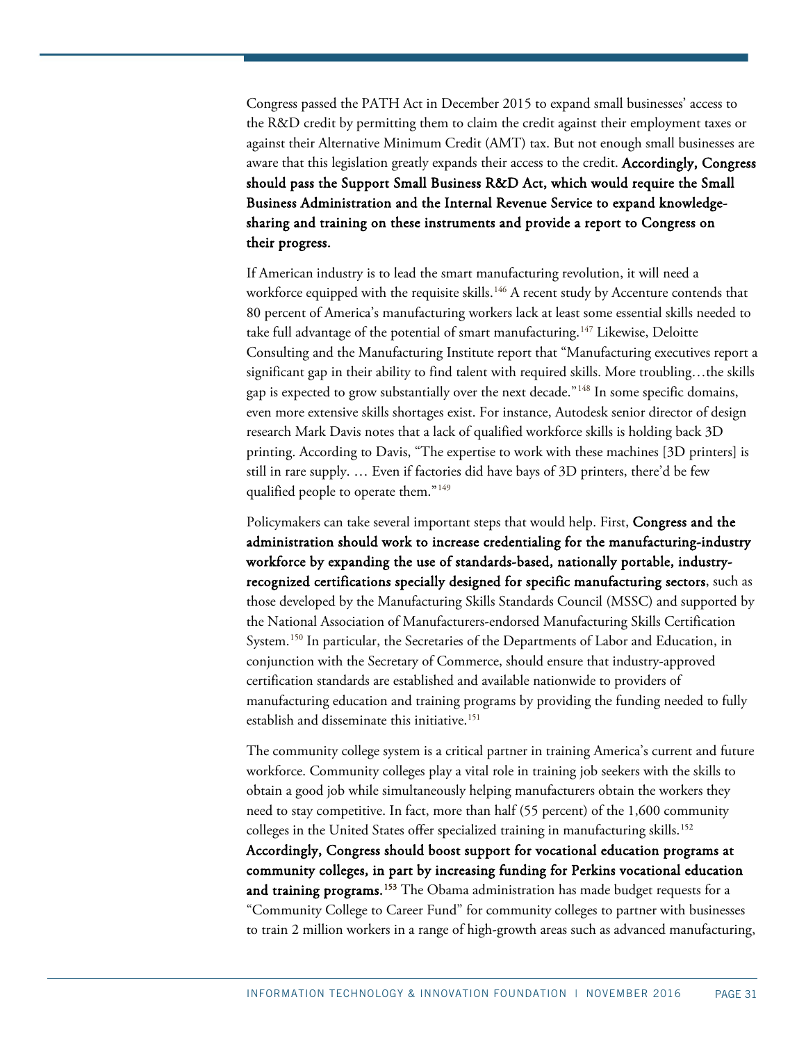Congress passed the PATH Act in December 2015 to expand small businesses' access to the R&D credit by permitting them to claim the credit against their employment taxes or against their Alternative Minimum Credit (AMT) tax. But not enough small businesses are aware that this legislation greatly expands their access to the credit. **Accordingly, Congress should pass the Support Small Business R&D Act, which would require the Small Business Administration and the Internal Revenue Service to expand knowledge-sharing and training on these instruments and provide a report to Congress on their progress.**

If American industry is to lead the smart manufacturing revolution, it will need a workforce equipped with the requisite skills.[146] A recent study by Accenture contends that 80 percent of America's manufacturing workers lack at least some essential skills needed to take full advantage of the potential of smart manufacturing.[147] Likewise, Deloitte Consulting and the Manufacturing Institute report that "Manufacturing executives report a significant gap in their ability to find talent with required skills. More troubling…the skills gap is expected to grow substantially over the next decade."[148] In some specific domains, even more extensive skills shortages exist. For instance, Autodesk senior director of design research Mark Davis notes that a lack of qualified workforce skills is holding back 3D printing. According to Davis, "The expertise to work with these machines [3D printers] is still in rare supply. … Even if factories did have bays of 3D printers, there'd be few qualified people to operate them."[149]

Policymakers can take several important steps that would help. First, **Congress and the administration should work to increase credentialing for the manufacturing-industry workforce by expanding the use of standards-based, nationally portable, industry-recognized certifications specially designed for specific manufacturing sectors**, such as those developed by the Manufacturing Skills Standards Council (MSSC) and supported by the National Association of Manufacturers-endorsed Manufacturing Skills Certification System.[150] In particular, the Secretaries of the Departments of Labor and Education, in conjunction with the Secretary of Commerce, should ensure that industry-approved certification standards are established and available nationwide to providers of manufacturing education and training programs by providing the funding needed to fully establish and disseminate this initiative.[151]

The community college system is a critical partner in training America's current and future workforce. Community colleges play a vital role in training job seekers with the skills to obtain a good job while simultaneously helping manufacturers obtain the workers they need to stay competitive. In fact, more than half (55 percent) of the 1,600 community colleges in the United States offer specialized training in manufacturing skills.[152] **Accordingly, Congress should boost support for vocational education programs at community colleges, in part by increasing funding for Perkins vocational education and training programs.**[153] The Obama administration has made budget requests for a "Community College to Career Fund" for community colleges to partner with businesses to train 2 million workers in a range of high-growth areas such as advanced manufacturing,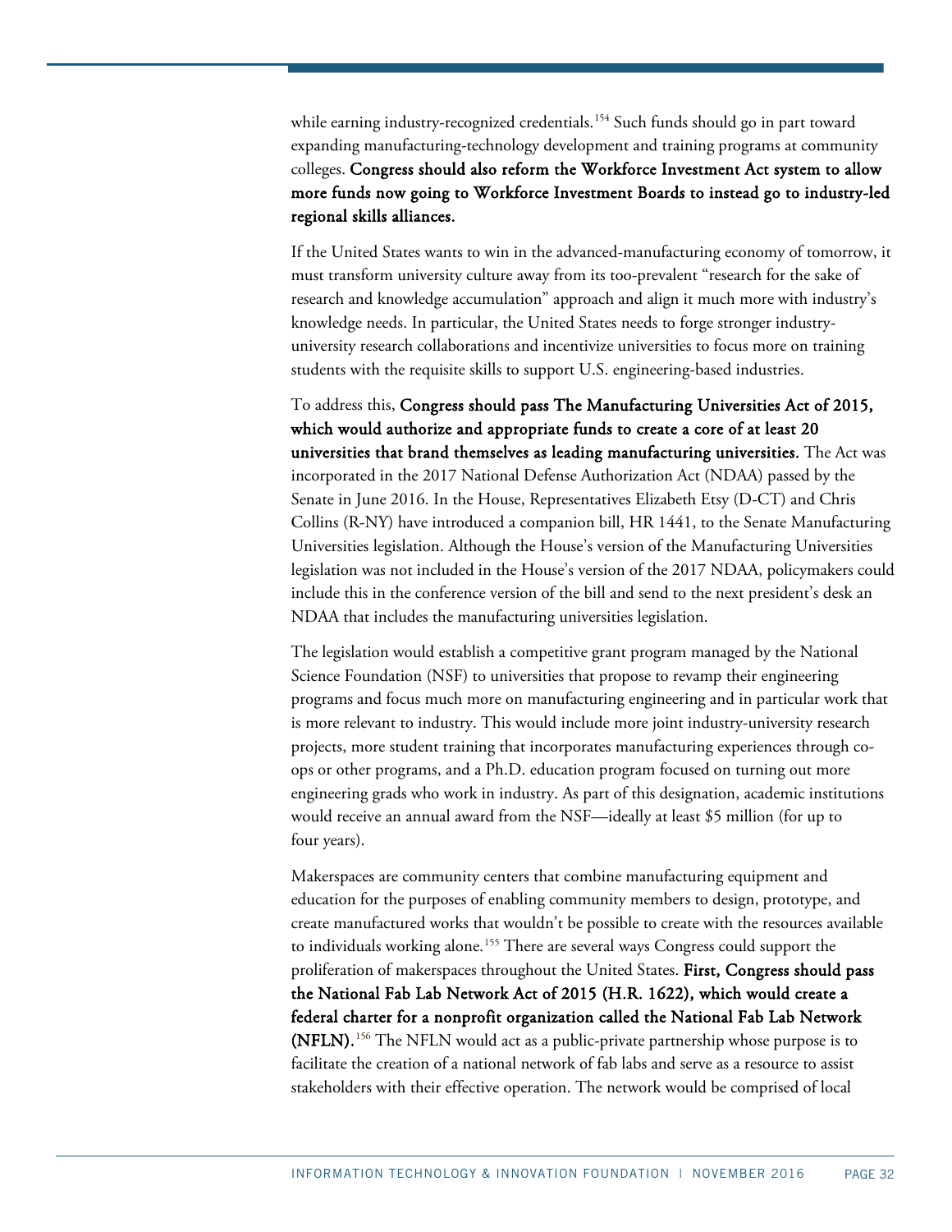while earning industry-recognized credentials.[154] Such funds should go in part toward expanding manufacturing-technology development and training programs at community colleges. **Congress should also reform the Workforce Investment Act system to allow more funds now going to Workforce Investment Boards to instead go to industry-led regional skills alliances.**

If the United States wants to win in the advanced-manufacturing economy of tomorrow, it must transform university culture away from its too-prevalent "research for the sake of research and knowledge accumulation" approach and align it much more with industry's knowledge needs. In particular, the United States needs to forge stronger industry-university research collaborations and incentivize universities to focus more on training students with the requisite skills to support U.S. engineering-based industries.

To address this, **Congress should pass The Manufacturing Universities Act of 2015, which would authorize and appropriate funds to create a core of at least 20 universities that brand themselves as leading manufacturing universities.** The Act was incorporated in the 2017 National Defense Authorization Act (NDAA) passed by the Senate in June 2016. In the House, Representatives Elizabeth Etsy (D-CT) and Chris Collins (R-NY) have introduced a companion bill, HR 1441, to the Senate Manufacturing Universities legislation. Although the House's version of the Manufacturing Universities legislation was not included in the House's version of the 2017 NDAA, policymakers could include this in the conference version of the bill and send to the next president's desk an NDAA that includes the manufacturing universities legislation.

The legislation would establish a competitive grant program managed by the National Science Foundation (NSF) to universities that propose to revamp their engineering programs and focus much more on manufacturing engineering and in particular work that is more relevant to industry. This would include more joint industry-university research projects, more student training that incorporates manufacturing experiences through co-ops or other programs, and a Ph.D. education program focused on turning out more engineering grads who work in industry. As part of this designation, academic institutions would receive an annual award from the NSF—ideally at least $5 million (for up to four years).

Makerspaces are community centers that combine manufacturing equipment and education for the purposes of enabling community members to design, prototype, and create manufactured works that wouldn't be possible to create with the resources available to individuals working alone.[155] There are several ways Congress could support the proliferation of makerspaces throughout the United States. **First, Congress should pass the National Fab Lab Network Act of 2015 (H.R. 1622), which would create a federal charter for a nonprofit organization called the National Fab Lab Network (NFLN).**[156] The NFLN would act as a public-private partnership whose purpose is to facilitate the creation of a national network of fab labs and serve as a resource to assist stakeholders with their effective operation. The network would be comprised of local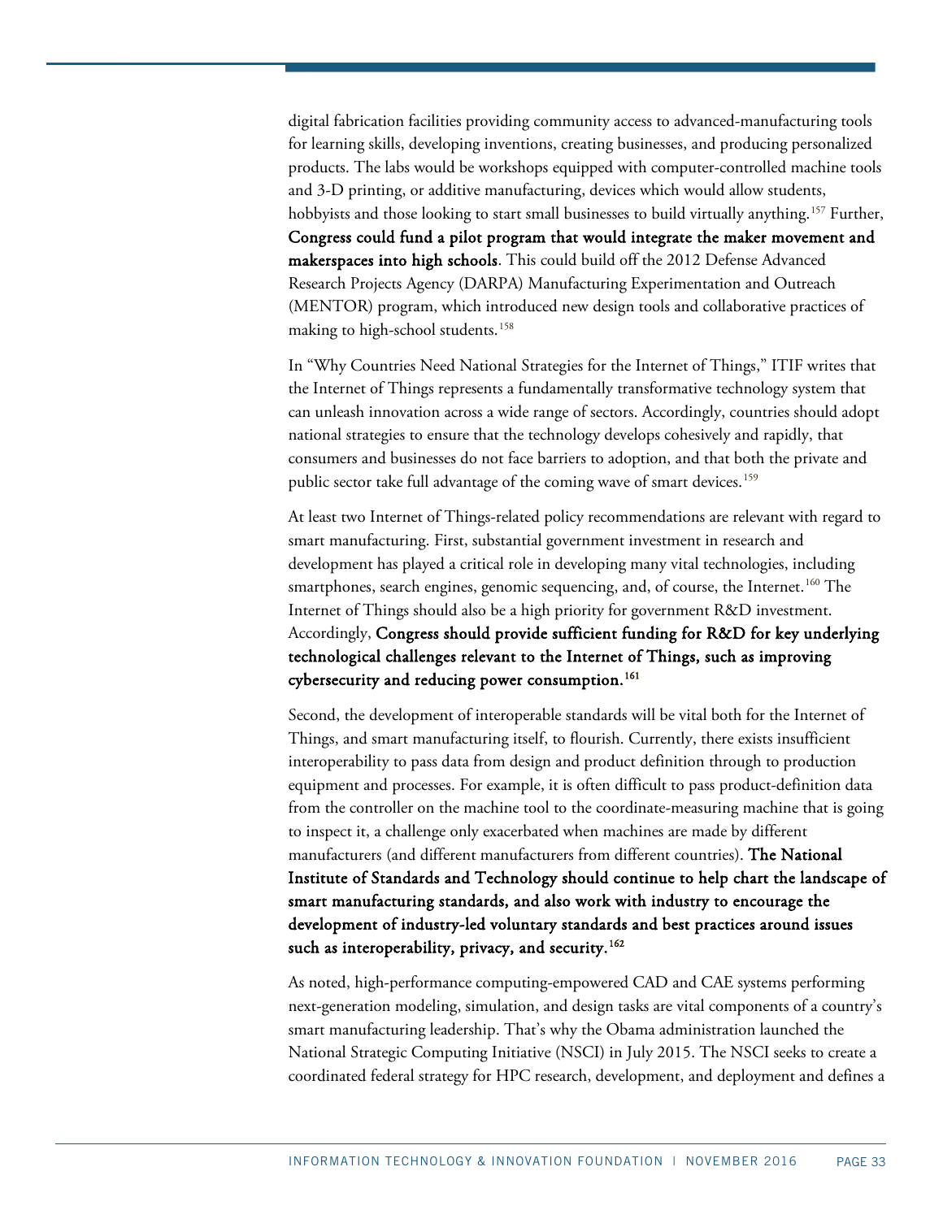digital fabrication facilities providing community access to advanced-manufacturing tools for learning skills, developing inventions, creating businesses, and producing personalized products. The labs would be workshops equipped with computer-controlled machine tools and 3-D printing, or additive manufacturing, devices which would allow students, hobbyists and those looking to start small businesses to build virtually anything.[157] Further, **Congress could fund a pilot program that would integrate the maker movement and makerspaces into high schools**. This could build off the 2012 Defense Advanced Research Projects Agency (DARPA) Manufacturing Experimentation and Outreach (MENTOR) program, which introduced new design tools and collaborative practices of making to high-school students.[158]

In "Why Countries Need National Strategies for the Internet of Things," ITIF writes that the Internet of Things represents a fundamentally transformative technology system that can unleash innovation across a wide range of sectors. Accordingly, countries should adopt national strategies to ensure that the technology develops cohesively and rapidly, that consumers and businesses do not face barriers to adoption, and that both the private and public sector take full advantage of the coming wave of smart devices.[159]

At least two Internet of Things-related policy recommendations are relevant with regard to smart manufacturing. First, substantial government investment in research and development has played a critical role in developing many vital technologies, including smartphones, search engines, genomic sequencing, and, of course, the Internet.[160] The Internet of Things should also be a high priority for government R&D investment. Accordingly, **Congress should provide sufficient funding for R&D for key underlying technological challenges relevant to the Internet of Things, such as improving cybersecurity and reducing power consumption.**[161]

Second, the development of interoperable standards will be vital both for the Internet of Things, and smart manufacturing itself, to flourish. Currently, there exists insufficient interoperability to pass data from design and product definition through to production equipment and processes. For example, it is often difficult to pass product-definition data from the controller on the machine tool to the coordinate-measuring machine that is going to inspect it, a challenge only exacerbated when machines are made by different manufacturers (and different manufacturers from different countries). **The National Institute of Standards and Technology should continue to help chart the landscape of smart manufacturing standards, and also work with industry to encourage the development of industry-led voluntary standards and best practices around issues such as interoperability, privacy, and security.**[162]

As noted, high-performance computing-empowered CAD and CAE systems performing next-generation modeling, simulation, and design tasks are vital components of a country's smart manufacturing leadership. That's why the Obama administration launched the National Strategic Computing Initiative (NSCI) in July 2015. The NSCI seeks to create a coordinated federal strategy for HPC research, development, and deployment and defines a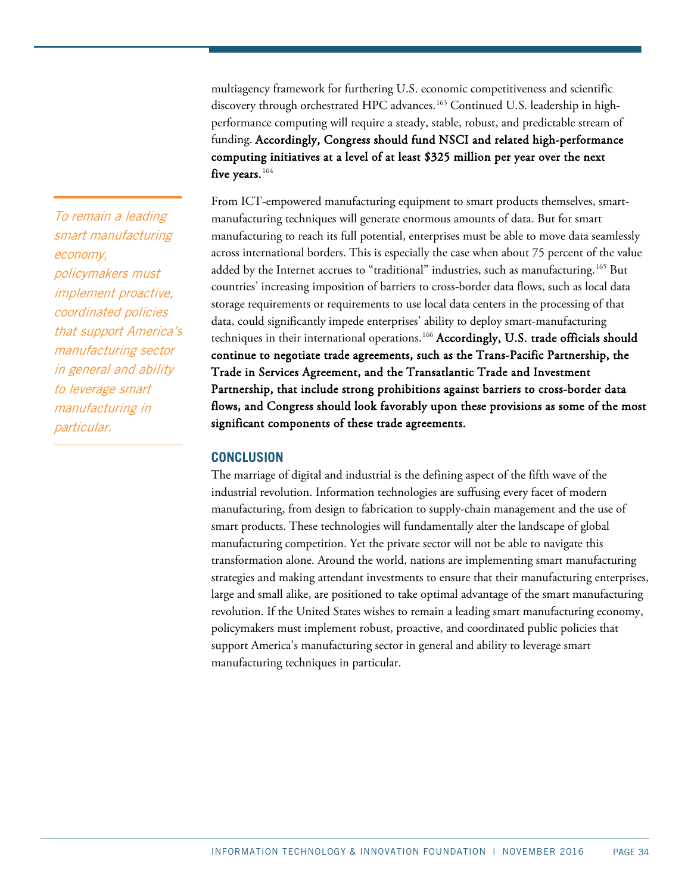multiagency framework for furthering U.S. economic competitiveness and scientific discovery through orchestrated HPC advances.[163] Continued U.S. leadership in high-performance computing will require a steady, stable, robust, and predictable stream of funding. **Accordingly, Congress should fund NSCI and related high-performance computing initiatives at a level of at least $325 million per year over the next five years.**[164]

*To remain a leading smart manufacturing economy, policymakers must implement proactive, coordinated policies that support America's manufacturing sector in general and ability to leverage smart manufacturing in particular.*

From ICT-empowered manufacturing equipment to smart products themselves, smart-manufacturing techniques will generate enormous amounts of data. But for smart manufacturing to reach its full potential, enterprises must be able to move data seamlessly across international borders. This is especially the case when about 75 percent of the value added by the Internet accrues to "traditional" industries, such as manufacturing.[165] But countries' increasing imposition of barriers to cross-border data flows, such as local data storage requirements or requirements to use local data centers in the processing of that data, could significantly impede enterprises' ability to deploy smart-manufacturing techniques in their international operations.[166] **Accordingly, U.S. trade officials should continue to negotiate trade agreements, such as the Trans-Pacific Partnership, the Trade in Services Agreement, and the Transatlantic Trade and Investment Partnership, that include strong prohibitions against barriers to cross-border data flows, and Congress should look favorably upon these provisions as some of the most significant components of these trade agreements.**

## CONCLUSION

The marriage of digital and industrial is the defining aspect of the fifth wave of the industrial revolution. Information technologies are suffusing every facet of modern manufacturing, from design to fabrication to supply-chain management and the use of smart products. These technologies will fundamentally alter the landscape of global manufacturing competition. Yet the private sector will not be able to navigate this transformation alone. Around the world, nations are implementing smart manufacturing strategies and making attendant investments to ensure that their manufacturing enterprises, large and small alike, are positioned to take optimal advantage of the smart manufacturing revolution. If the United States wishes to remain a leading smart manufacturing economy, policymakers must implement robust, proactive, and coordinated public policies that support America's manufacturing sector in general and ability to leverage smart manufacturing techniques in particular.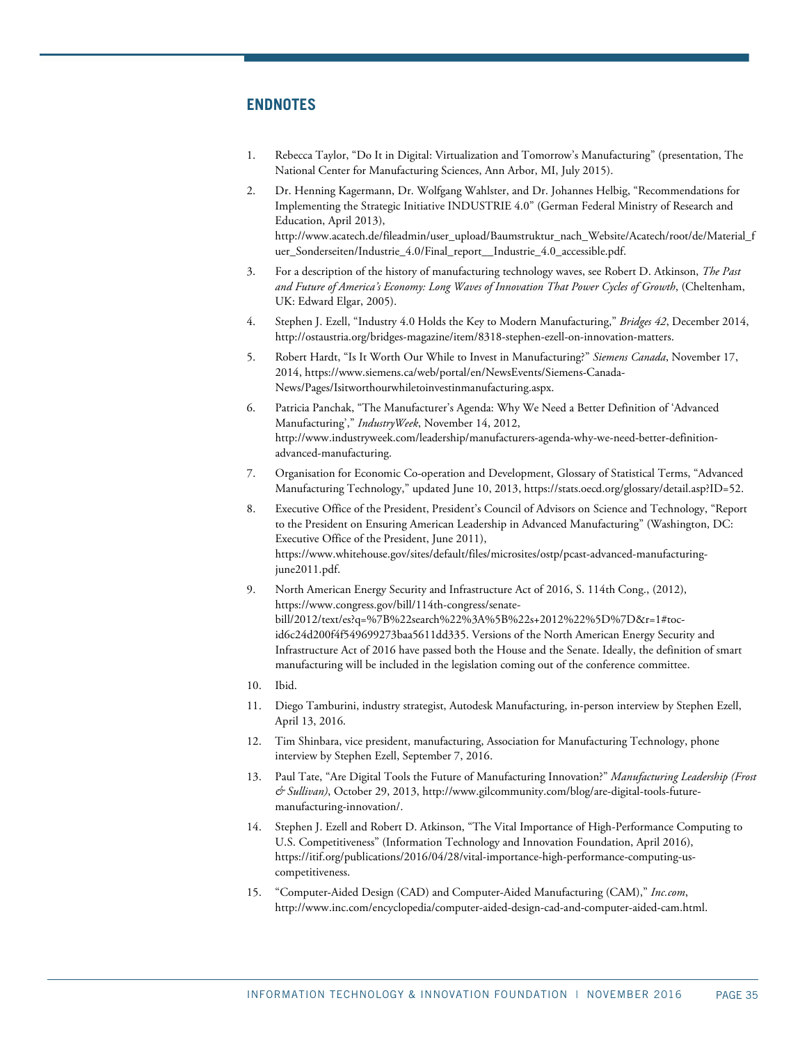## ENDNOTES

1. Rebecca Taylor, "Do It in Digital: Virtualization and Tomorrow's Manufacturing" (presentation, The National Center for Manufacturing Sciences, Ann Arbor, MI, July 2015).
2. Dr. Henning Kagermann, Dr. Wolfgang Wahlster, and Dr. Johannes Helbig, "Recommendations for Implementing the Strategic Initiative INDUSTRIE 4.0" (German Federal Ministry of Research and Education, April 2013), http://www.acatech.de/fileadmin/user_upload/Baumstruktur_nach_Website/Acatech/root/de/Material_fuer_Sonderseiten/Industrie_4.0/Final_report__Industrie_4.0_accessible.pdf.
3. For a description of the history of manufacturing technology waves, see Robert D. Atkinson, *The Past and Future of America's Economy: Long Waves of Innovation That Power Cycles of Growth*, (Cheltenham, UK: Edward Elgar, 2005).
4. Stephen J. Ezell, "Industry 4.0 Holds the Key to Modern Manufacturing," *Bridges 42*, December 2014, http://ostaustria.org/bridges-magazine/item/8318-stephen-ezell-on-innovation-matters.
5. Robert Hardt, "Is It Worth Our While to Invest in Manufacturing?" *Siemens Canada*, November 17, 2014, https://www.siemens.ca/web/portal/en/NewsEvents/Siemens-Canada-News/Pages/Isitworthourwhiletoinvestinmanufacturing.aspx.
6. Patricia Panchak, "The Manufacturer's Agenda: Why We Need a Better Definition of 'Advanced Manufacturing'," *IndustryWeek*, November 14, 2012, http://www.industryweek.com/leadership/manufacturers-agenda-why-we-need-better-definition-advanced-manufacturing.
7. Organisation for Economic Co-operation and Development, Glossary of Statistical Terms, "Advanced Manufacturing Technology," updated June 10, 2013, https://stats.oecd.org/glossary/detail.asp?ID=52.
8. Executive Office of the President, President's Council of Advisors on Science and Technology, "Report to the President on Ensuring American Leadership in Advanced Manufacturing" (Washington, DC: Executive Office of the President, June 2011), https://www.whitehouse.gov/sites/default/files/microsites/ostp/pcast-advanced-manufacturing-june2011.pdf.
9. North American Energy Security and Infrastructure Act of 2016, S. 114th Cong., (2012), https://www.congress.gov/bill/114th-congress/senate-bill/2012/text/es?q=%7B%22search%22%3A%5B%22s+2012%22%5D%7D&r=1#toc-id6c24d200f4f549699273baa5611dd335. Versions of the North American Energy Security and Infrastructure Act of 2016 have passed both the House and the Senate. Ideally, the definition of smart manufacturing will be included in the legislation coming out of the conference committee.
10. Ibid.
11. Diego Tamburini, industry strategist, Autodesk Manufacturing, in-person interview by Stephen Ezell, April 13, 2016.
12. Tim Shinbara, vice president, manufacturing, Association for Manufacturing Technology, phone interview by Stephen Ezell, September 7, 2016.
13. Paul Tate, "Are Digital Tools the Future of Manufacturing Innovation?" *Manufacturing Leadership (Frost & Sullivan)*, October 29, 2013, http://www.gilcommunity.com/blog/are-digital-tools-future-manufacturing-innovation/.
14. Stephen J. Ezell and Robert D. Atkinson, "The Vital Importance of High-Performance Computing to U.S. Competitiveness" (Information Technology and Innovation Foundation, April 2016), https://itif.org/publications/2016/04/28/vital-importance-high-performance-computing-us-competitiveness.
15. "Computer-Aided Design (CAD) and Computer-Aided Manufacturing (CAM)," *Inc.com*, http://www.inc.com/encyclopedia/computer-aided-design-cad-and-computer-aided-cam.html.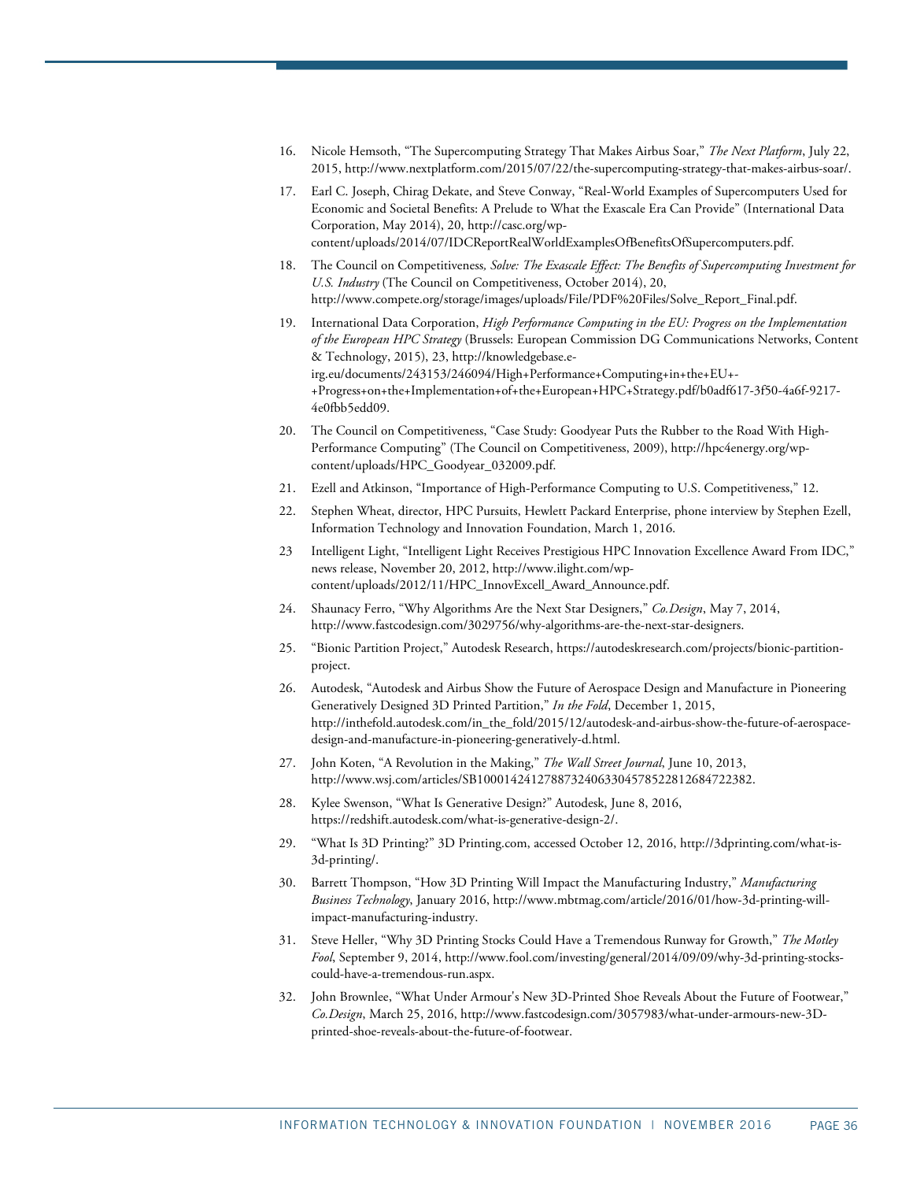16. Nicole Hemsoth, "The Supercomputing Strategy That Makes Airbus Soar," *The Next Platform*, July 22, 2015, http://www.nextplatform.com/2015/07/22/the-supercomputing-strategy-that-makes-airbus-soar/.

17. Earl C. Joseph, Chirag Dekate, and Steve Conway, "Real-World Examples of Supercomputers Used for Economic and Societal Benefits: A Prelude to What the Exascale Era Can Provide" (International Data Corporation, May 2014), 20, http://casc.org/wp-content/uploads/2014/07/IDCReportRealWorldExamplesOfBenefitsOfSupercomputers.pdf.

18. The Council on Competitiveness, *Solve: The Exascale Effect: The Benefits of Supercomputing Investment for U.S. Industry* (The Council on Competitiveness, October 2014), 20, http://www.compete.org/storage/images/uploads/File/PDF%20Files/Solve_Report_Final.pdf.

19. International Data Corporation, *High Performance Computing in the EU: Progress on the Implementation of the European HPC Strategy* (Brussels: European Commission DG Communications Networks, Content & Technology, 2015), 23, http://knowledgebase.e-irg.eu/documents/243153/246094/High+Performance+Computing+in+the+EU+-+Progress+on+the+Implementation+of+the+European+HPC+Strategy.pdf/b0adf617-3f50-4a6f-9217-4e0fbb5edd09.

20. The Council on Competitiveness, "Case Study: Goodyear Puts the Rubber to the Road With High-Performance Computing" (The Council on Competitiveness, 2009), http://hpc4energy.org/wp-content/uploads/HPC_Goodyear_032009.pdf.

21. Ezell and Atkinson, "Importance of High-Performance Computing to U.S. Competitiveness," 12.

22. Stephen Wheat, director, HPC Pursuits, Hewlett Packard Enterprise, phone interview by Stephen Ezell, Information Technology and Innovation Foundation, March 1, 2016.

23 Intelligent Light, "Intelligent Light Receives Prestigious HPC Innovation Excellence Award From IDC," news release, November 20, 2012, http://www.ilight.com/wp-content/uploads/2012/11/HPC_InnovExcell_Award_Announce.pdf.

24. Shaunacy Ferro, "Why Algorithms Are the Next Star Designers," *Co.Design*, May 7, 2014, http://www.fastcodesign.com/3029756/why-algorithms-are-the-next-star-designers.

25. "Bionic Partition Project," Autodesk Research, https://autodeskresearch.com/projects/bionic-partition-project.

26. Autodesk, "Autodesk and Airbus Show the Future of Aerospace Design and Manufacture in Pioneering Generatively Designed 3D Printed Partition," *In the Fold*, December 1, 2015, http://inthefold.autodesk.com/in_the_fold/2015/12/autodesk-and-airbus-show-the-future-of-aerospace-design-and-manufacture-in-pioneering-generatively-d.html.

27. John Koten, "A Revolution in the Making," *The Wall Street Journal*, June 10, 2013, http://www.wsj.com/articles/SB10001424127887324063304578522812684722382.

28. Kylee Swenson, "What Is Generative Design?" Autodesk, June 8, 2016, https://redshift.autodesk.com/what-is-generative-design-2/.

29. "What Is 3D Printing?" 3D Printing.com, accessed October 12, 2016, http://3dprinting.com/what-is-3d-printing/.

30. Barrett Thompson, "How 3D Printing Will Impact the Manufacturing Industry," *Manufacturing Business Technology*, January 2016, http://www.mbtmag.com/article/2016/01/how-3d-printing-will-impact-manufacturing-industry.

31. Steve Heller, "Why 3D Printing Stocks Could Have a Tremendous Runway for Growth," *The Motley Fool*, September 9, 2014, http://www.fool.com/investing/general/2014/09/09/why-3d-printing-stocks-could-have-a-tremendous-run.aspx.

32. John Brownlee, "What Under Armour's New 3D-Printed Shoe Reveals About the Future of Footwear," *Co.Design*, March 25, 2016, http://www.fastcodesign.com/3057983/what-under-armours-new-3D-printed-shoe-reveals-about-the-future-of-footwear.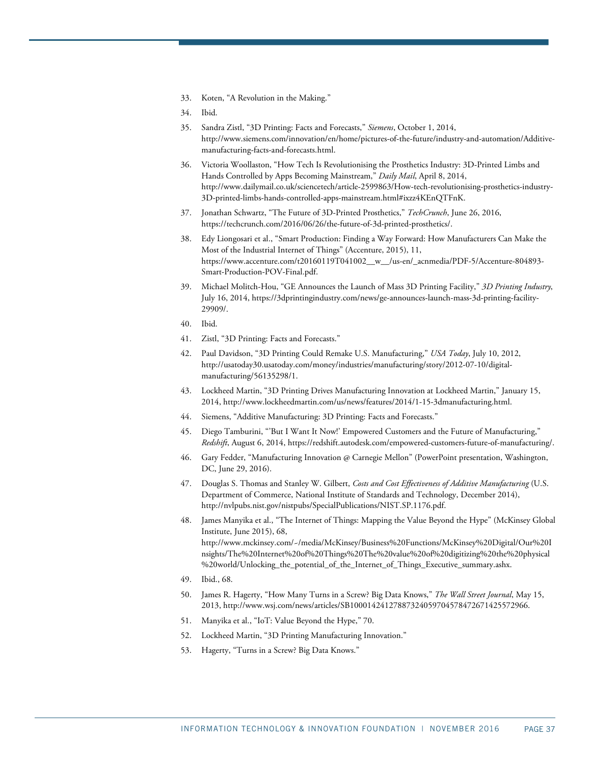33. Koten, "A Revolution in the Making."
34. Ibid.
35. Sandra Zistl, "3D Printing: Facts and Forecasts," *Siemens*, October 1, 2014, http://www.siemens.com/innovation/en/home/pictures-of-the-future/industry-and-automation/Additive-manufacturing-facts-and-forecasts.html.
36. Victoria Woollaston, "How Tech Is Revolutionising the Prosthetics Industry: 3D-Printed Limbs and Hands Controlled by Apps Becoming Mainstream," *Daily Mail*, April 8, 2014, http://www.dailymail.co.uk/sciencetech/article-2599863/How-tech-revolutionising-prosthetics-industry-3D-printed-limbs-hands-controlled-apps-mainstream.html#ixzz4KEnQTFnK.
37. Jonathan Schwartz, "The Future of 3D-Printed Prosthetics," *TechCrunch*, June 26, 2016, https://techcrunch.com/2016/06/26/the-future-of-3d-printed-prosthetics/.
38. Edy Liongosari et al., "Smart Production: Finding a Way Forward: How Manufacturers Can Make the Most of the Industrial Internet of Things" (Accenture, 2015), 11, https://www.accenture.com/t20160119T041002__w__/us-en/_acnmedia/PDF-5/Accenture-804893-Smart-Production-POV-Final.pdf.
39. Michael Molitch-Hou, "GE Announces the Launch of Mass 3D Printing Facility," *3D Printing Industry*, July 16, 2014, https://3dprintingindustry.com/news/ge-announces-launch-mass-3d-printing-facility-29909/.
40. Ibid.
41. Zistl, "3D Printing: Facts and Forecasts."
42. Paul Davidson, "3D Printing Could Remake U.S. Manufacturing," *USA Today*, July 10, 2012, http://usatoday30.usatoday.com/money/industries/manufacturing/story/2012-07-10/digital-manufacturing/56135298/1.
43. Lockheed Martin, "3D Printing Drives Manufacturing Innovation at Lockheed Martin," January 15, 2014, http://www.lockheedmartin.com/us/news/features/2014/1-15-3dmanufacturing.html.
44. Siemens, "Additive Manufacturing: 3D Printing: Facts and Forecasts."
45. Diego Tamburini, "'But I Want It Now!' Empowered Customers and the Future of Manufacturing," *Redshift*, August 6, 2014, https://redshift.autodesk.com/empowered-customers-future-of-manufacturing/.
46. Gary Fedder, "Manufacturing Innovation @ Carnegie Mellon" (PowerPoint presentation, Washington, DC, June 29, 2016).
47. Douglas S. Thomas and Stanley W. Gilbert, *Costs and Cost Effectiveness of Additive Manufacturing* (U.S. Department of Commerce, National Institute of Standards and Technology, December 2014), http://nvlpubs.nist.gov/nistpubs/SpecialPublications/NIST.SP.1176.pdf.
48. James Manyika et al., "The Internet of Things: Mapping the Value Beyond the Hype" (McKinsey Global Institute, June 2015), 68, http://www.mckinsey.com/~/media/McKinsey/Business%20Functions/McKinsey%20Digital/Our%20Insights/The%20Internet%20of%20Things%20The%20value%20of%20digitizing%20the%20physical%20world/Unlocking_the_potential_of_the_Internet_of_Things_Executive_summary.ashx.
49. Ibid., 68.
50. James R. Hagerty, "How Many Turns in a Screw? Big Data Knows," *The Wall Street Journal*, May 15, 2013, http://www.wsj.com/news/articles/SB10001424127887324059704578472671425572966.
51. Manyika et al., "IoT: Value Beyond the Hype," 70.
52. Lockheed Martin, "3D Printing Manufacturing Innovation."
53. Hagerty, "Turns in a Screw? Big Data Knows."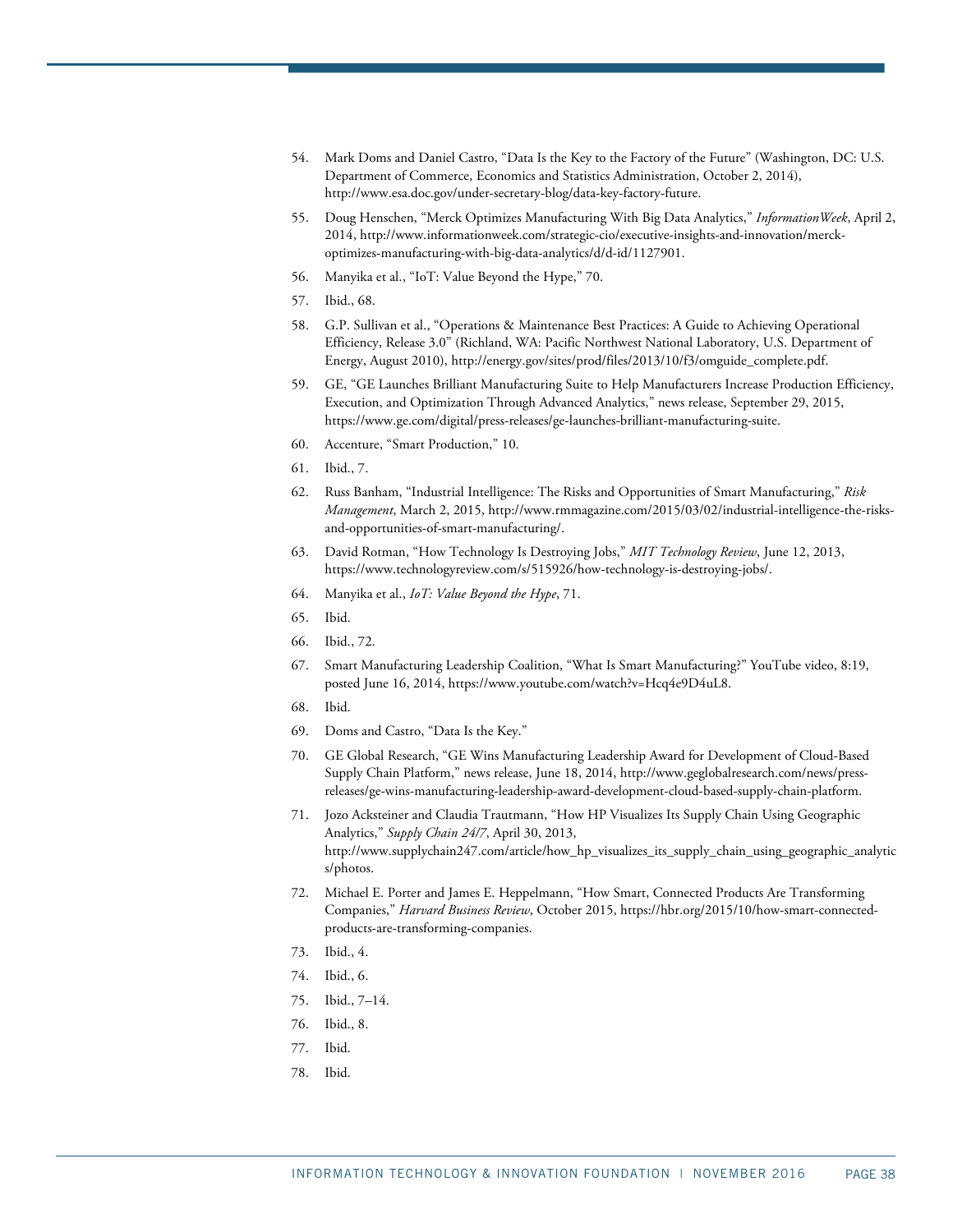54. Mark Doms and Daniel Castro, "Data Is the Key to the Factory of the Future" (Washington, DC: U.S. Department of Commerce, Economics and Statistics Administration, October 2, 2014), http://www.esa.doc.gov/under-secretary-blog/data-key-factory-future.
55. Doug Henschen, "Merck Optimizes Manufacturing With Big Data Analytics," *InformationWeek*, April 2, 2014, http://www.informationweek.com/strategic-cio/executive-insights-and-innovation/merck-optimizes-manufacturing-with-big-data-analytics/d/d-id/1127901.
56. Manyika et al., "IoT: Value Beyond the Hype," 70.
57. Ibid., 68.
58. G.P. Sullivan et al., "Operations & Maintenance Best Practices: A Guide to Achieving Operational Efficiency, Release 3.0" (Richland, WA: Pacific Northwest National Laboratory, U.S. Department of Energy, August 2010), http://energy.gov/sites/prod/files/2013/10/f3/omguide_complete.pdf.
59. GE, "GE Launches Brilliant Manufacturing Suite to Help Manufacturers Increase Production Efficiency, Execution, and Optimization Through Advanced Analytics," news release, September 29, 2015, https://www.ge.com/digital/press-releases/ge-launches-brilliant-manufacturing-suite.
60. Accenture, "Smart Production," 10.
61. Ibid., 7.
62. Russ Banham, "Industrial Intelligence: The Risks and Opportunities of Smart Manufacturing," *Risk Management*, March 2, 2015, http://www.rmmagazine.com/2015/03/02/industrial-intelligence-the-risks-and-opportunities-of-smart-manufacturing/.
63. David Rotman, "How Technology Is Destroying Jobs," *MIT Technology Review*, June 12, 2013, https://www.technologyreview.com/s/515926/how-technology-is-destroying-jobs/.
64. Manyika et al., *IoT: Value Beyond the Hype*, 71.
65. Ibid.
66. Ibid., 72.
67. Smart Manufacturing Leadership Coalition, "What Is Smart Manufacturing?" YouTube video, 8:19, posted June 16, 2014, https://www.youtube.com/watch?v=Hcq4e9D4uL8.
68. Ibid.
69. Doms and Castro, "Data Is the Key."
70. GE Global Research, "GE Wins Manufacturing Leadership Award for Development of Cloud-Based Supply Chain Platform," news release, June 18, 2014, http://www.geglobalresearch.com/news/press-releases/ge-wins-manufacturing-leadership-award-development-cloud-based-supply-chain-platform.
71. Jozo Acksteiner and Claudia Trautmann, "How HP Visualizes Its Supply Chain Using Geographic Analytics," *Supply Chain 24/7*, April 30, 2013, http://www.supplychain247.com/article/how_hp_visualizes_its_supply_chain_using_geographic_analytics/photos.
72. Michael E. Porter and James E. Heppelmann, "How Smart, Connected Products Are Transforming Companies," *Harvard Business Review*, October 2015, https://hbr.org/2015/10/how-smart-connected-products-are-transforming-companies.
73. Ibid., 4.
74. Ibid., 6.
75. Ibid., 7–14.
76. Ibid., 8.
77. Ibid.
78. Ibid.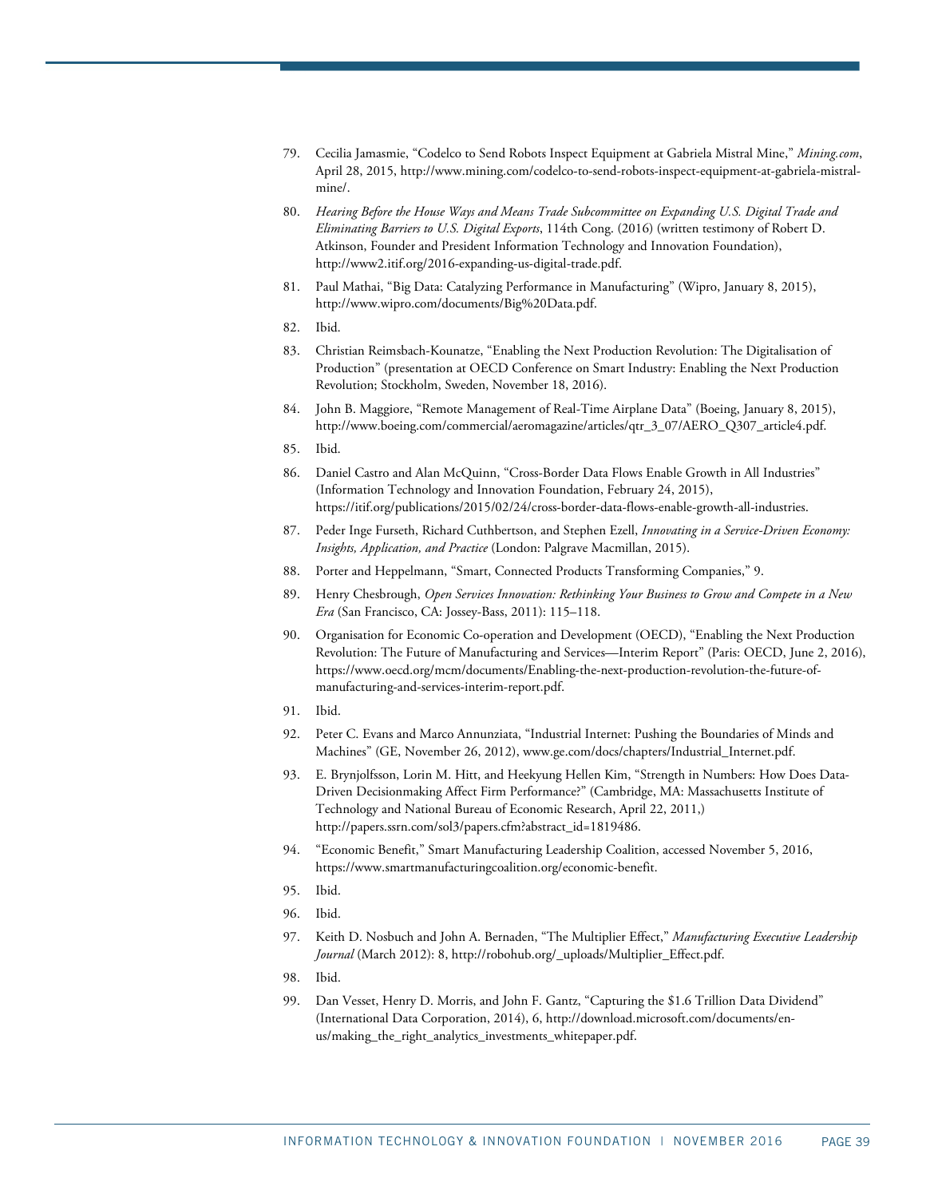79. Cecilia Jamasmie, "Codelco to Send Robots Inspect Equipment at Gabriela Mistral Mine," *Mining.com*, April 28, 2015, http://www.mining.com/codelco-to-send-robots-inspect-equipment-at-gabriela-mistral-mine/.

80. *Hearing Before the House Ways and Means Trade Subcommittee on Expanding U.S. Digital Trade and Eliminating Barriers to U.S. Digital Exports*, 114th Cong. (2016) (written testimony of Robert D. Atkinson, Founder and President Information Technology and Innovation Foundation), http://www2.itif.org/2016-expanding-us-digital-trade.pdf.

81. Paul Mathai, "Big Data: Catalyzing Performance in Manufacturing" (Wipro, January 8, 2015), http://www.wipro.com/documents/Big%20Data.pdf.

82. Ibid.

83. Christian Reimsbach-Kounatze, "Enabling the Next Production Revolution: The Digitalisation of Production" (presentation at OECD Conference on Smart Industry: Enabling the Next Production Revolution; Stockholm, Sweden, November 18, 2016).

84. John B. Maggiore, "Remote Management of Real-Time Airplane Data" (Boeing, January 8, 2015), http://www.boeing.com/commercial/aeromagazine/articles/qtr_3_07/AERO_Q307_article4.pdf.

85. Ibid.

86. Daniel Castro and Alan McQuinn, "Cross-Border Data Flows Enable Growth in All Industries" (Information Technology and Innovation Foundation, February 24, 2015), https://itif.org/publications/2015/02/24/cross-border-data-flows-enable-growth-all-industries.

87. Peder Inge Furseth, Richard Cuthbertson, and Stephen Ezell, *Innovating in a Service-Driven Economy: Insights, Application, and Practice* (London: Palgrave Macmillan, 2015).

88. Porter and Heppelmann, "Smart, Connected Products Transforming Companies," 9.

89. Henry Chesbrough, *Open Services Innovation: Rethinking Your Business to Grow and Compete in a New Era* (San Francisco, CA: Jossey-Bass, 2011): 115–118.

90. Organisation for Economic Co-operation and Development (OECD), "Enabling the Next Production Revolution: The Future of Manufacturing and Services—Interim Report" (Paris: OECD, June 2, 2016), https://www.oecd.org/mcm/documents/Enabling-the-next-production-revolution-the-future-of-manufacturing-and-services-interim-report.pdf.

91. Ibid.

92. Peter C. Evans and Marco Annunziata, "Industrial Internet: Pushing the Boundaries of Minds and Machines" (GE, November 26, 2012), www.ge.com/docs/chapters/Industrial_Internet.pdf.

93. E. Brynjolfsson, Lorin M. Hitt, and Heekyung Hellen Kim, "Strength in Numbers: How Does Data-Driven Decisionmaking Affect Firm Performance?" (Cambridge, MA: Massachusetts Institute of Technology and National Bureau of Economic Research, April 22, 2011,) http://papers.ssrn.com/sol3/papers.cfm?abstract_id=1819486.

94. "Economic Benefit," Smart Manufacturing Leadership Coalition, accessed November 5, 2016, https://www.smartmanufacturingcoalition.org/economic-benefit.

95. Ibid.

96. Ibid.

97. Keith D. Nosbuch and John A. Bernaden, "The Multiplier Effect," *Manufacturing Executive Leadership Journal* (March 2012): 8, http://robohub.org/_uploads/Multiplier_Effect.pdf.

98. Ibid.

99. Dan Vesset, Henry D. Morris, and John F. Gantz, "Capturing the $1.6 Trillion Data Dividend" (International Data Corporation, 2014), 6, http://download.microsoft.com/documents/en-us/making_the_right_analytics_investments_whitepaper.pdf.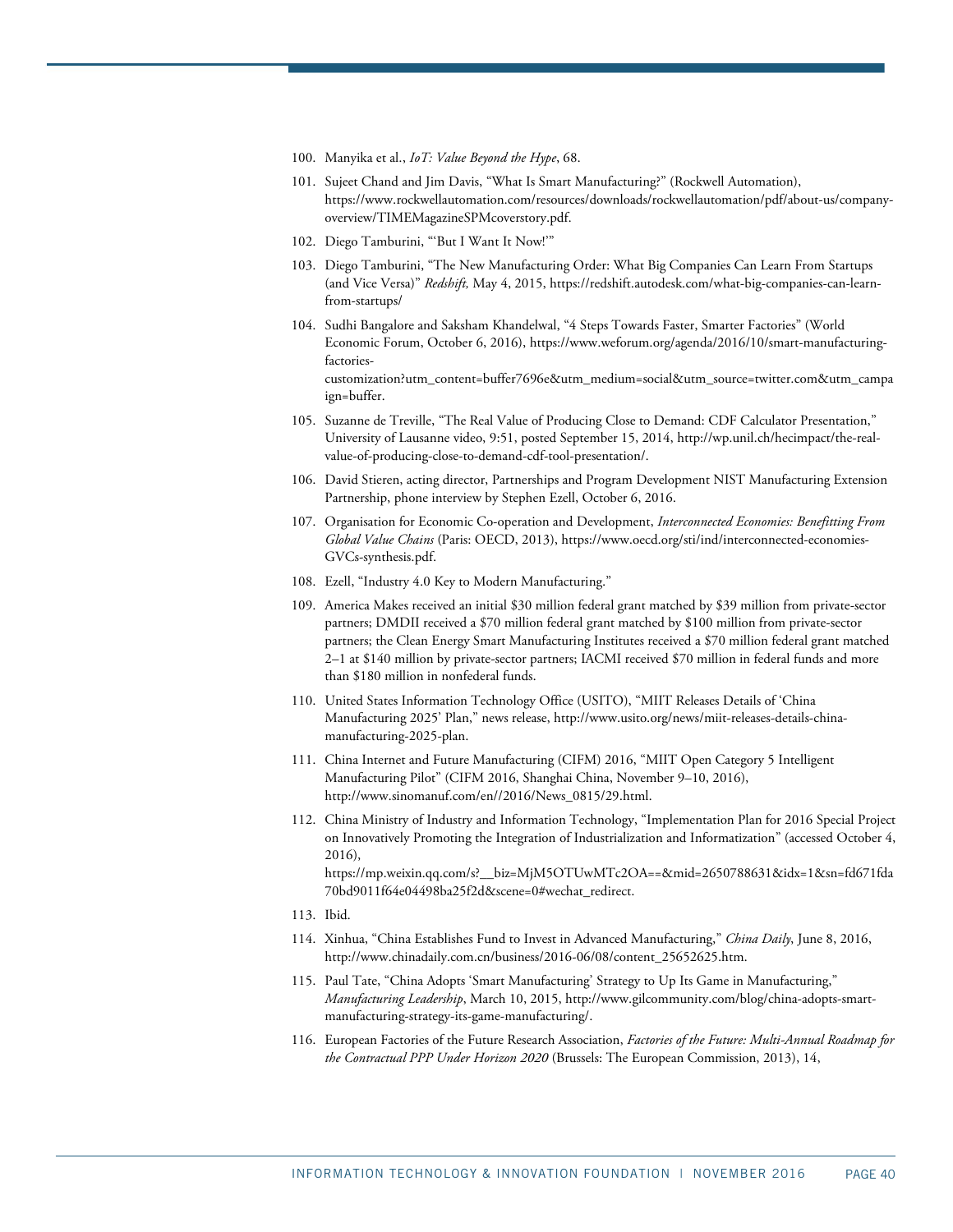100. Manyika et al., *IoT: Value Beyond the Hype*, 68.

101. Sujeet Chand and Jim Davis, "What Is Smart Manufacturing?" (Rockwell Automation), https://www.rockwellautomation.com/resources/downloads/rockwellautomation/pdf/about-us/company-overview/TIMEMagazineSPMcoverstory.pdf.

102. Diego Tamburini, "'But I Want It Now!'"

103. Diego Tamburini, "The New Manufacturing Order: What Big Companies Can Learn From Startups (and Vice Versa)" *Redshift,* May 4, 2015, https://redshift.autodesk.com/what-big-companies-can-learn-from-startups/

104. Sudhi Bangalore and Saksham Khandelwal, "4 Steps Towards Faster, Smarter Factories" (World Economic Forum, October 6, 2016), https://www.weforum.org/agenda/2016/10/smart-manufacturing-factories-customization?utm_content=buffer7696e&utm_medium=social&utm_source=twitter.com&utm_campaign=buffer.

105. Suzanne de Treville, "The Real Value of Producing Close to Demand: CDF Calculator Presentation," University of Lausanne video, 9:51, posted September 15, 2014, http://wp.unil.ch/hecimpact/the-real-value-of-producing-close-to-demand-cdf-tool-presentation/.

106. David Stieren, acting director, Partnerships and Program Development NIST Manufacturing Extension Partnership, phone interview by Stephen Ezell, October 6, 2016.

107. Organisation for Economic Co-operation and Development, *Interconnected Economies: Benefitting From Global Value Chains* (Paris: OECD, 2013), https://www.oecd.org/sti/ind/interconnected-economies-GVCs-synthesis.pdf.

108. Ezell, "Industry 4.0 Key to Modern Manufacturing."

109. America Makes received an initial $30 million federal grant matched by $39 million from private-sector partners; DMDII received a $70 million federal grant matched by $100 million from private-sector partners; the Clean Energy Smart Manufacturing Institutes received a $70 million federal grant matched 2–1 at $140 million by private-sector partners; IACMI received $70 million in federal funds and more than $180 million in nonfederal funds.

110. United States Information Technology Office (USITO), "MIIT Releases Details of 'China Manufacturing 2025' Plan," news release, http://www.usito.org/news/miit-releases-details-china-manufacturing-2025-plan.

111. China Internet and Future Manufacturing (CIFM) 2016, "MIIT Open Category 5 Intelligent Manufacturing Pilot" (CIFM 2016, Shanghai China, November 9–10, 2016), http://www.sinomanuf.com/en//2016/News_0815/29.html.

112. China Ministry of Industry and Information Technology, "Implementation Plan for 2016 Special Project on Innovatively Promoting the Integration of Industrialization and Informatization" (accessed October 4, 2016), https://mp.weixin.qq.com/s?__biz=MjM5OTUwMTc2OA==&mid=2650788631&idx=1&sn=fd671fda70bd9011f64e04498ba25f2d&scene=0#wechat_redirect.

113. Ibid.

114. Xinhua, "China Establishes Fund to Invest in Advanced Manufacturing," *China Daily*, June 8, 2016, http://www.chinadaily.com.cn/business/2016-06/08/content_25652625.htm.

115. Paul Tate, "China Adopts 'Smart Manufacturing' Strategy to Up Its Game in Manufacturing," *Manufacturing Leadership*, March 10, 2015, http://www.gilcommunity.com/blog/china-adopts-smart-manufacturing-strategy-its-game-manufacturing/.

116. European Factories of the Future Research Association, *Factories of the Future: Multi-Annual Roadmap for the Contractual PPP Under Horizon 2020* (Brussels: The European Commission, 2013), 14,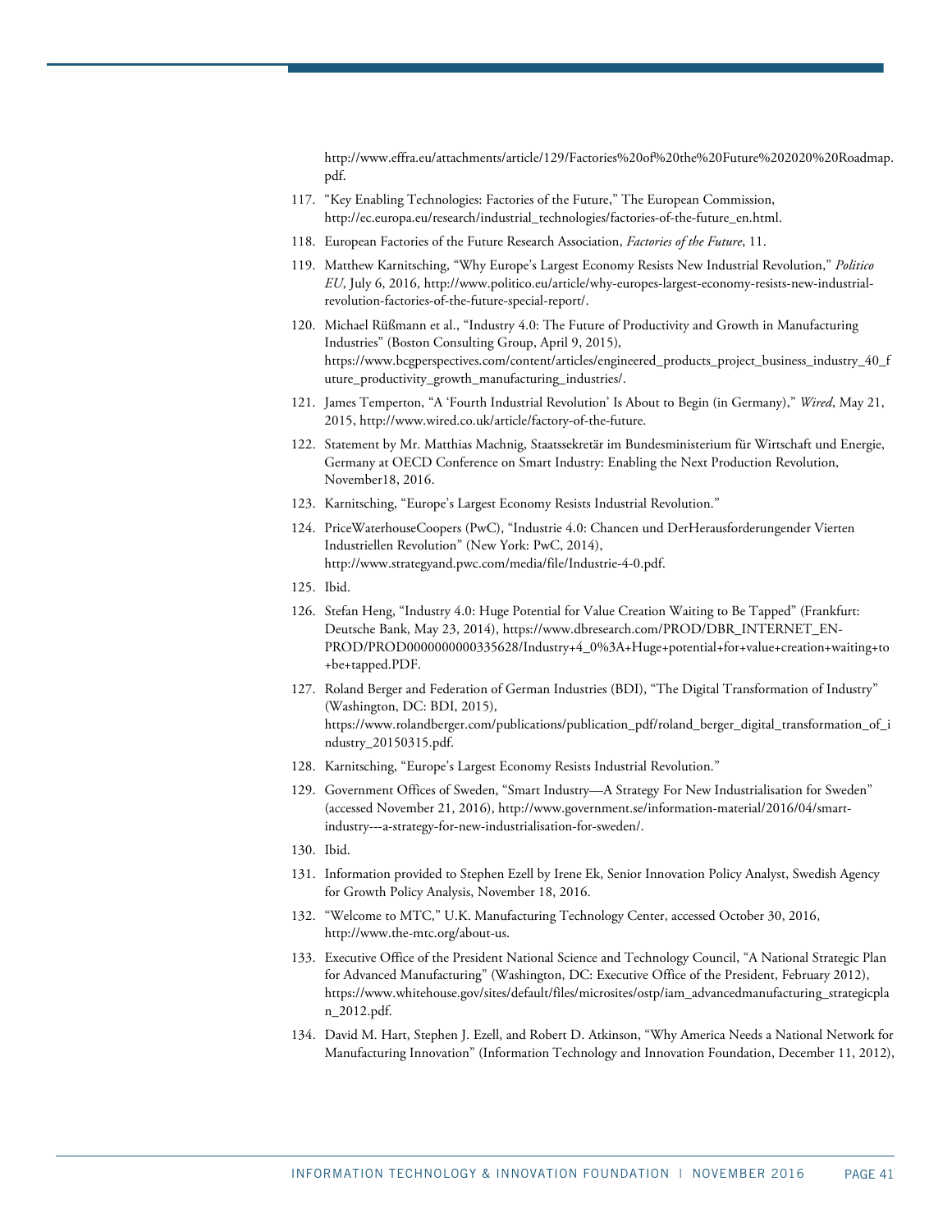http://www.effra.eu/attachments/article/129/Factories%20of%20the%20Future%202020%20Roadmap.pdf.

117. "Key Enabling Technologies: Factories of the Future," The European Commission, http://ec.europa.eu/research/industrial_technologies/factories-of-the-future_en.html.
118. European Factories of the Future Research Association, *Factories of the Future*, 11.
119. Matthew Karnitsching, "Why Europe's Largest Economy Resists New Industrial Revolution," *Politico EU*, July 6, 2016, http://www.politico.eu/article/why-europes-largest-economy-resists-new-industrial-revolution-factories-of-the-future-special-report/.
120. Michael Rüßmann et al., "Industry 4.0: The Future of Productivity and Growth in Manufacturing Industries" (Boston Consulting Group, April 9, 2015), https://www.bcgperspectives.com/content/articles/engineered_products_project_business_industry_40_future_productivity_growth_manufacturing_industries/.
121. James Temperton, "A 'Fourth Industrial Revolution' Is About to Begin (in Germany)," *Wired*, May 21, 2015, http://www.wired.co.uk/article/factory-of-the-future.
122. Statement by Mr. Matthias Machnig, Staatssekretär im Bundesministerium für Wirtschaft und Energie, Germany at OECD Conference on Smart Industry: Enabling the Next Production Revolution, November18, 2016.
123. Karnitsching, "Europe's Largest Economy Resists Industrial Revolution."
124. PriceWaterhouseCoopers (PwC), "Industrie 4.0: Chancen und DerHerausforderungender Vierten Industriellen Revolution" (New York: PwC, 2014), http://www.strategyand.pwc.com/media/file/Industrie-4-0.pdf.
125. Ibid.
126. Stefan Heng, "Industry 4.0: Huge Potential for Value Creation Waiting to Be Tapped" (Frankfurt: Deutsche Bank, May 23, 2014), https://www.dbresearch.com/PROD/DBR_INTERNET_EN-PROD/PROD0000000000335628/Industry+4_0%3A+Huge+potential+for+value+creation+waiting+to+be+tapped.PDF.
127. Roland Berger and Federation of German Industries (BDI), "The Digital Transformation of Industry" (Washington, DC: BDI, 2015), https://www.rolandberger.com/publications/publication_pdf/roland_berger_digital_transformation_of_industry_20150315.pdf.
128. Karnitsching, "Europe's Largest Economy Resists Industrial Revolution."
129. Government Offices of Sweden, "Smart Industry—A Strategy For New Industrialisation for Sweden" (accessed November 21, 2016), http://www.government.se/information-material/2016/04/smart-industry---a-strategy-for-new-industrialisation-for-sweden/.
130. Ibid.
131. Information provided to Stephen Ezell by Irene Ek, Senior Innovation Policy Analyst, Swedish Agency for Growth Policy Analysis, November 18, 2016.
132. "Welcome to MTC," U.K. Manufacturing Technology Center, accessed October 30, 2016, http://www.the-mtc.org/about-us.
133. Executive Office of the President National Science and Technology Council, "A National Strategic Plan for Advanced Manufacturing" (Washington, DC: Executive Office of the President, February 2012), https://www.whitehouse.gov/sites/default/files/microsites/ostp/iam_advancedmanufacturing_strategicplan_2012.pdf.
134. David M. Hart, Stephen J. Ezell, and Robert D. Atkinson, "Why America Needs a National Network for Manufacturing Innovation" (Information Technology and Innovation Foundation, December 11, 2012),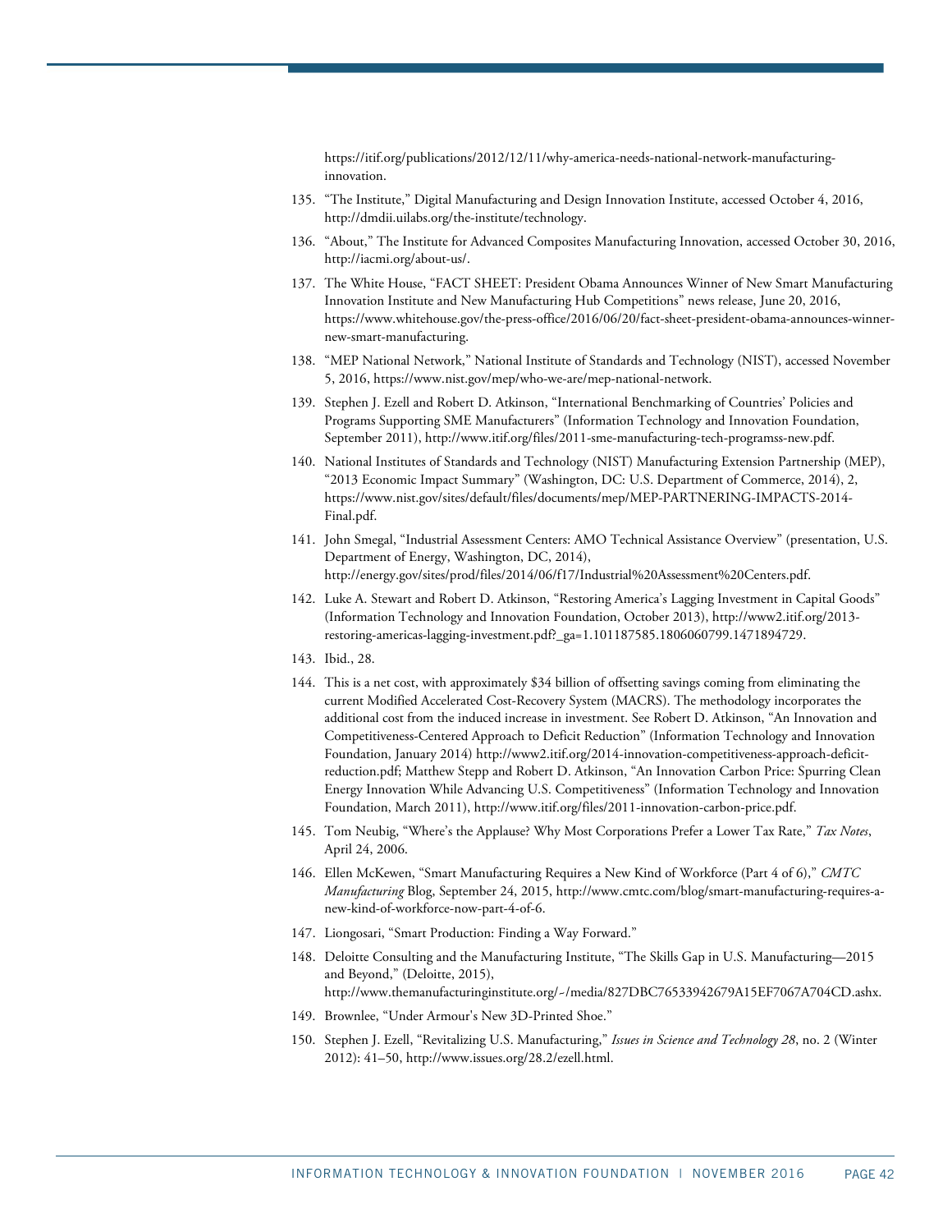https://itif.org/publications/2012/12/11/why-america-needs-national-network-manufacturing-innovation.

135. "The Institute," Digital Manufacturing and Design Innovation Institute, accessed October 4, 2016, http://dmdii.uilabs.org/the-institute/technology.
136. "About," The Institute for Advanced Composites Manufacturing Innovation, accessed October 30, 2016, http://iacmi.org/about-us/.
137. The White House, "FACT SHEET: President Obama Announces Winner of New Smart Manufacturing Innovation Institute and New Manufacturing Hub Competitions" news release, June 20, 2016, https://www.whitehouse.gov/the-press-office/2016/06/20/fact-sheet-president-obama-announces-winner-new-smart-manufacturing.
138. "MEP National Network," National Institute of Standards and Technology (NIST), accessed November 5, 2016, https://www.nist.gov/mep/who-we-are/mep-national-network.
139. Stephen J. Ezell and Robert D. Atkinson, "International Benchmarking of Countries' Policies and Programs Supporting SME Manufacturers" (Information Technology and Innovation Foundation, September 2011), http://www.itif.org/files/2011-sme-manufacturing-tech-programss-new.pdf.
140. National Institutes of Standards and Technology (NIST) Manufacturing Extension Partnership (MEP), "2013 Economic Impact Summary" (Washington, DC: U.S. Department of Commerce, 2014), 2, https://www.nist.gov/sites/default/files/documents/mep/MEP-PARTNERING-IMPACTS-2014-Final.pdf.
141. John Smegal, "Industrial Assessment Centers: AMO Technical Assistance Overview" (presentation, U.S. Department of Energy, Washington, DC, 2014), http://energy.gov/sites/prod/files/2014/06/f17/Industrial%20Assessment%20Centers.pdf.
142. Luke A. Stewart and Robert D. Atkinson, "Restoring America's Lagging Investment in Capital Goods" (Information Technology and Innovation Foundation, October 2013), http://www2.itif.org/2013-restoring-americas-lagging-investment.pdf?_ga=1.101187585.1806060799.1471894729.
143. Ibid., 28.
144. This is a net cost, with approximately $34 billion of offsetting savings coming from eliminating the current Modified Accelerated Cost-Recovery System (MACRS). The methodology incorporates the additional cost from the induced increase in investment. See Robert D. Atkinson, "An Innovation and Competitiveness-Centered Approach to Deficit Reduction" (Information Technology and Innovation Foundation, January 2014) http://www2.itif.org/2014-innovation-competitiveness-approach-deficit-reduction.pdf; Matthew Stepp and Robert D. Atkinson, "An Innovation Carbon Price: Spurring Clean Energy Innovation While Advancing U.S. Competitiveness" (Information Technology and Innovation Foundation, March 2011), http://www.itif.org/files/2011-innovation-carbon-price.pdf.
145. Tom Neubig, "Where's the Applause? Why Most Corporations Prefer a Lower Tax Rate," *Tax Notes*, April 24, 2006.
146. Ellen McKewen, "Smart Manufacturing Requires a New Kind of Workforce (Part 4 of 6)," *CMTC Manufacturing* Blog, September 24, 2015, http://www.cmtc.com/blog/smart-manufacturing-requires-a-new-kind-of-workforce-now-part-4-of-6.
147. Liongosari, "Smart Production: Finding a Way Forward."
148. Deloitte Consulting and the Manufacturing Institute, "The Skills Gap in U.S. Manufacturing—2015 and Beyond," (Deloitte, 2015), http://www.themanufacturinginstitute.org/~/media/827DBC76533942679A15EF7067A704CD.ashx.
149. Brownlee, "Under Armour's New 3D-Printed Shoe."
150. Stephen J. Ezell, "Revitalizing U.S. Manufacturing," *Issues in Science and Technology 28*, no. 2 (Winter 2012): 41–50, http://www.issues.org/28.2/ezell.html.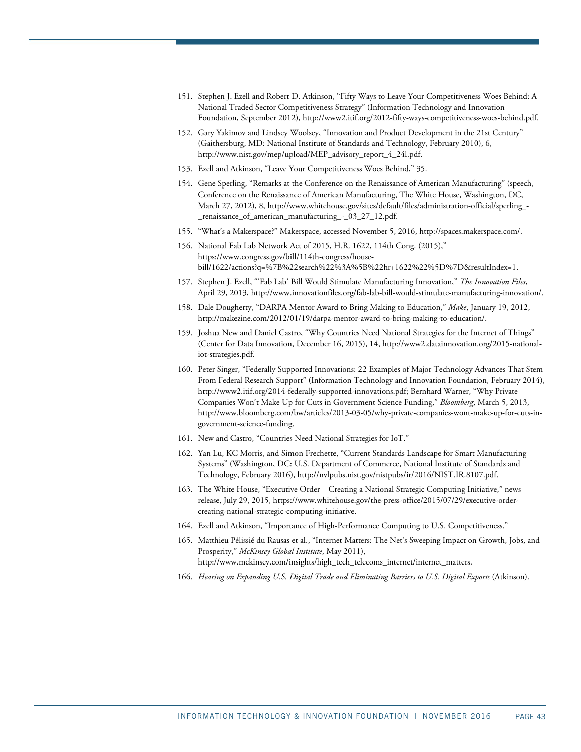151. Stephen J. Ezell and Robert D. Atkinson, "Fifty Ways to Leave Your Competitiveness Woes Behind: A National Traded Sector Competitiveness Strategy" (Information Technology and Innovation Foundation, September 2012), http://www2.itif.org/2012-fifty-ways-competitiveness-woes-behind.pdf.

152. Gary Yakimov and Lindsey Woolsey, "Innovation and Product Development in the 21st Century" (Gaithersburg, MD: National Institute of Standards and Technology, February 2010), 6, http://www.nist.gov/mep/upload/MEP_advisory_report_4_24l.pdf.

153. Ezell and Atkinson, "Leave Your Competitiveness Woes Behind," 35.

154. Gene Sperling, "Remarks at the Conference on the Renaissance of American Manufacturing" (speech, Conference on the Renaissance of American Manufacturing, The White House, Washington, DC, March 27, 2012), 8, http://www.whitehouse.gov/sites/default/files/administration-official/sperling_-_renaissance_of_american_manufacturing_-_03_27_12.pdf.

155. "What's a Makerspace?" Makerspace, accessed November 5, 2016, http://spaces.makerspace.com/.

156. National Fab Lab Network Act of 2015, H.R. 1622, 114th Cong. (2015)," https://www.congress.gov/bill/114th-congress/house-bill/1622/actions?q=%7B%22search%22%3A%5B%22hr+1622%22%5D%7D&resultIndex=1.

157. Stephen J. Ezell, "'Fab Lab' Bill Would Stimulate Manufacturing Innovation," *The Innovation Files*, April 29, 2013, http://www.innovationfiles.org/fab-lab-bill-would-stimulate-manufacturing-innovation/.

158. Dale Dougherty, "DARPA Mentor Award to Bring Making to Education," *Make*, January 19, 2012, http://makezine.com/2012/01/19/darpa-mentor-award-to-bring-making-to-education/.

159. Joshua New and Daniel Castro, "Why Countries Need National Strategies for the Internet of Things" (Center for Data Innovation, December 16, 2015), 14, http://www2.datainnovation.org/2015-national-iot-strategies.pdf.

160. Peter Singer, "Federally Supported Innovations: 22 Examples of Major Technology Advances That Stem From Federal Research Support" (Information Technology and Innovation Foundation, February 2014), http://www2.itif.org/2014-federally-supported-innovations.pdf; Bernhard Warner, "Why Private Companies Won't Make Up for Cuts in Government Science Funding," *Bloomberg*, March 5, 2013, http://www.bloomberg.com/bw/articles/2013-03-05/why-private-companies-wont-make-up-for-cuts-in-government-science-funding.

161. New and Castro, "Countries Need National Strategies for IoT."

162. Yan Lu, KC Morris, and Simon Frechette, "Current Standards Landscape for Smart Manufacturing Systems" (Washington, DC: U.S. Department of Commerce, National Institute of Standards and Technology, February 2016), http://nvlpubs.nist.gov/nistpubs/ir/2016/NIST.IR.8107.pdf.

163. The White House, "Executive Order—Creating a National Strategic Computing Initiative," news release, July 29, 2015, https://www.whitehouse.gov/the-press-office/2015/07/29/executive-order-creating-national-strategic-computing-initiative.

164. Ezell and Atkinson, "Importance of High-Performance Computing to U.S. Competitiveness."

165. Matthieu Pélissié du Rausas et al., "Internet Matters: The Net's Sweeping Impact on Growth, Jobs, and Prosperity," *McKinsey Global Institute*, May 2011), http://www.mckinsey.com/insights/high_tech_telecoms_internet/internet_matters.

166. *Hearing on Expanding U.S. Digital Trade and Eliminating Barriers to U.S. Digital Exports* (Atkinson).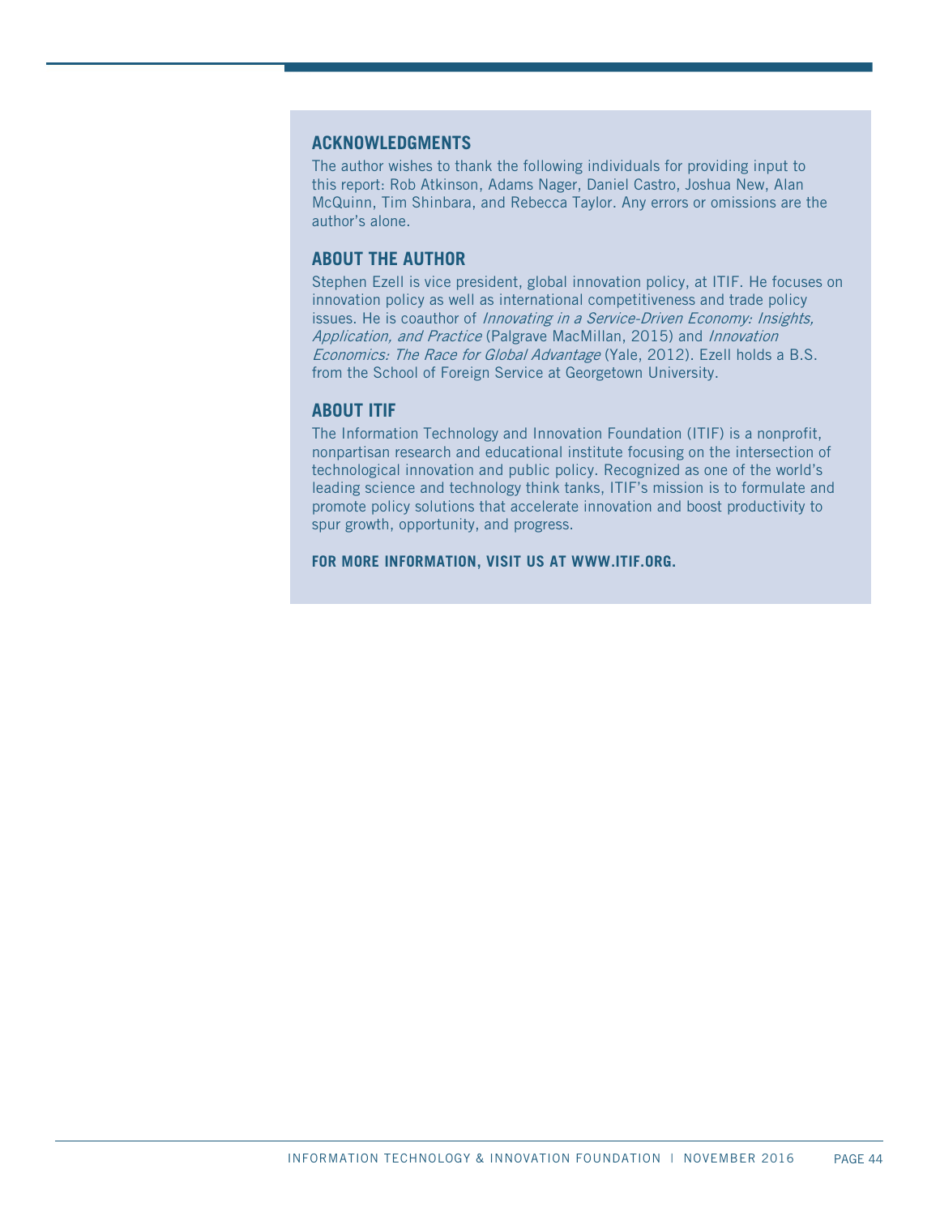## ACKNOWLEDGMENTS

The author wishes to thank the following individuals for providing input to this report: Rob Atkinson, Adams Nager, Daniel Castro, Joshua New, Alan McQuinn, Tim Shinbara, and Rebecca Taylor. Any errors or omissions are the author's alone.

## ABOUT THE AUTHOR

Stephen Ezell is vice president, global innovation policy, at ITIF. He focuses on innovation policy as well as international competitiveness and trade policy issues. He is coauthor of *Innovating in a Service-Driven Economy: Insights, Application, and Practice* (Palgrave MacMillan, 2015) and *Innovation Economics: The Race for Global Advantage* (Yale, 2012). Ezell holds a B.S. from the School of Foreign Service at Georgetown University.

## ABOUT ITIF

The Information Technology and Innovation Foundation (ITIF) is a nonprofit, nonpartisan research and educational institute focusing on the intersection of technological innovation and public policy. Recognized as one of the world's leading science and technology think tanks, ITIF's mission is to formulate and promote policy solutions that accelerate innovation and boost productivity to spur growth, opportunity, and progress.

**FOR MORE INFORMATION, VISIT US AT WWW.ITIF.ORG.**